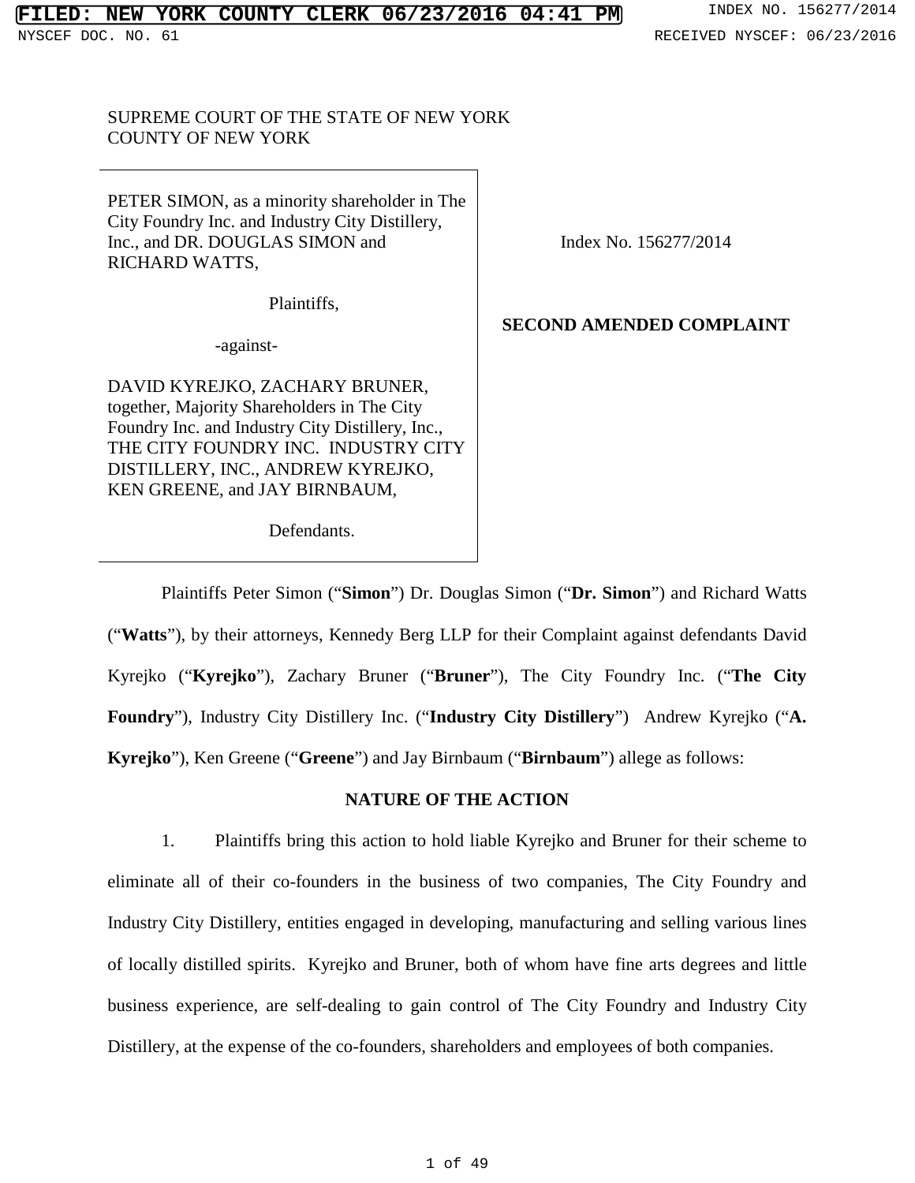FILED: NEW YORK COUNTY CLERK 06/23/2016 04:41 PM INDEX NO. 156277/2014

NYSCEF DOC. NO. 61 RECEIVED NYSCEF: 06/23/2016

SUPREME COURT OF THE STATE OF NEW YORK
COUNTY OF NEW YORK

PETER SIMON, as a minority shareholder in The City Foundry Inc. and Industry City Distillery, Inc., and DR. DOUGLAS SIMON and RICHARD WATTS,

Plaintiffs,

-against-

DAVID KYREJKO, ZACHARY BRUNER, together, Majority Shareholders in The City Foundry Inc. and Industry City Distillery, Inc., THE CITY FOUNDRY INC. INDUSTRY CITY DISTILLERY, INC., ANDREW KYREJKO, KEN GREENE, and JAY BIRNBAUM,

Defendants.

Index No. 156277/2014

**SECOND AMENDED COMPLAINT**

Plaintiffs Peter Simon ("**Simon**") Dr. Douglas Simon ("**Dr. Simon**") and Richard Watts ("**Watts**"), by their attorneys, Kennedy Berg LLP for their Complaint against defendants David Kyrejko ("**Kyrejko**"), Zachary Bruner ("**Bruner**"), The City Foundry Inc. ("**The City Foundry**"), Industry City Distillery Inc. ("**Industry City Distillery**") Andrew Kyrejko ("**A. Kyrejko**"), Ken Greene ("**Greene**") and Jay Birnbaum ("**Birnbaum**") allege as follows:

## NATURE OF THE ACTION

1. Plaintiffs bring this action to hold liable Kyrejko and Bruner for their scheme to eliminate all of their co-founders in the business of two companies, The City Foundry and Industry City Distillery, entities engaged in developing, manufacturing and selling various lines of locally distilled spirits. Kyrejko and Bruner, both of whom have fine arts degrees and little business experience, are self-dealing to gain control of The City Foundry and Industry City Distillery, at the expense of the co-founders, shareholders and employees of both companies.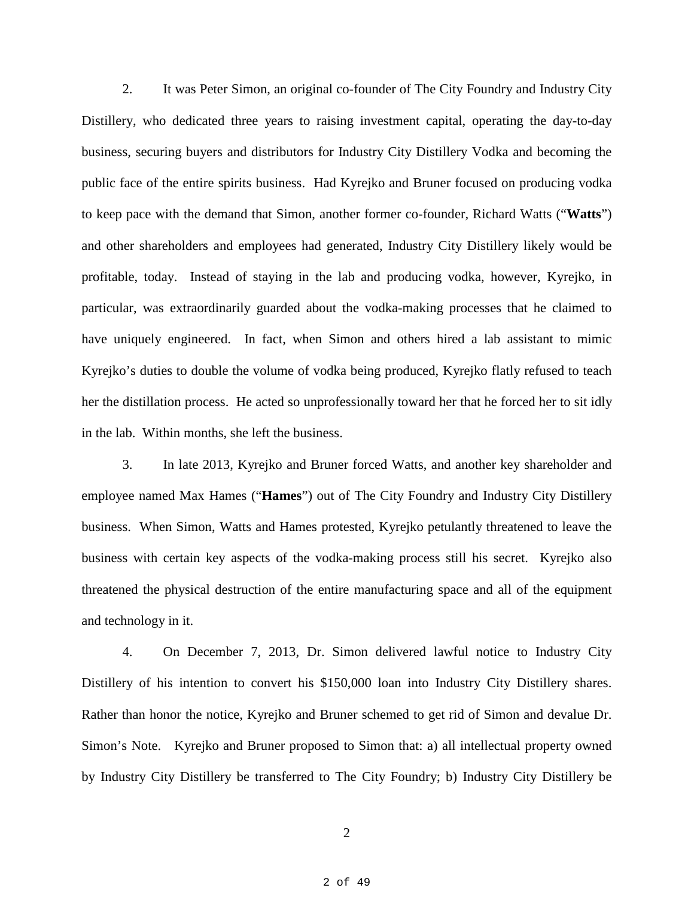2. It was Peter Simon, an original co-founder of The City Foundry and Industry City Distillery, who dedicated three years to raising investment capital, operating the day-to-day business, securing buyers and distributors for Industry City Distillery Vodka and becoming the public face of the entire spirits business. Had Kyrejko and Bruner focused on producing vodka to keep pace with the demand that Simon, another former co-founder, Richard Watts ("**Watts**") and other shareholders and employees had generated, Industry City Distillery likely would be profitable, today. Instead of staying in the lab and producing vodka, however, Kyrejko, in particular, was extraordinarily guarded about the vodka-making processes that he claimed to have uniquely engineered. In fact, when Simon and others hired a lab assistant to mimic Kyrejko's duties to double the volume of vodka being produced, Kyrejko flatly refused to teach her the distillation process. He acted so unprofessionally toward her that he forced her to sit idly in the lab. Within months, she left the business.

3. In late 2013, Kyrejko and Bruner forced Watts, and another key shareholder and employee named Max Hames ("**Hames**") out of The City Foundry and Industry City Distillery business. When Simon, Watts and Hames protested, Kyrejko petulantly threatened to leave the business with certain key aspects of the vodka-making process still his secret. Kyrejko also threatened the physical destruction of the entire manufacturing space and all of the equipment and technology in it.

4. On December 7, 2013, Dr. Simon delivered lawful notice to Industry City Distillery of his intention to convert his $150,000 loan into Industry City Distillery shares. Rather than honor the notice, Kyrejko and Bruner schemed to get rid of Simon and devalue Dr. Simon's Note. Kyrejko and Bruner proposed to Simon that: a) all intellectual property owned by Industry City Distillery be transferred to The City Foundry; b) Industry City Distillery be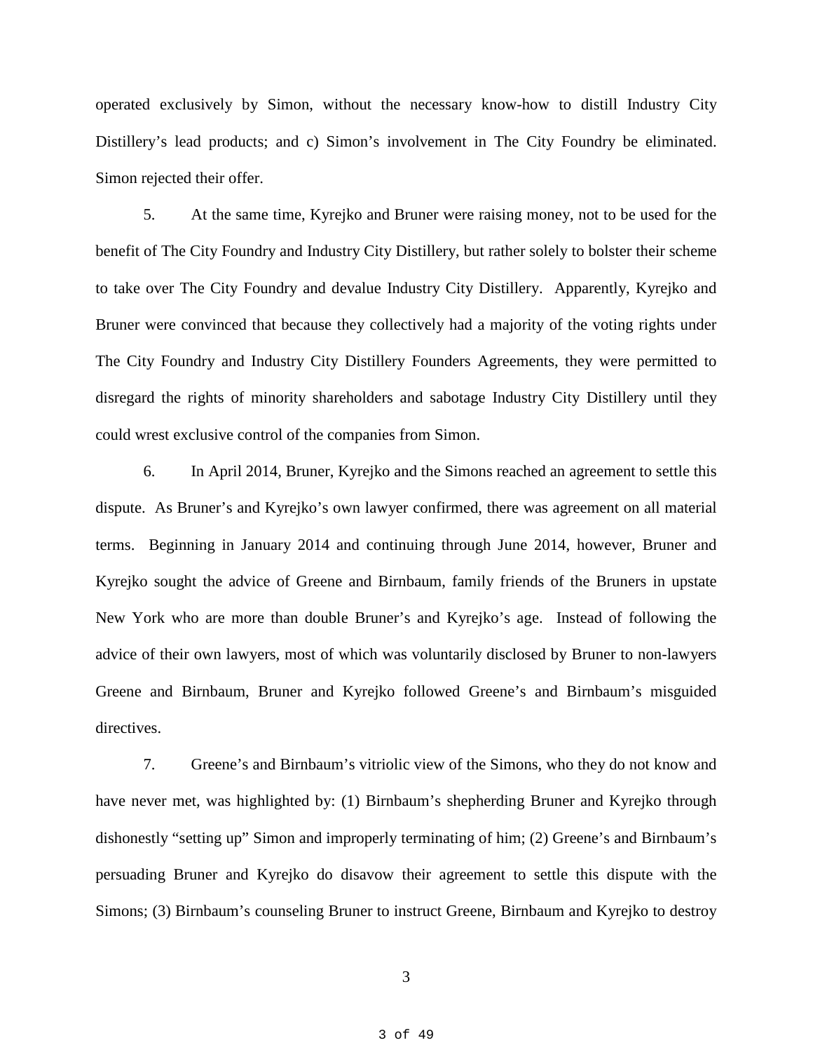operated exclusively by Simon, without the necessary know-how to distill Industry City Distillery's lead products; and c) Simon's involvement in The City Foundry be eliminated. Simon rejected their offer.

5. At the same time, Kyrejko and Bruner were raising money, not to be used for the benefit of The City Foundry and Industry City Distillery, but rather solely to bolster their scheme to take over The City Foundry and devalue Industry City Distillery. Apparently, Kyrejko and Bruner were convinced that because they collectively had a majority of the voting rights under The City Foundry and Industry City Distillery Founders Agreements, they were permitted to disregard the rights of minority shareholders and sabotage Industry City Distillery until they could wrest exclusive control of the companies from Simon.

6. In April 2014, Bruner, Kyrejko and the Simons reached an agreement to settle this dispute. As Bruner's and Kyrejko's own lawyer confirmed, there was agreement on all material terms. Beginning in January 2014 and continuing through June 2014, however, Bruner and Kyrejko sought the advice of Greene and Birnbaum, family friends of the Bruners in upstate New York who are more than double Bruner's and Kyrejko's age. Instead of following the advice of their own lawyers, most of which was voluntarily disclosed by Bruner to non-lawyers Greene and Birnbaum, Bruner and Kyrejko followed Greene's and Birnbaum's misguided directives.

7. Greene's and Birnbaum's vitriolic view of the Simons, who they do not know and have never met, was highlighted by: (1) Birnbaum's shepherding Bruner and Kyrejko through dishonestly "setting up" Simon and improperly terminating of him; (2) Greene's and Birnbaum's persuading Bruner and Kyrejko do disavow their agreement to settle this dispute with the Simons; (3) Birnbaum's counseling Bruner to instruct Greene, Birnbaum and Kyrejko to destroy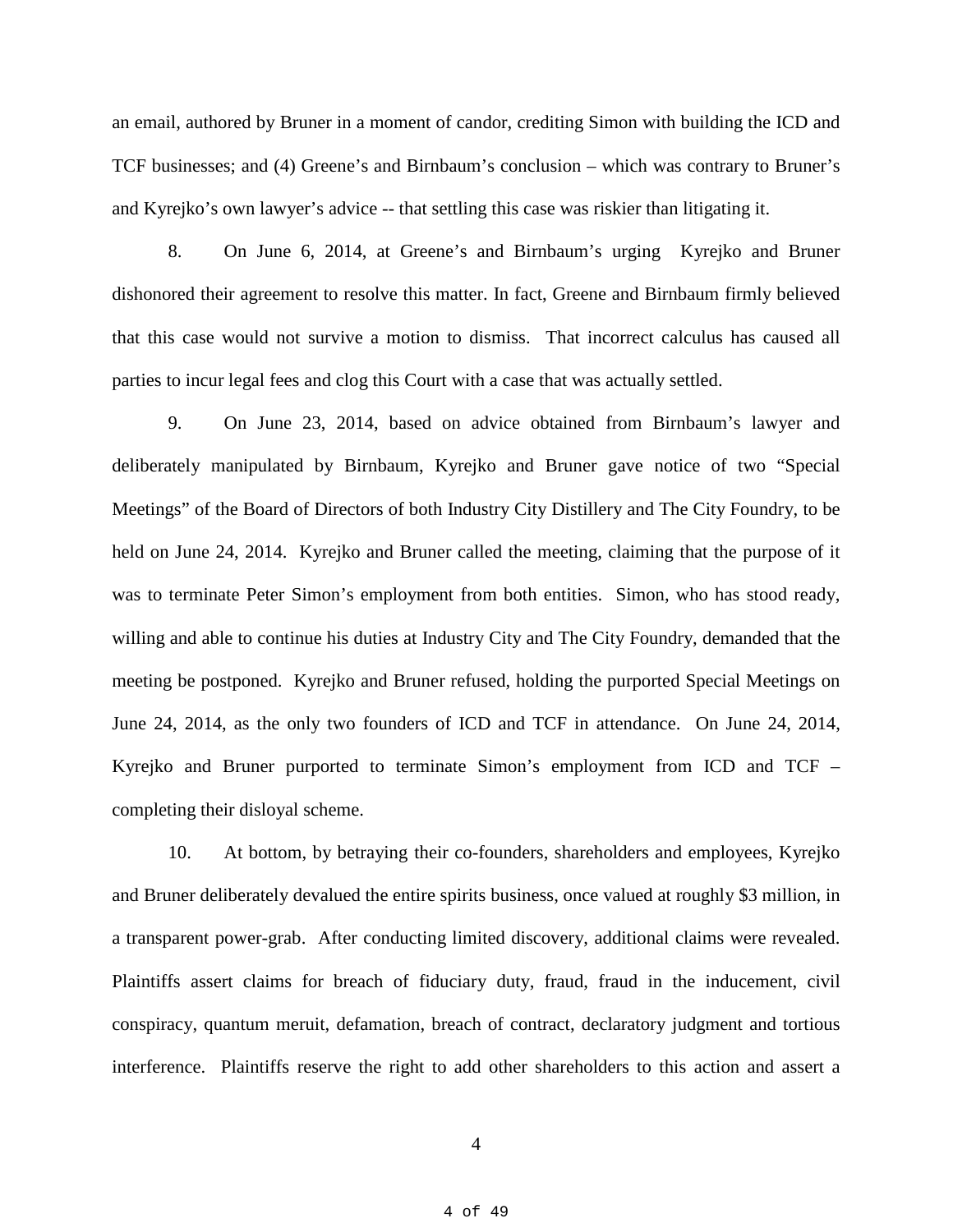an email, authored by Bruner in a moment of candor, crediting Simon with building the ICD and TCF businesses; and (4) Greene's and Birnbaum's conclusion – which was contrary to Bruner's and Kyrejko's own lawyer's advice -- that settling this case was riskier than litigating it.

8. On June 6, 2014, at Greene's and Birnbaum's urging Kyrejko and Bruner dishonored their agreement to resolve this matter. In fact, Greene and Birnbaum firmly believed that this case would not survive a motion to dismiss. That incorrect calculus has caused all parties to incur legal fees and clog this Court with a case that was actually settled.

9. On June 23, 2014, based on advice obtained from Birnbaum's lawyer and deliberately manipulated by Birnbaum, Kyrejko and Bruner gave notice of two "Special Meetings" of the Board of Directors of both Industry City Distillery and The City Foundry, to be held on June 24, 2014. Kyrejko and Bruner called the meeting, claiming that the purpose of it was to terminate Peter Simon's employment from both entities. Simon, who has stood ready, willing and able to continue his duties at Industry City and The City Foundry, demanded that the meeting be postponed. Kyrejko and Bruner refused, holding the purported Special Meetings on June 24, 2014, as the only two founders of ICD and TCF in attendance. On June 24, 2014, Kyrejko and Bruner purported to terminate Simon's employment from ICD and TCF – completing their disloyal scheme.

10. At bottom, by betraying their co-founders, shareholders and employees, Kyrejko and Bruner deliberately devalued the entire spirits business, once valued at roughly $3 million, in a transparent power-grab. After conducting limited discovery, additional claims were revealed. Plaintiffs assert claims for breach of fiduciary duty, fraud, fraud in the inducement, civil conspiracy, quantum meruit, defamation, breach of contract, declaratory judgment and tortious interference. Plaintiffs reserve the right to add other shareholders to this action and assert a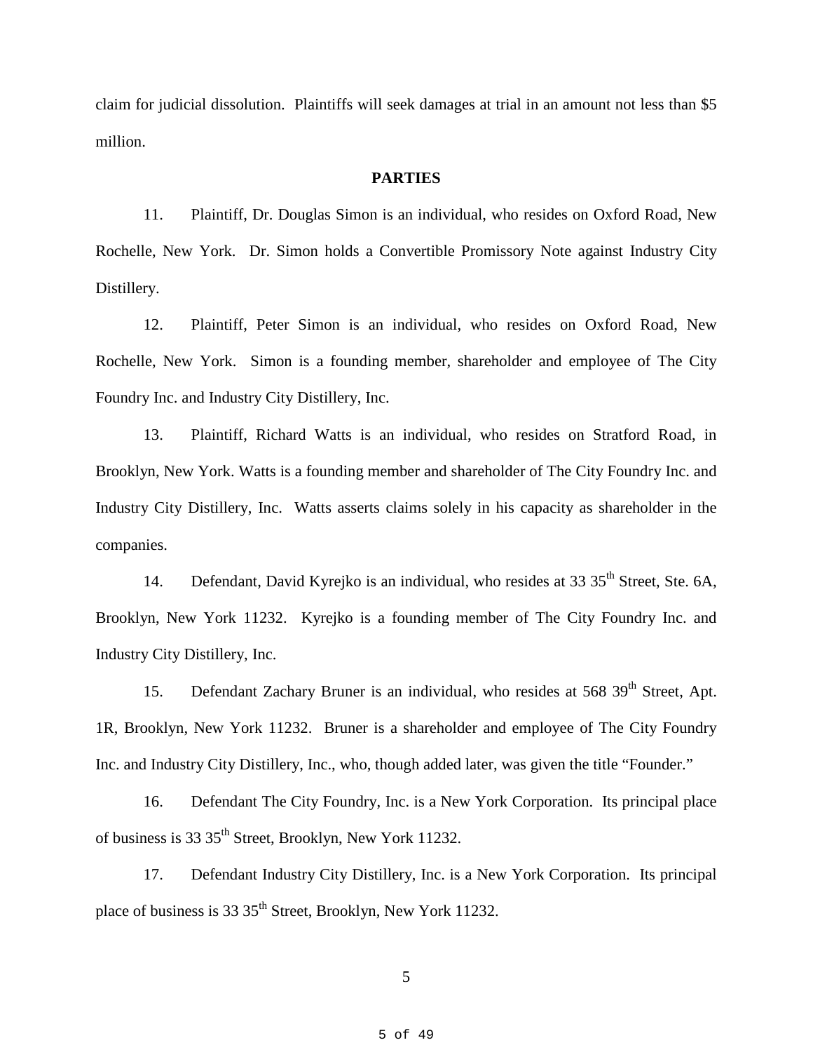claim for judicial dissolution. Plaintiffs will seek damages at trial in an amount not less than $5 million.

**PARTIES**

11. Plaintiff, Dr. Douglas Simon is an individual, who resides on Oxford Road, New Rochelle, New York. Dr. Simon holds a Convertible Promissory Note against Industry City Distillery.

12. Plaintiff, Peter Simon is an individual, who resides on Oxford Road, New Rochelle, New York. Simon is a founding member, shareholder and employee of The City Foundry Inc. and Industry City Distillery, Inc.

13. Plaintiff, Richard Watts is an individual, who resides on Stratford Road, in Brooklyn, New York. Watts is a founding member and shareholder of The City Foundry Inc. and Industry City Distillery, Inc. Watts asserts claims solely in his capacity as shareholder in the companies.

14. Defendant, David Kyrejko is an individual, who resides at 33 35th Street, Ste. 6A, Brooklyn, New York 11232. Kyrejko is a founding member of The City Foundry Inc. and Industry City Distillery, Inc.

15. Defendant Zachary Bruner is an individual, who resides at 568 39th Street, Apt. 1R, Brooklyn, New York 11232. Bruner is a shareholder and employee of The City Foundry Inc. and Industry City Distillery, Inc., who, though added later, was given the title "Founder."

16. Defendant The City Foundry, Inc. is a New York Corporation. Its principal place of business is 33 35th Street, Brooklyn, New York 11232.

17. Defendant Industry City Distillery, Inc. is a New York Corporation. Its principal place of business is 33 35th Street, Brooklyn, New York 11232.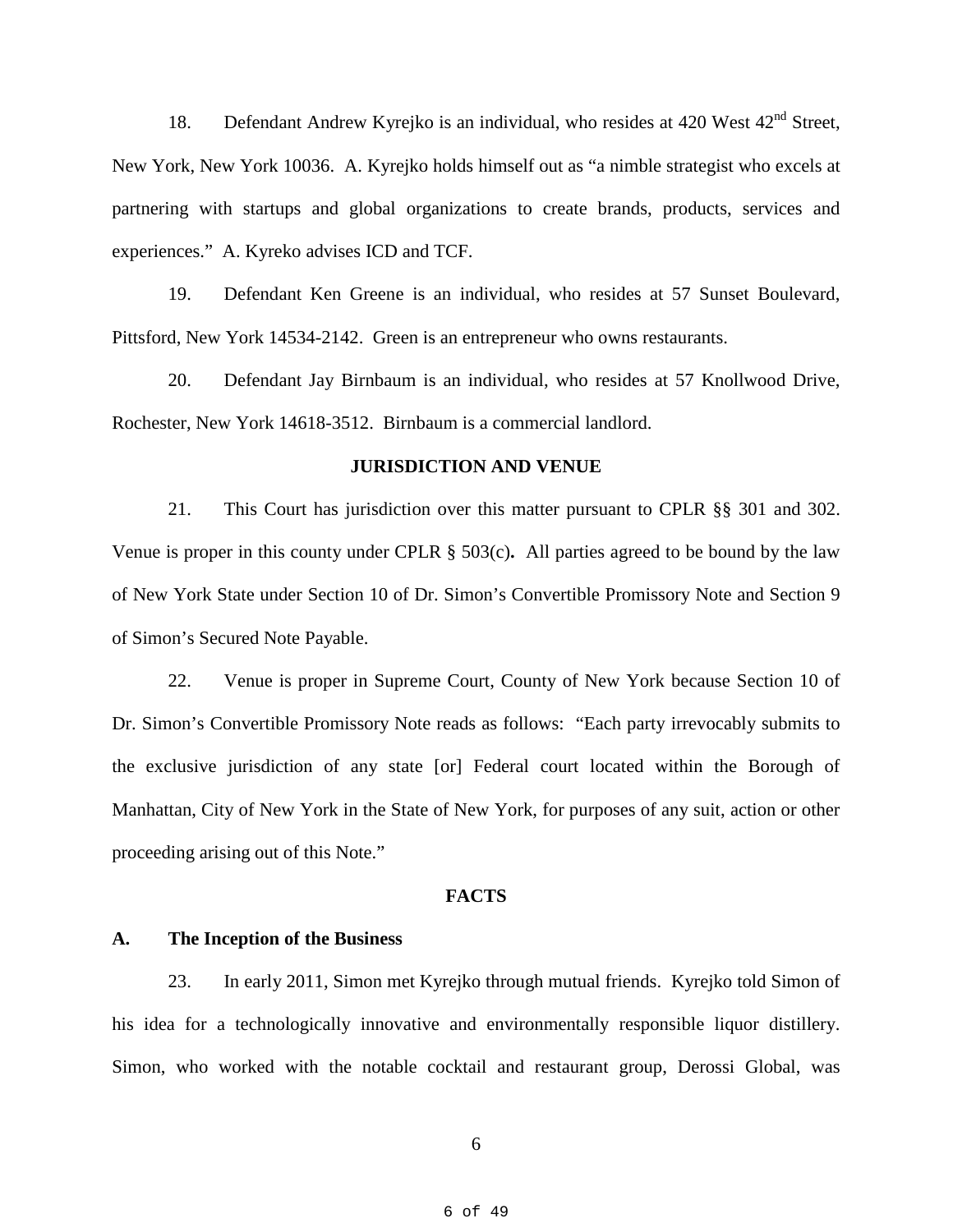18. Defendant Andrew Kyrejko is an individual, who resides at 420 West 42nd Street, New York, New York 10036. A. Kyrejko holds himself out as "a nimble strategist who excels at partnering with startups and global organizations to create brands, products, services and experiences." A. Kyreko advises ICD and TCF.

19. Defendant Ken Greene is an individual, who resides at 57 Sunset Boulevard, Pittsford, New York 14534-2142. Green is an entrepreneur who owns restaurants.

20. Defendant Jay Birnbaum is an individual, who resides at 57 Knollwood Drive, Rochester, New York 14618-3512. Birnbaum is a commercial landlord.

## JURISDICTION AND VENUE

21. This Court has jurisdiction over this matter pursuant to CPLR §§ 301 and 302. Venue is proper in this county under CPLR § 503(c)**.** All parties agreed to be bound by the law of New York State under Section 10 of Dr. Simon's Convertible Promissory Note and Section 9 of Simon's Secured Note Payable.

22. Venue is proper in Supreme Court, County of New York because Section 10 of Dr. Simon's Convertible Promissory Note reads as follows: "Each party irrevocably submits to the exclusive jurisdiction of any state [or] Federal court located within the Borough of Manhattan, City of New York in the State of New York, for purposes of any suit, action or other proceeding arising out of this Note."

## FACTS

### A. The Inception of the Business

23. In early 2011, Simon met Kyrejko through mutual friends. Kyrejko told Simon of his idea for a technologically innovative and environmentally responsible liquor distillery. Simon, who worked with the notable cocktail and restaurant group, Derossi Global, was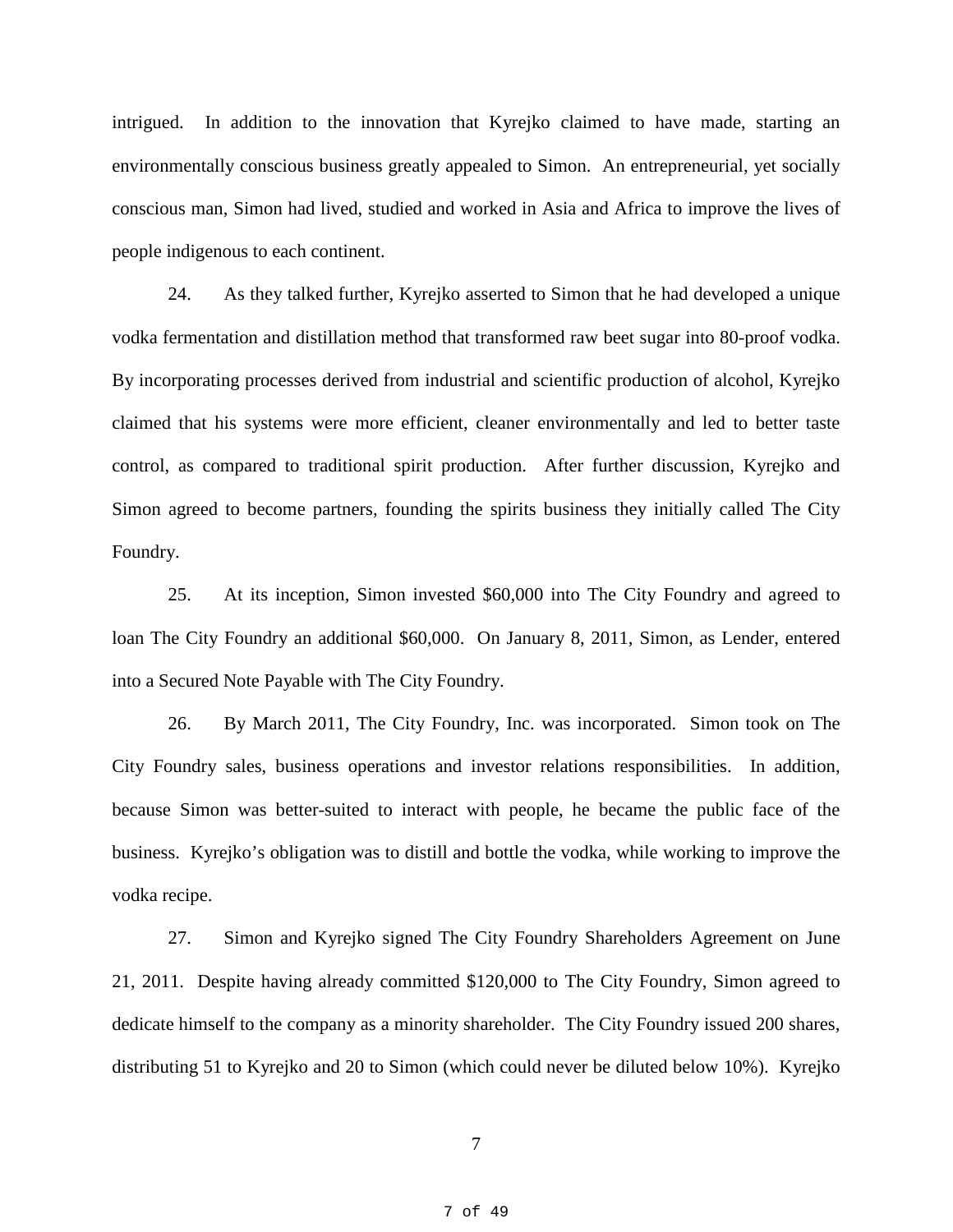intrigued. In addition to the innovation that Kyrejko claimed to have made, starting an environmentally conscious business greatly appealed to Simon. An entrepreneurial, yet socially conscious man, Simon had lived, studied and worked in Asia and Africa to improve the lives of people indigenous to each continent.

24. As they talked further, Kyrejko asserted to Simon that he had developed a unique vodka fermentation and distillation method that transformed raw beet sugar into 80-proof vodka. By incorporating processes derived from industrial and scientific production of alcohol, Kyrejko claimed that his systems were more efficient, cleaner environmentally and led to better taste control, as compared to traditional spirit production. After further discussion, Kyrejko and Simon agreed to become partners, founding the spirits business they initially called The City Foundry.

25. At its inception, Simon invested $60,000 into The City Foundry and agreed to loan The City Foundry an additional $60,000. On January 8, 2011, Simon, as Lender, entered into a Secured Note Payable with The City Foundry.

26. By March 2011, The City Foundry, Inc. was incorporated. Simon took on The City Foundry sales, business operations and investor relations responsibilities. In addition, because Simon was better-suited to interact with people, he became the public face of the business. Kyrejko's obligation was to distill and bottle the vodka, while working to improve the vodka recipe.

27. Simon and Kyrejko signed The City Foundry Shareholders Agreement on June 21, 2011. Despite having already committed $120,000 to The City Foundry, Simon agreed to dedicate himself to the company as a minority shareholder. The City Foundry issued 200 shares, distributing 51 to Kyrejko and 20 to Simon (which could never be diluted below 10%). Kyrejko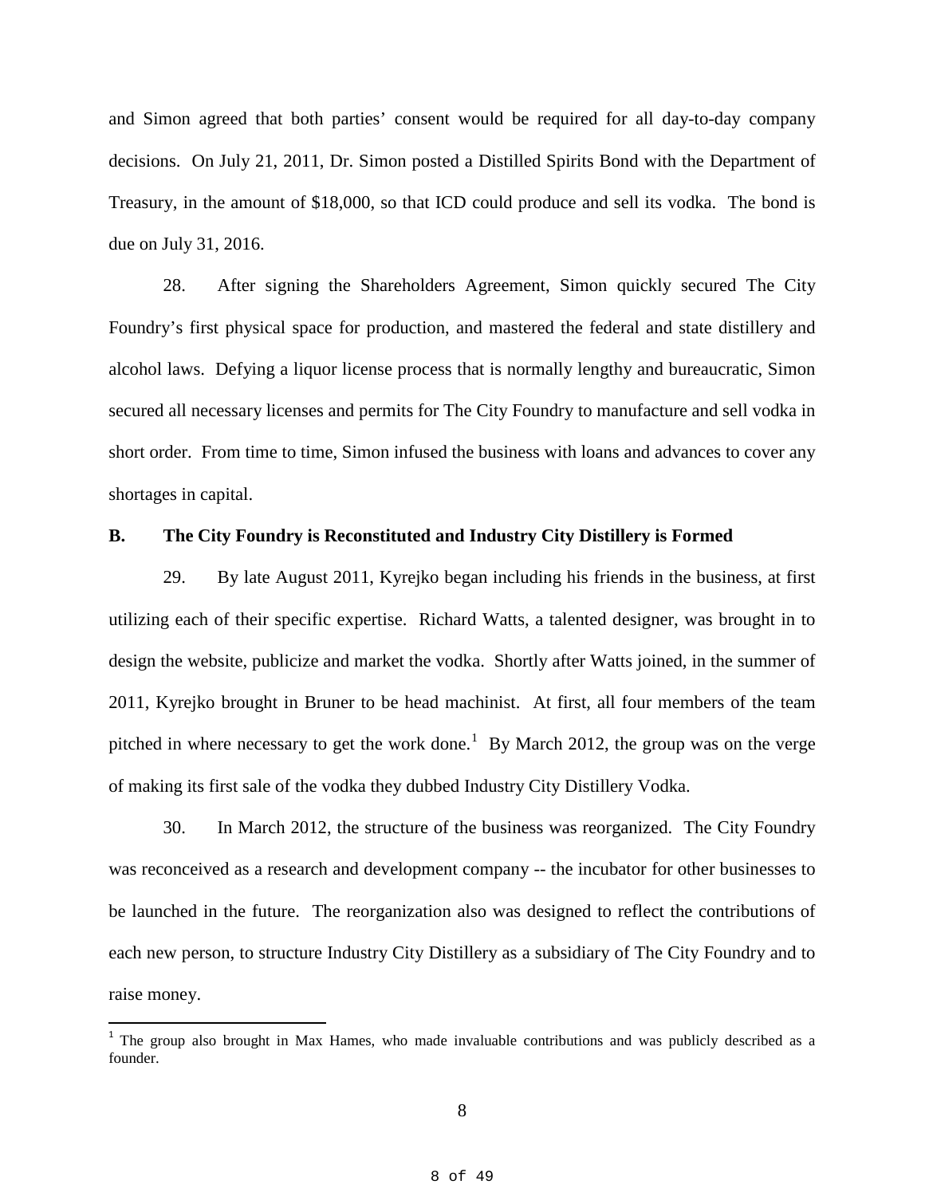and Simon agreed that both parties' consent would be required for all day-to-day company decisions. On July 21, 2011, Dr. Simon posted a Distilled Spirits Bond with the Department of Treasury, in the amount of $18,000, so that ICD could produce and sell its vodka. The bond is due on July 31, 2016.

28. After signing the Shareholders Agreement, Simon quickly secured The City Foundry's first physical space for production, and mastered the federal and state distillery and alcohol laws. Defying a liquor license process that is normally lengthy and bureaucratic, Simon secured all necessary licenses and permits for The City Foundry to manufacture and sell vodka in short order. From time to time, Simon infused the business with loans and advances to cover any shortages in capital.

**B. The City Foundry is Reconstituted and Industry City Distillery is Formed**

29. By late August 2011, Kyrejko began including his friends in the business, at first utilizing each of their specific expertise. Richard Watts, a talented designer, was brought in to design the website, publicize and market the vodka. Shortly after Watts joined, in the summer of 2011, Kyrejko brought in Bruner to be head machinist. At first, all four members of the team pitched in where necessary to get the work done.[1] By March 2012, the group was on the verge of making its first sale of the vodka they dubbed Industry City Distillery Vodka.

30. In March 2012, the structure of the business was reorganized. The City Foundry was reconceived as a research and development company -- the incubator for other businesses to be launched in the future. The reorganization also was designed to reflect the contributions of each new person, to structure Industry City Distillery as a subsidiary of The City Foundry and to raise money.

[1] The group also brought in Max Hames, who made invaluable contributions and was publicly described as a founder.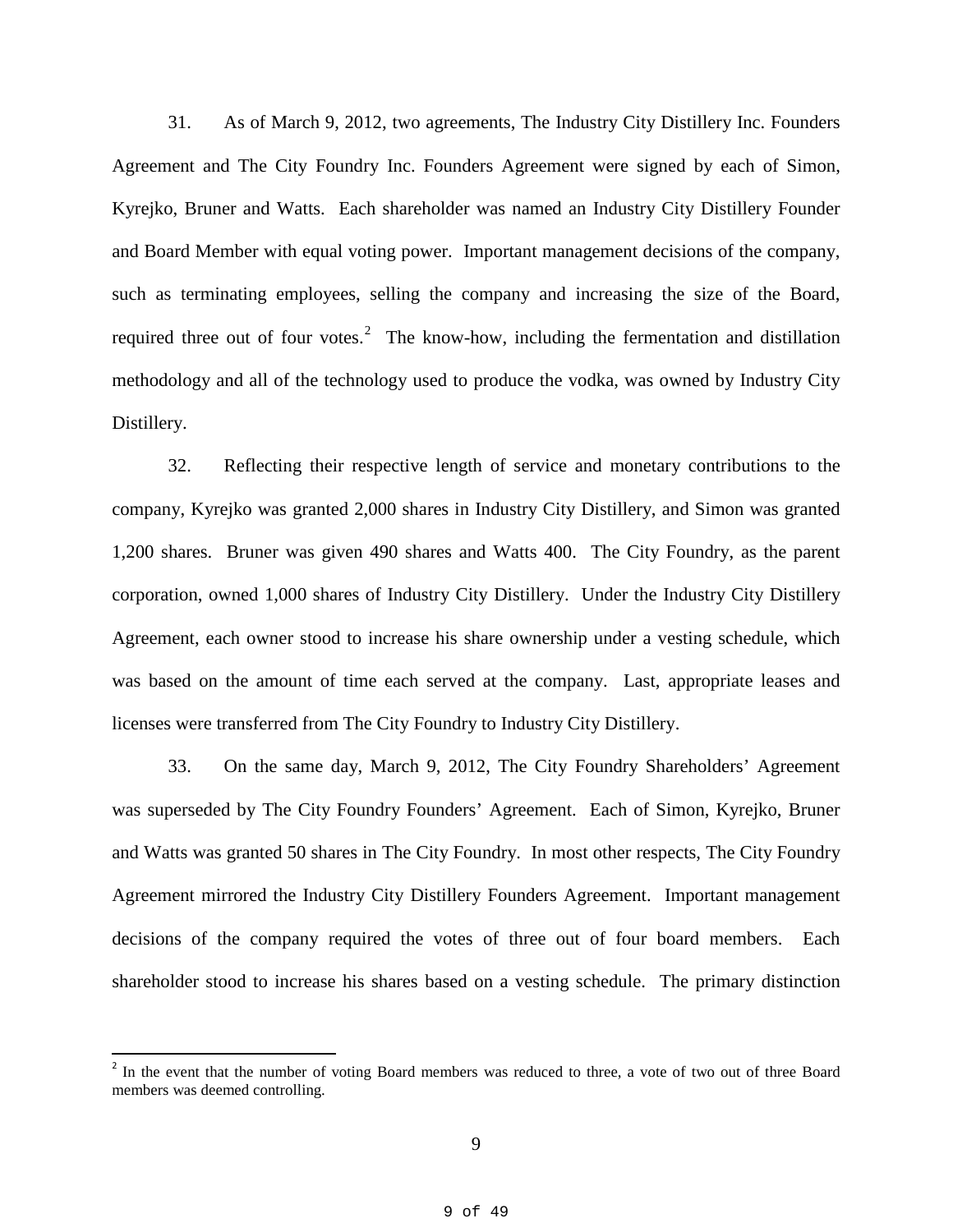31. As of March 9, 2012, two agreements, The Industry City Distillery Inc. Founders Agreement and The City Foundry Inc. Founders Agreement were signed by each of Simon, Kyrejko, Bruner and Watts. Each shareholder was named an Industry City Distillery Founder and Board Member with equal voting power. Important management decisions of the company, such as terminating employees, selling the company and increasing the size of the Board, required three out of four votes.[2] The know-how, including the fermentation and distillation methodology and all of the technology used to produce the vodka, was owned by Industry City Distillery.

32. Reflecting their respective length of service and monetary contributions to the company, Kyrejko was granted 2,000 shares in Industry City Distillery, and Simon was granted 1,200 shares. Bruner was given 490 shares and Watts 400. The City Foundry, as the parent corporation, owned 1,000 shares of Industry City Distillery. Under the Industry City Distillery Agreement, each owner stood to increase his share ownership under a vesting schedule, which was based on the amount of time each served at the company. Last, appropriate leases and licenses were transferred from The City Foundry to Industry City Distillery.

33. On the same day, March 9, 2012, The City Foundry Shareholders' Agreement was superseded by The City Foundry Founders' Agreement. Each of Simon, Kyrejko, Bruner and Watts was granted 50 shares in The City Foundry. In most other respects, The City Foundry Agreement mirrored the Industry City Distillery Founders Agreement. Important management decisions of the company required the votes of three out of four board members. Each shareholder stood to increase his shares based on a vesting schedule. The primary distinction

[2] In the event that the number of voting Board members was reduced to three, a vote of two out of three Board members was deemed controlling.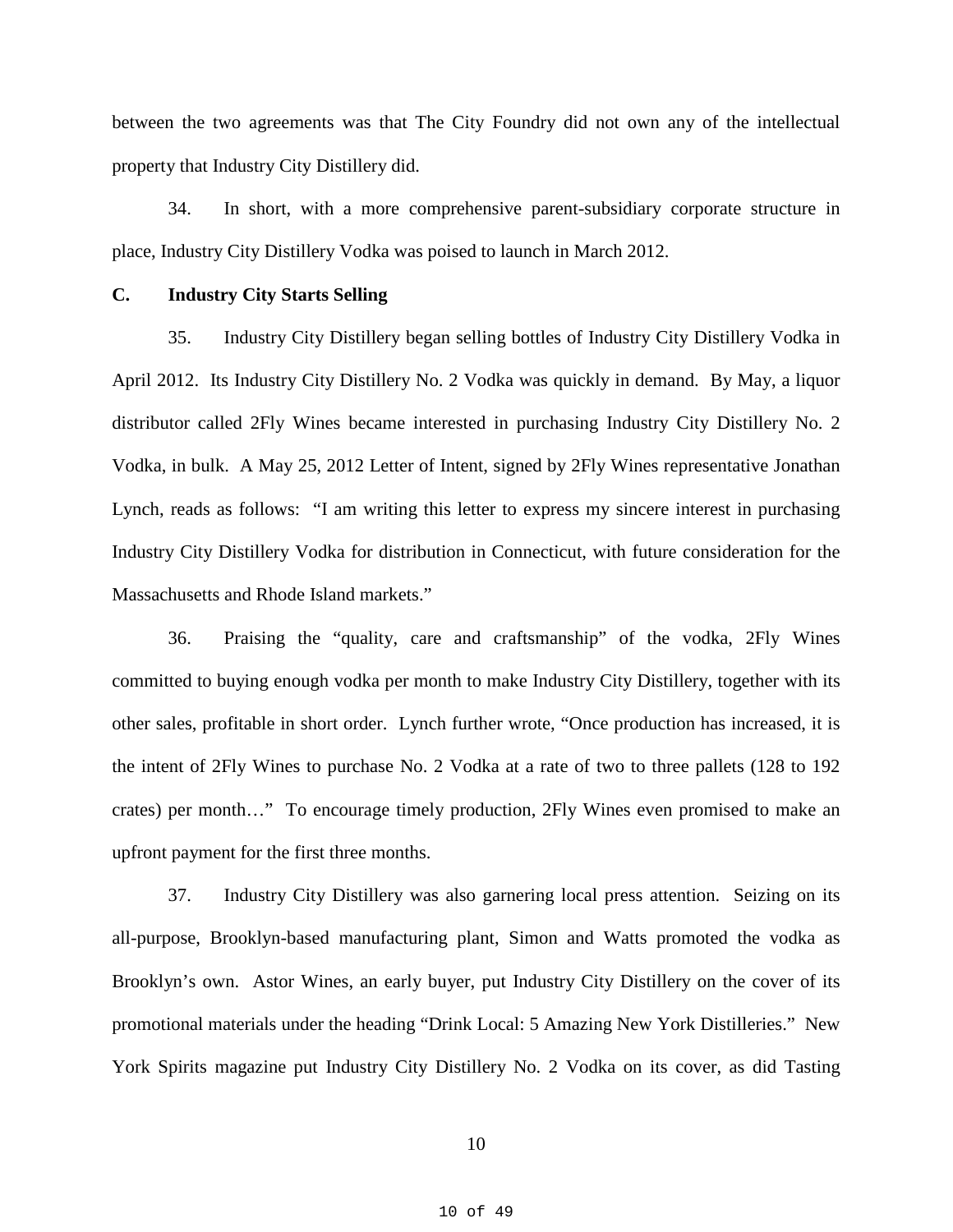between the two agreements was that The City Foundry did not own any of the intellectual property that Industry City Distillery did.

34. In short, with a more comprehensive parent-subsidiary corporate structure in place, Industry City Distillery Vodka was poised to launch in March 2012.

**C. Industry City Starts Selling**

35. Industry City Distillery began selling bottles of Industry City Distillery Vodka in April 2012. Its Industry City Distillery No. 2 Vodka was quickly in demand. By May, a liquor distributor called 2Fly Wines became interested in purchasing Industry City Distillery No. 2 Vodka, in bulk. A May 25, 2012 Letter of Intent, signed by 2Fly Wines representative Jonathan Lynch, reads as follows: "I am writing this letter to express my sincere interest in purchasing Industry City Distillery Vodka for distribution in Connecticut, with future consideration for the Massachusetts and Rhode Island markets."

36. Praising the "quality, care and craftsmanship" of the vodka, 2Fly Wines committed to buying enough vodka per month to make Industry City Distillery, together with its other sales, profitable in short order. Lynch further wrote, "Once production has increased, it is the intent of 2Fly Wines to purchase No. 2 Vodka at a rate of two to three pallets (128 to 192 crates) per month…" To encourage timely production, 2Fly Wines even promised to make an upfront payment for the first three months.

37. Industry City Distillery was also garnering local press attention. Seizing on its all-purpose, Brooklyn-based manufacturing plant, Simon and Watts promoted the vodka as Brooklyn's own. Astor Wines, an early buyer, put Industry City Distillery on the cover of its promotional materials under the heading "Drink Local: 5 Amazing New York Distilleries." New York Spirits magazine put Industry City Distillery No. 2 Vodka on its cover, as did Tasting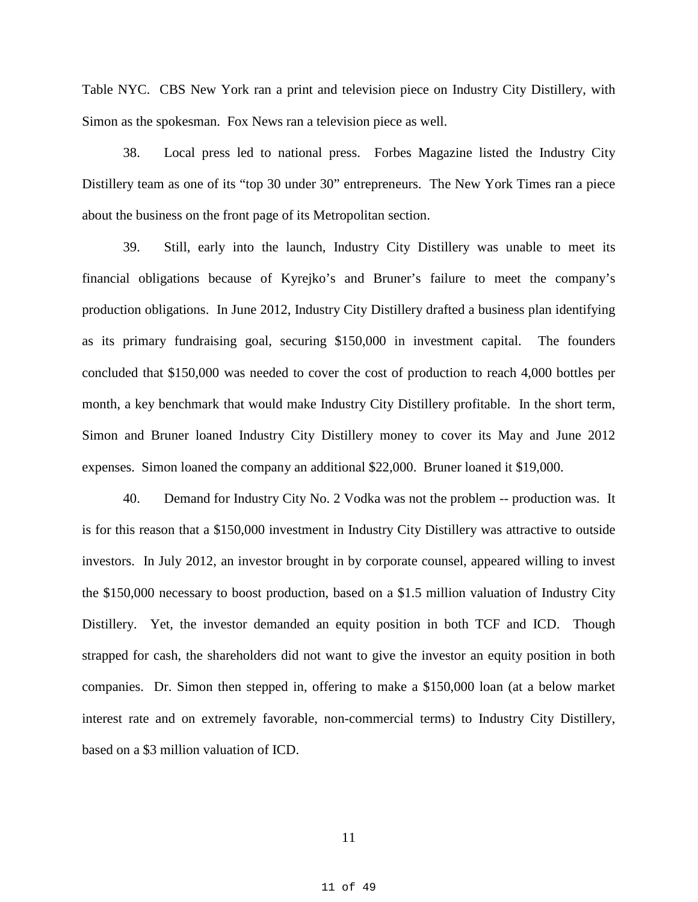Table NYC. CBS New York ran a print and television piece on Industry City Distillery, with Simon as the spokesman. Fox News ran a television piece as well.

38. Local press led to national press. Forbes Magazine listed the Industry City Distillery team as one of its "top 30 under 30" entrepreneurs. The New York Times ran a piece about the business on the front page of its Metropolitan section.

39. Still, early into the launch, Industry City Distillery was unable to meet its financial obligations because of Kyrejko's and Bruner's failure to meet the company's production obligations. In June 2012, Industry City Distillery drafted a business plan identifying as its primary fundraising goal, securing $150,000 in investment capital. The founders concluded that $150,000 was needed to cover the cost of production to reach 4,000 bottles per month, a key benchmark that would make Industry City Distillery profitable. In the short term, Simon and Bruner loaned Industry City Distillery money to cover its May and June 2012 expenses. Simon loaned the company an additional $22,000. Bruner loaned it $19,000.

40. Demand for Industry City No. 2 Vodka was not the problem -- production was. It is for this reason that a $150,000 investment in Industry City Distillery was attractive to outside investors. In July 2012, an investor brought in by corporate counsel, appeared willing to invest the $150,000 necessary to boost production, based on a $1.5 million valuation of Industry City Distillery. Yet, the investor demanded an equity position in both TCF and ICD. Though strapped for cash, the shareholders did not want to give the investor an equity position in both companies. Dr. Simon then stepped in, offering to make a $150,000 loan (at a below market interest rate and on extremely favorable, non-commercial terms) to Industry City Distillery, based on a $3 million valuation of ICD.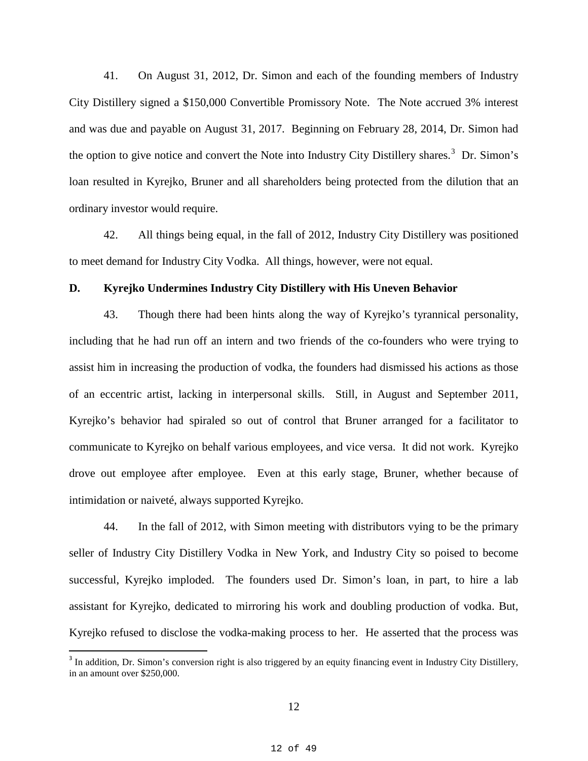41. On August 31, 2012, Dr. Simon and each of the founding members of Industry City Distillery signed a $150,000 Convertible Promissory Note. The Note accrued 3% interest and was due and payable on August 31, 2017. Beginning on February 28, 2014, Dr. Simon had the option to give notice and convert the Note into Industry City Distillery shares.[3] Dr. Simon's loan resulted in Kyrejko, Bruner and all shareholders being protected from the dilution that an ordinary investor would require.

42. All things being equal, in the fall of 2012, Industry City Distillery was positioned to meet demand for Industry City Vodka. All things, however, were not equal.

**D. Kyrejko Undermines Industry City Distillery with His Uneven Behavior**

43. Though there had been hints along the way of Kyrejko's tyrannical personality, including that he had run off an intern and two friends of the co-founders who were trying to assist him in increasing the production of vodka, the founders had dismissed his actions as those of an eccentric artist, lacking in interpersonal skills. Still, in August and September 2011, Kyrejko's behavior had spiraled so out of control that Bruner arranged for a facilitator to communicate to Kyrejko on behalf various employees, and vice versa. It did not work. Kyrejko drove out employee after employee. Even at this early stage, Bruner, whether because of intimidation or naiveté, always supported Kyrejko.

44. In the fall of 2012, with Simon meeting with distributors vying to be the primary seller of Industry City Distillery Vodka in New York, and Industry City so poised to become successful, Kyrejko imploded. The founders used Dr. Simon's loan, in part, to hire a lab assistant for Kyrejko, dedicated to mirroring his work and doubling production of vodka. But, Kyrejko refused to disclose the vodka-making process to her. He asserted that the process was

[3] In addition, Dr. Simon's conversion right is also triggered by an equity financing event in Industry City Distillery, in an amount over $250,000.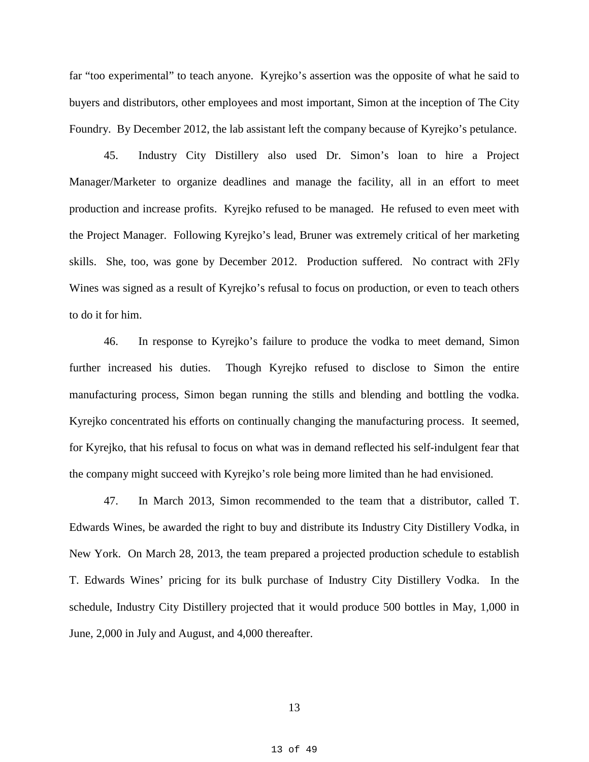far "too experimental" to teach anyone. Kyrejko's assertion was the opposite of what he said to buyers and distributors, other employees and most important, Simon at the inception of The City Foundry. By December 2012, the lab assistant left the company because of Kyrejko's petulance.

45. Industry City Distillery also used Dr. Simon's loan to hire a Project Manager/Marketer to organize deadlines and manage the facility, all in an effort to meet production and increase profits. Kyrejko refused to be managed. He refused to even meet with the Project Manager. Following Kyrejko's lead, Bruner was extremely critical of her marketing skills. She, too, was gone by December 2012. Production suffered. No contract with 2Fly Wines was signed as a result of Kyrejko's refusal to focus on production, or even to teach others to do it for him.

46. In response to Kyrejko's failure to produce the vodka to meet demand, Simon further increased his duties. Though Kyrejko refused to disclose to Simon the entire manufacturing process, Simon began running the stills and blending and bottling the vodka. Kyrejko concentrated his efforts on continually changing the manufacturing process. It seemed, for Kyrejko, that his refusal to focus on what was in demand reflected his self-indulgent fear that the company might succeed with Kyrejko's role being more limited than he had envisioned.

47. In March 2013, Simon recommended to the team that a distributor, called T. Edwards Wines, be awarded the right to buy and distribute its Industry City Distillery Vodka, in New York. On March 28, 2013, the team prepared a projected production schedule to establish T. Edwards Wines' pricing for its bulk purchase of Industry City Distillery Vodka. In the schedule, Industry City Distillery projected that it would produce 500 bottles in May, 1,000 in June, 2,000 in July and August, and 4,000 thereafter.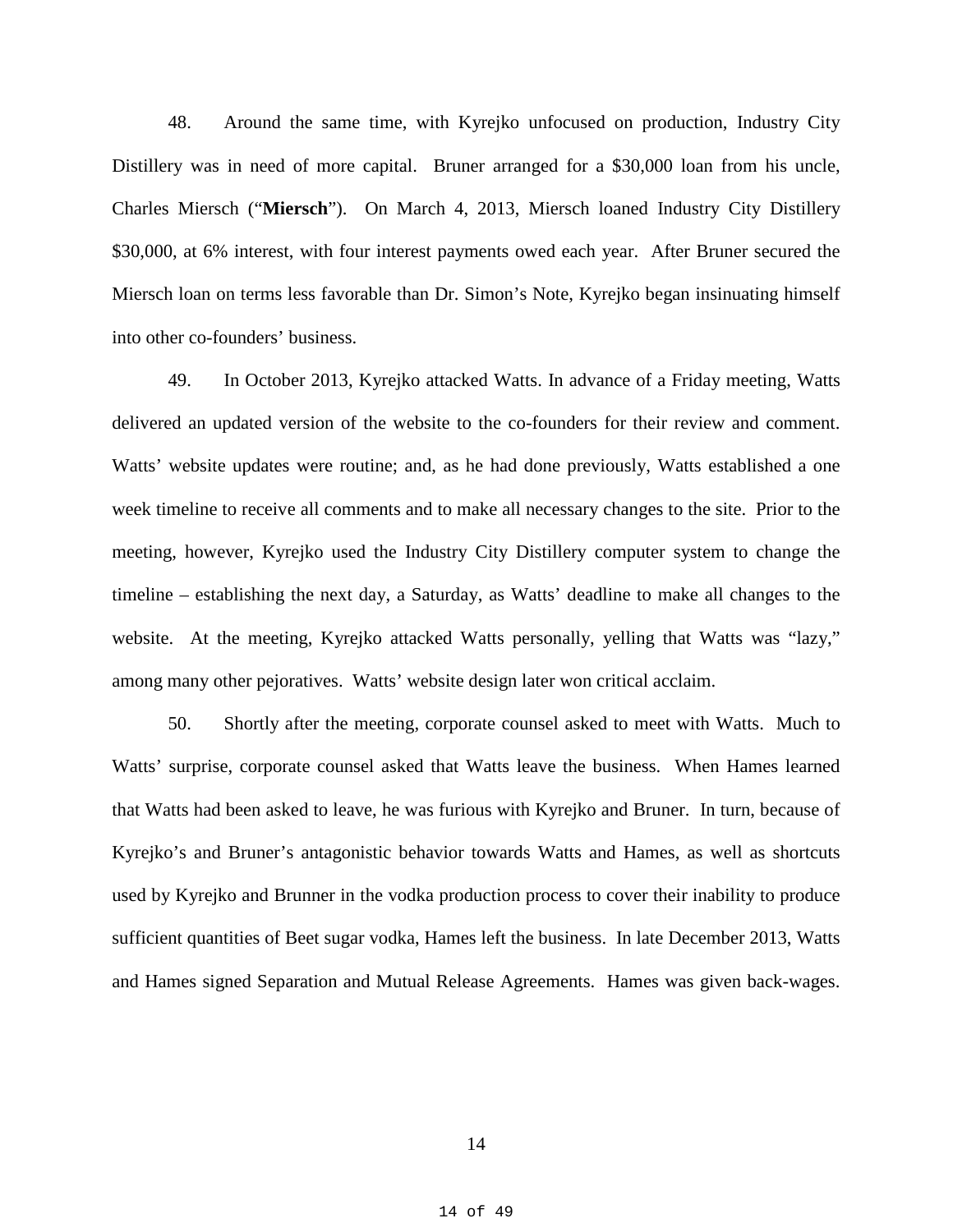48. Around the same time, with Kyrejko unfocused on production, Industry City Distillery was in need of more capital. Bruner arranged for a $30,000 loan from his uncle, Charles Miersch ("**Miersch**"). On March 4, 2013, Miersch loaned Industry City Distillery $30,000, at 6% interest, with four interest payments owed each year. After Bruner secured the Miersch loan on terms less favorable than Dr. Simon's Note, Kyrejko began insinuating himself into other co-founders' business.

49. In October 2013, Kyrejko attacked Watts. In advance of a Friday meeting, Watts delivered an updated version of the website to the co-founders for their review and comment. Watts' website updates were routine; and, as he had done previously, Watts established a one week timeline to receive all comments and to make all necessary changes to the site. Prior to the meeting, however, Kyrejko used the Industry City Distillery computer system to change the timeline – establishing the next day, a Saturday, as Watts' deadline to make all changes to the website. At the meeting, Kyrejko attacked Watts personally, yelling that Watts was "lazy," among many other pejoratives. Watts' website design later won critical acclaim.

50. Shortly after the meeting, corporate counsel asked to meet with Watts. Much to Watts' surprise, corporate counsel asked that Watts leave the business. When Hames learned that Watts had been asked to leave, he was furious with Kyrejko and Bruner. In turn, because of Kyrejko's and Bruner's antagonistic behavior towards Watts and Hames, as well as shortcuts used by Kyrejko and Brunner in the vodka production process to cover their inability to produce sufficient quantities of Beet sugar vodka, Hames left the business. In late December 2013, Watts and Hames signed Separation and Mutual Release Agreements. Hames was given back-wages.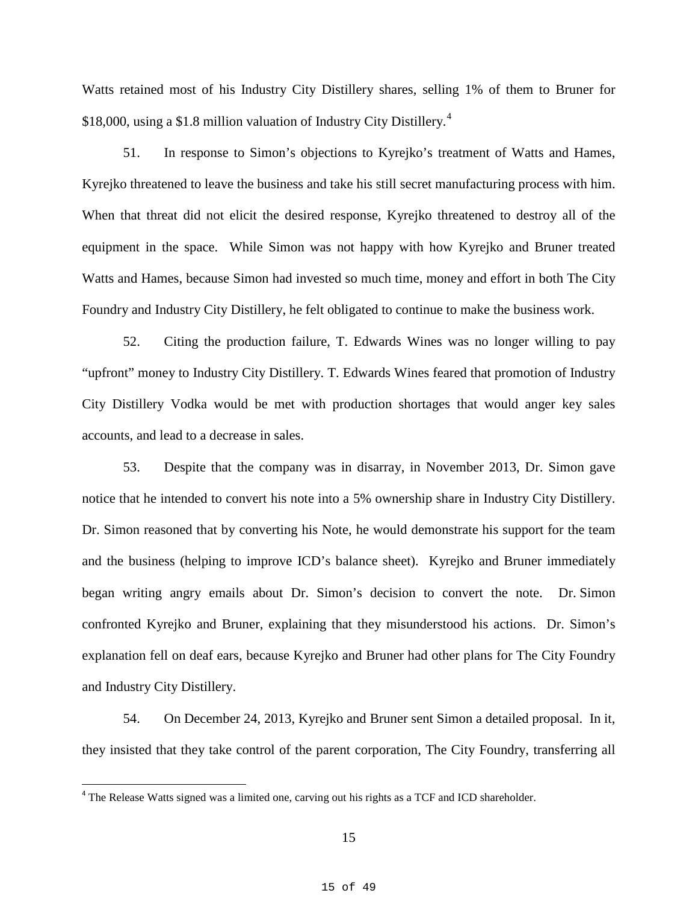Watts retained most of his Industry City Distillery shares, selling 1% of them to Bruner for $18,000, using a $1.8 million valuation of Industry City Distillery.[4]

51. In response to Simon's objections to Kyrejko's treatment of Watts and Hames, Kyrejko threatened to leave the business and take his still secret manufacturing process with him. When that threat did not elicit the desired response, Kyrejko threatened to destroy all of the equipment in the space. While Simon was not happy with how Kyrejko and Bruner treated Watts and Hames, because Simon had invested so much time, money and effort in both The City Foundry and Industry City Distillery, he felt obligated to continue to make the business work.

52. Citing the production failure, T. Edwards Wines was no longer willing to pay "upfront" money to Industry City Distillery. T. Edwards Wines feared that promotion of Industry City Distillery Vodka would be met with production shortages that would anger key sales accounts, and lead to a decrease in sales.

53. Despite that the company was in disarray, in November 2013, Dr. Simon gave notice that he intended to convert his note into a 5% ownership share in Industry City Distillery. Dr. Simon reasoned that by converting his Note, he would demonstrate his support for the team and the business (helping to improve ICD's balance sheet). Kyrejko and Bruner immediately began writing angry emails about Dr. Simon's decision to convert the note. Dr. Simon confronted Kyrejko and Bruner, explaining that they misunderstood his actions. Dr. Simon's explanation fell on deaf ears, because Kyrejko and Bruner had other plans for The City Foundry and Industry City Distillery.

54. On December 24, 2013, Kyrejko and Bruner sent Simon a detailed proposal. In it, they insisted that they take control of the parent corporation, The City Foundry, transferring all

[4] The Release Watts signed was a limited one, carving out his rights as a TCF and ICD shareholder.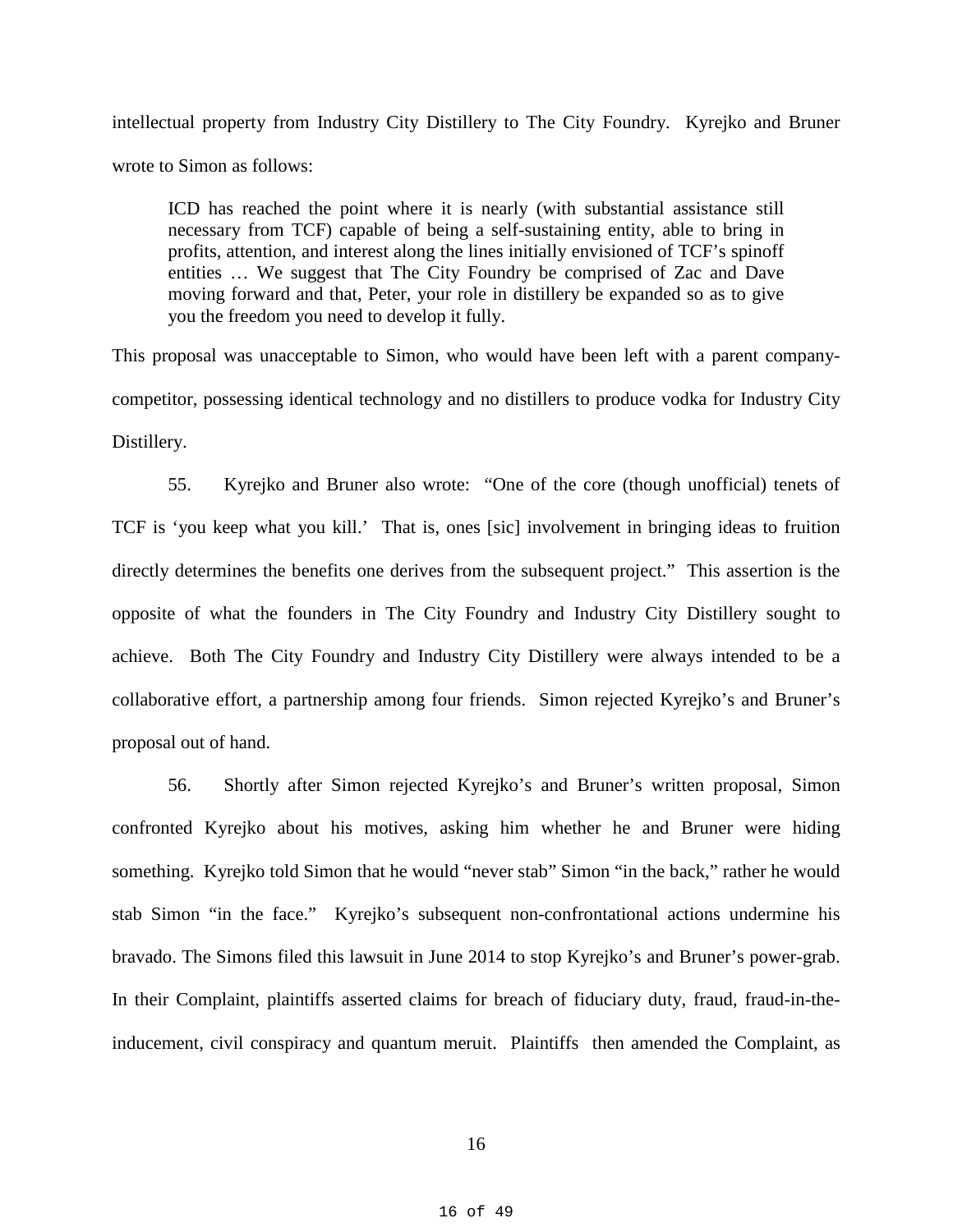intellectual property from Industry City Distillery to The City Foundry. Kyrejko and Bruner wrote to Simon as follows:

> ICD has reached the point where it is nearly (with substantial assistance still necessary from TCF) capable of being a self-sustaining entity, able to bring in profits, attention, and interest along the lines initially envisioned of TCF's spinoff entities … We suggest that The City Foundry be comprised of Zac and Dave moving forward and that, Peter, your role in distillery be expanded so as to give you the freedom you need to develop it fully.

This proposal was unacceptable to Simon, who would have been left with a parent company-competitor, possessing identical technology and no distillers to produce vodka for Industry City Distillery.

55. Kyrejko and Bruner also wrote: "One of the core (though unofficial) tenets of TCF is 'you keep what you kill.' That is, ones [sic] involvement in bringing ideas to fruition directly determines the benefits one derives from the subsequent project." This assertion is the opposite of what the founders in The City Foundry and Industry City Distillery sought to achieve. Both The City Foundry and Industry City Distillery were always intended to be a collaborative effort, a partnership among four friends. Simon rejected Kyrejko's and Bruner's proposal out of hand.

56. Shortly after Simon rejected Kyrejko's and Bruner's written proposal, Simon confronted Kyrejko about his motives, asking him whether he and Bruner were hiding something. Kyrejko told Simon that he would "never stab" Simon "in the back," rather he would stab Simon "in the face." Kyrejko's subsequent non-confrontational actions undermine his bravado. The Simons filed this lawsuit in June 2014 to stop Kyrejko's and Bruner's power-grab. In their Complaint, plaintiffs asserted claims for breach of fiduciary duty, fraud, fraud-in-the-inducement, civil conspiracy and quantum meruit. Plaintiffs then amended the Complaint, as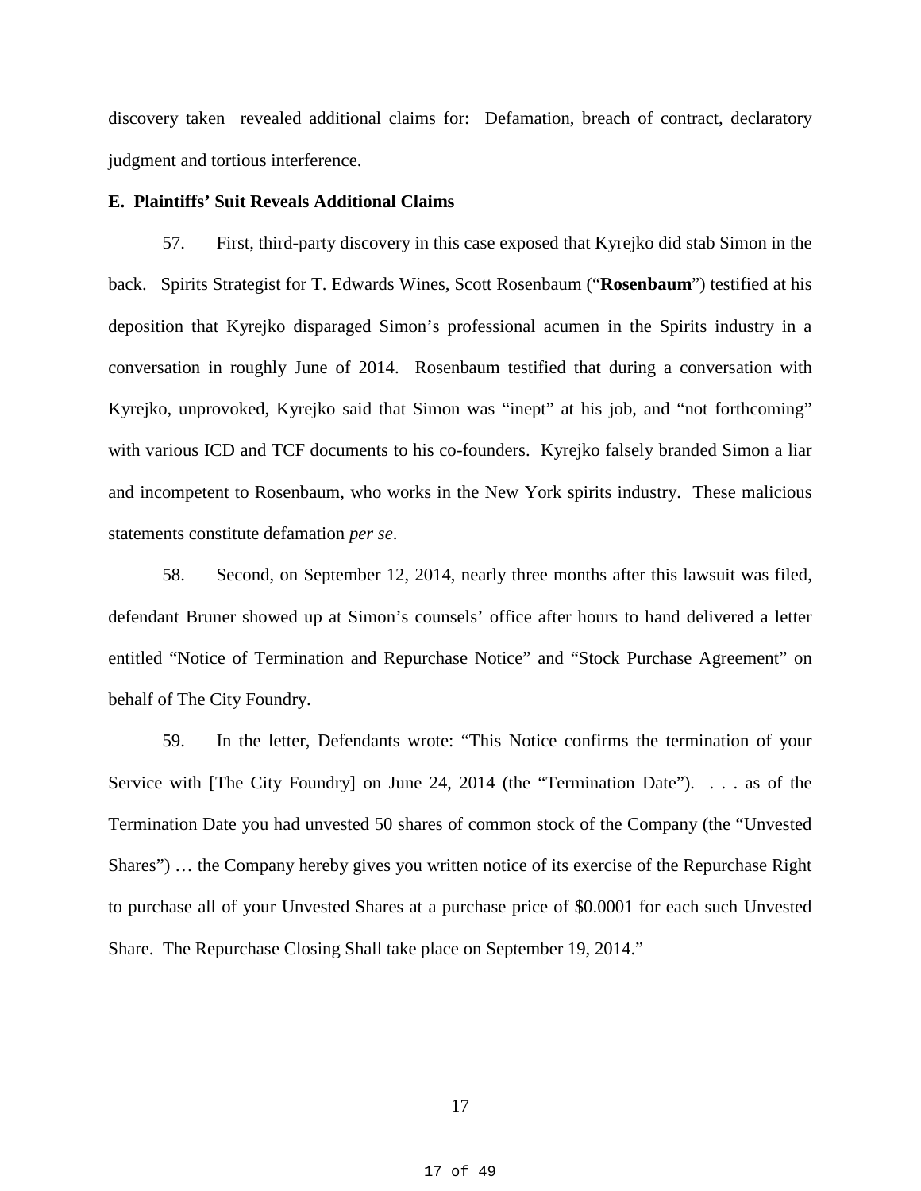discovery taken revealed additional claims for: Defamation, breach of contract, declaratory judgment and tortious interference.

**E. Plaintiffs' Suit Reveals Additional Claims**

57. First, third-party discovery in this case exposed that Kyrejko did stab Simon in the back. Spirits Strategist for T. Edwards Wines, Scott Rosenbaum ("**Rosenbaum**") testified at his deposition that Kyrejko disparaged Simon's professional acumen in the Spirits industry in a conversation in roughly June of 2014. Rosenbaum testified that during a conversation with Kyrejko, unprovoked, Kyrejko said that Simon was "inept" at his job, and "not forthcoming" with various ICD and TCF documents to his co-founders. Kyrejko falsely branded Simon a liar and incompetent to Rosenbaum, who works in the New York spirits industry. These malicious statements constitute defamation *per se*.

58. Second, on September 12, 2014, nearly three months after this lawsuit was filed, defendant Bruner showed up at Simon's counsels' office after hours to hand delivered a letter entitled "Notice of Termination and Repurchase Notice" and "Stock Purchase Agreement" on behalf of The City Foundry.

59. In the letter, Defendants wrote: "This Notice confirms the termination of your Service with [The City Foundry] on June 24, 2014 (the "Termination Date"). . . . as of the Termination Date you had unvested 50 shares of common stock of the Company (the "Unvested Shares") … the Company hereby gives you written notice of its exercise of the Repurchase Right to purchase all of your Unvested Shares at a purchase price of $0.0001 for each such Unvested Share. The Repurchase Closing Shall take place on September 19, 2014."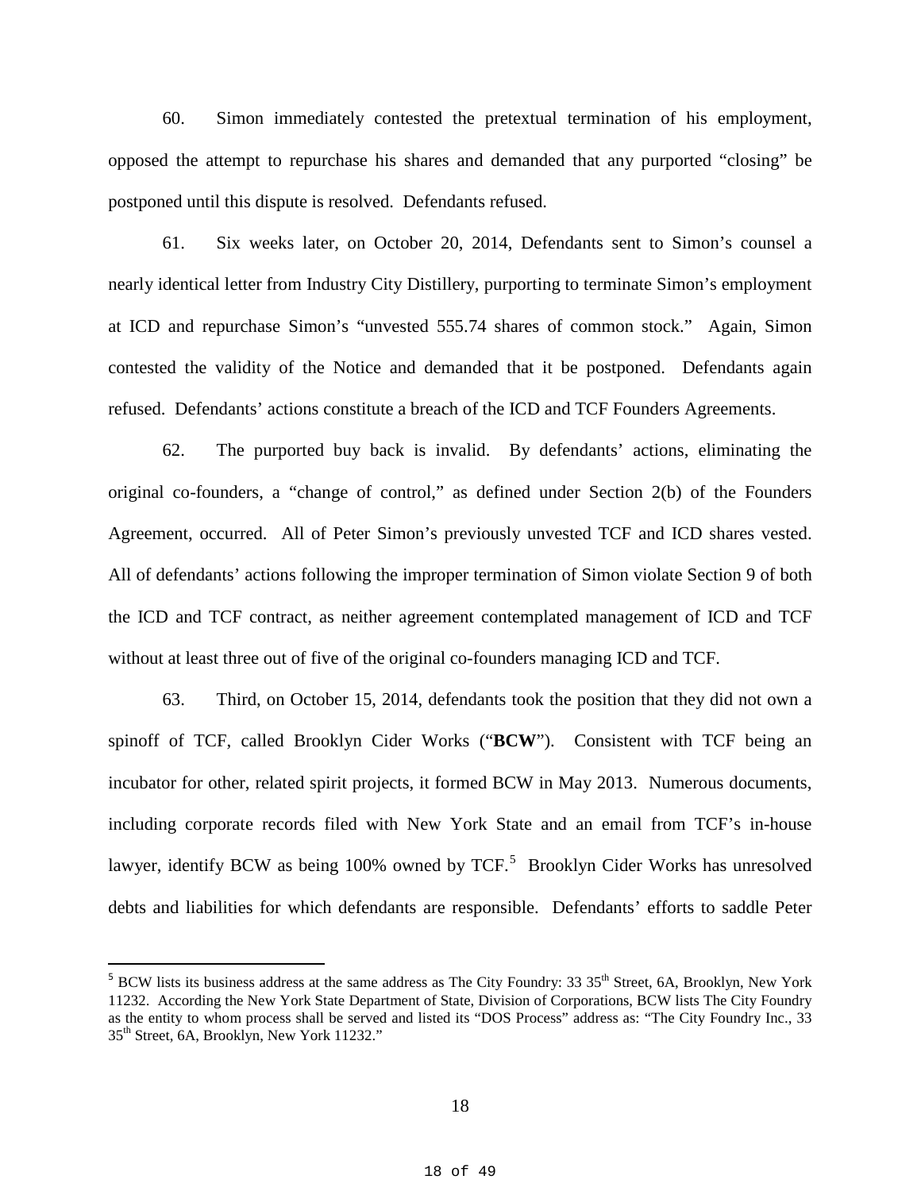60. Simon immediately contested the pretextual termination of his employment, opposed the attempt to repurchase his shares and demanded that any purported "closing" be postponed until this dispute is resolved. Defendants refused.

61. Six weeks later, on October 20, 2014, Defendants sent to Simon's counsel a nearly identical letter from Industry City Distillery, purporting to terminate Simon's employment at ICD and repurchase Simon's "unvested 555.74 shares of common stock." Again, Simon contested the validity of the Notice and demanded that it be postponed. Defendants again refused. Defendants' actions constitute a breach of the ICD and TCF Founders Agreements.

62. The purported buy back is invalid. By defendants' actions, eliminating the original co-founders, a "change of control," as defined under Section 2(b) of the Founders Agreement, occurred. All of Peter Simon's previously unvested TCF and ICD shares vested. All of defendants' actions following the improper termination of Simon violate Section 9 of both the ICD and TCF contract, as neither agreement contemplated management of ICD and TCF without at least three out of five of the original co-founders managing ICD and TCF.

63. Third, on October 15, 2014, defendants took the position that they did not own a spinoff of TCF, called Brooklyn Cider Works ("**BCW**"). Consistent with TCF being an incubator for other, related spirit projects, it formed BCW in May 2013. Numerous documents, including corporate records filed with New York State and an email from TCF's in-house lawyer, identify BCW as being 100% owned by TCF.[5] Brooklyn Cider Works has unresolved debts and liabilities for which defendants are responsible. Defendants' efforts to saddle Peter

[5] BCW lists its business address at the same address as The City Foundry: 33 35th Street, 6A, Brooklyn, New York 11232. According the New York State Department of State, Division of Corporations, BCW lists The City Foundry as the entity to whom process shall be served and listed its "DOS Process" address as: "The City Foundry Inc., 33 35th Street, 6A, Brooklyn, New York 11232."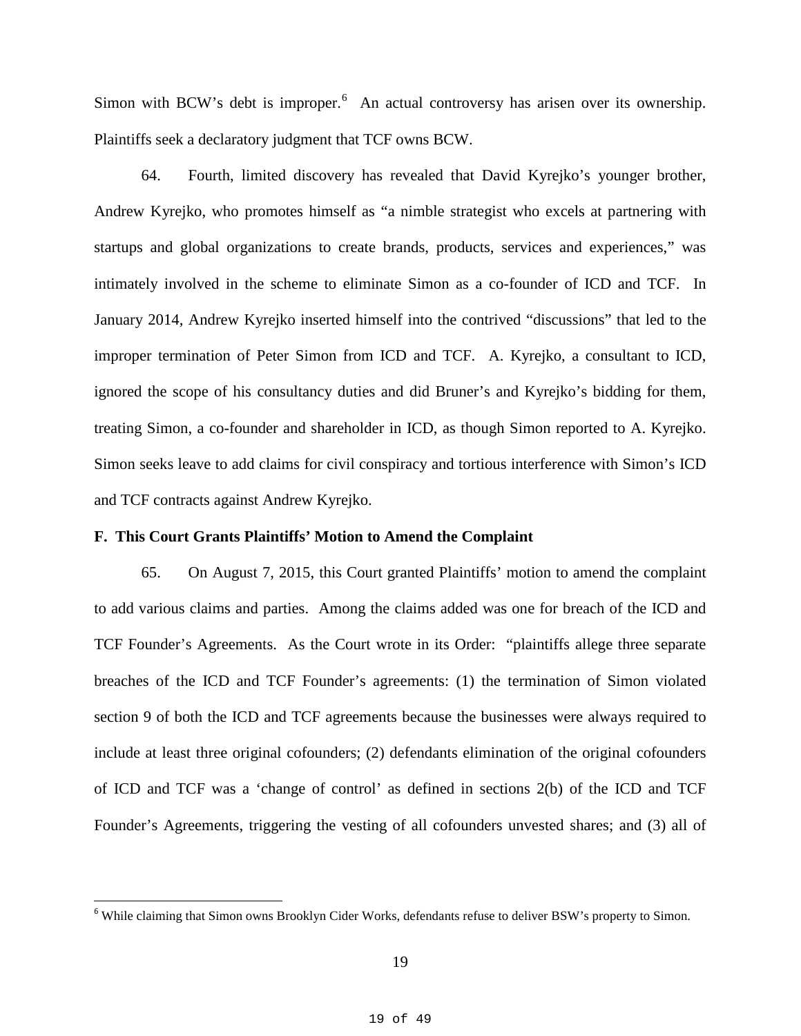Simon with BCW's debt is improper.[6] An actual controversy has arisen over its ownership. Plaintiffs seek a declaratory judgment that TCF owns BCW.

64. Fourth, limited discovery has revealed that David Kyrejko's younger brother, Andrew Kyrejko, who promotes himself as "a nimble strategist who excels at partnering with startups and global organizations to create brands, products, services and experiences," was intimately involved in the scheme to eliminate Simon as a co-founder of ICD and TCF. In January 2014, Andrew Kyrejko inserted himself into the contrived "discussions" that led to the improper termination of Peter Simon from ICD and TCF. A. Kyrejko, a consultant to ICD, ignored the scope of his consultancy duties and did Bruner's and Kyrejko's bidding for them, treating Simon, a co-founder and shareholder in ICD, as though Simon reported to A. Kyrejko. Simon seeks leave to add claims for civil conspiracy and tortious interference with Simon's ICD and TCF contracts against Andrew Kyrejko.

**F. This Court Grants Plaintiffs' Motion to Amend the Complaint**

65. On August 7, 2015, this Court granted Plaintiffs' motion to amend the complaint to add various claims and parties. Among the claims added was one for breach of the ICD and TCF Founder's Agreements. As the Court wrote in its Order: "plaintiffs allege three separate breaches of the ICD and TCF Founder's agreements: (1) the termination of Simon violated section 9 of both the ICD and TCF agreements because the businesses were always required to include at least three original cofounders; (2) defendants elimination of the original cofounders of ICD and TCF was a 'change of control' as defined in sections 2(b) of the ICD and TCF Founder's Agreements, triggering the vesting of all cofounders unvested shares; and (3) all of

[6] While claiming that Simon owns Brooklyn Cider Works, defendants refuse to deliver BSW's property to Simon.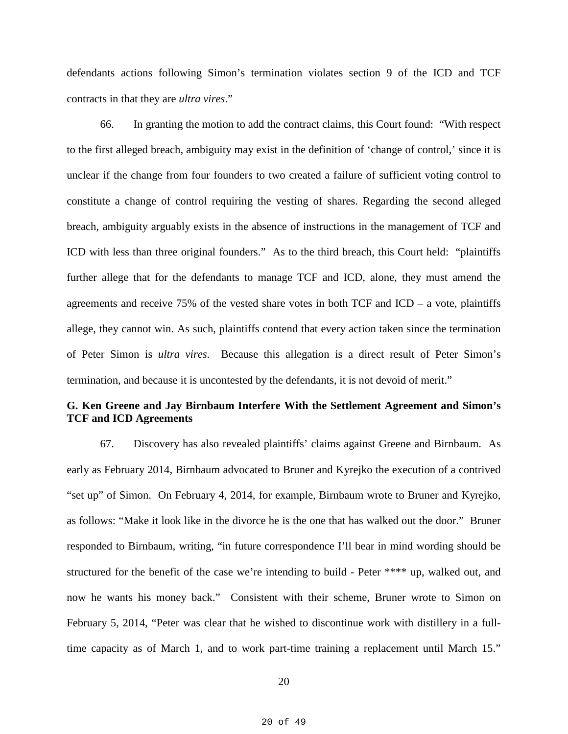defendants actions following Simon's termination violates section 9 of the ICD and TCF contracts in that they are *ultra vires*."

66. In granting the motion to add the contract claims, this Court found: "With respect to the first alleged breach, ambiguity may exist in the definition of 'change of control,' since it is unclear if the change from four founders to two created a failure of sufficient voting control to constitute a change of control requiring the vesting of shares. Regarding the second alleged breach, ambiguity arguably exists in the absence of instructions in the management of TCF and ICD with less than three original founders." As to the third breach, this Court held: "plaintiffs further allege that for the defendants to manage TCF and ICD, alone, they must amend the agreements and receive 75% of the vested share votes in both TCF and ICD – a vote, plaintiffs allege, they cannot win. As such, plaintiffs contend that every action taken since the termination of Peter Simon is *ultra vires*. Because this allegation is a direct result of Peter Simon's termination, and because it is uncontested by the defendants, it is not devoid of merit."

**G. Ken Greene and Jay Birnbaum Interfere With the Settlement Agreement and Simon's TCF and ICD Agreements**

67. Discovery has also revealed plaintiffs' claims against Greene and Birnbaum. As early as February 2014, Birnbaum advocated to Bruner and Kyrejko the execution of a contrived "set up" of Simon. On February 4, 2014, for example, Birnbaum wrote to Bruner and Kyrejko, as follows: "Make it look like in the divorce he is the one that has walked out the door." Bruner responded to Birnbaum, writing, "in future correspondence I'll bear in mind wording should be structured for the benefit of the case we're intending to build - Peter **** up, walked out, and now he wants his money back." Consistent with their scheme, Bruner wrote to Simon on February 5, 2014, "Peter was clear that he wished to discontinue work with distillery in a full-time capacity as of March 1, and to work part-time training a replacement until March 15."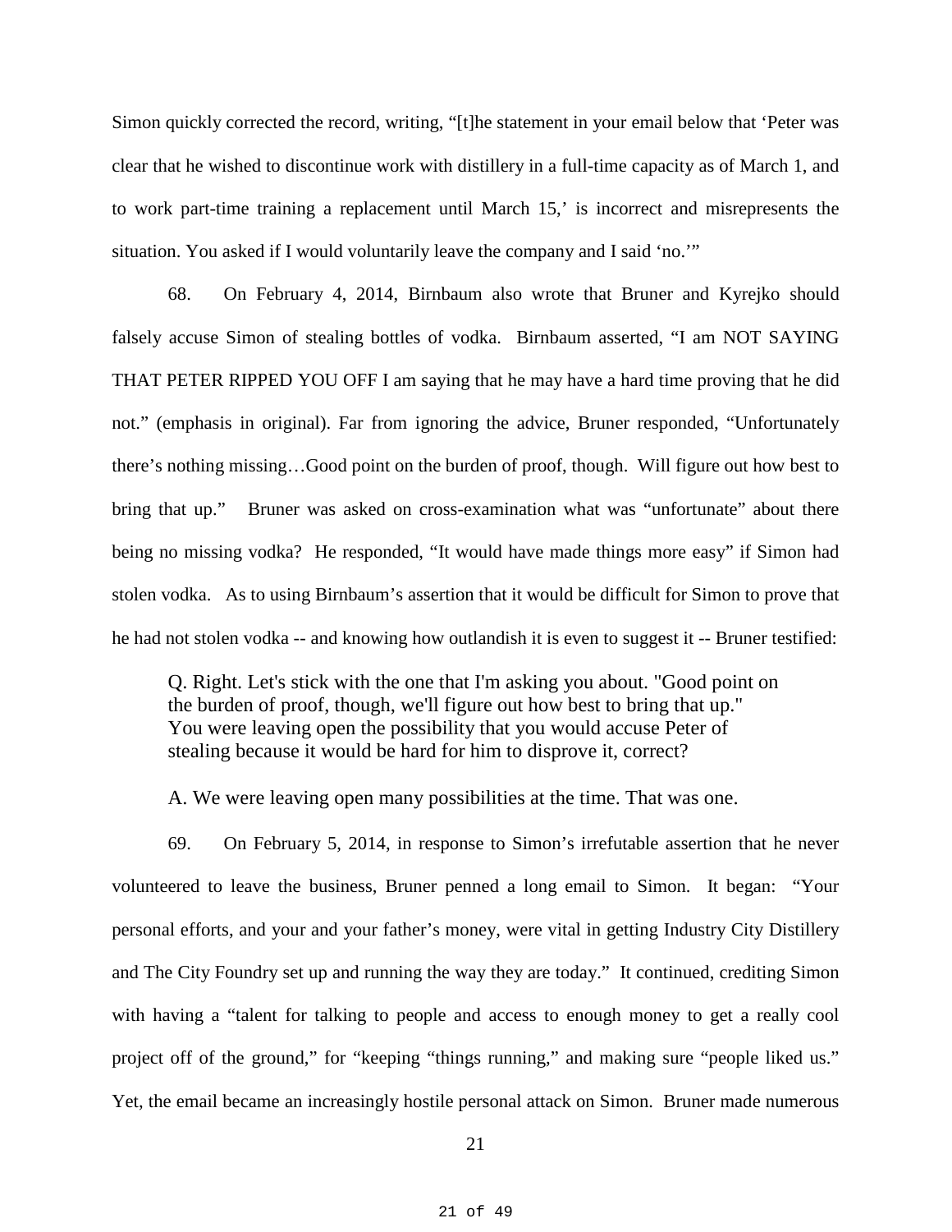Simon quickly corrected the record, writing, "[t]he statement in your email below that 'Peter was clear that he wished to discontinue work with distillery in a full-time capacity as of March 1, and to work part-time training a replacement until March 15,' is incorrect and misrepresents the situation. You asked if I would voluntarily leave the company and I said 'no.'"

68. On February 4, 2014, Birnbaum also wrote that Bruner and Kyrejko should falsely accuse Simon of stealing bottles of vodka. Birnbaum asserted, "I am NOT SAYING THAT PETER RIPPED YOU OFF I am saying that he may have a hard time proving that he did not." (emphasis in original). Far from ignoring the advice, Bruner responded, "Unfortunately there's nothing missing…Good point on the burden of proof, though. Will figure out how best to bring that up." Bruner was asked on cross-examination what was "unfortunate" about there being no missing vodka? He responded, "It would have made things more easy" if Simon had stolen vodka. As to using Birnbaum's assertion that it would be difficult for Simon to prove that he had not stolen vodka -- and knowing how outlandish it is even to suggest it -- Bruner testified:

> Q. Right. Let's stick with the one that I'm asking you about. "Good point on the burden of proof, though, we'll figure out how best to bring that up." You were leaving open the possibility that you would accuse Peter of stealing because it would be hard for him to disprove it, correct?
>
> A. We were leaving open many possibilities at the time. That was one.

69. On February 5, 2014, in response to Simon's irrefutable assertion that he never volunteered to leave the business, Bruner penned a long email to Simon. It began: "Your personal efforts, and your and your father's money, were vital in getting Industry City Distillery and The City Foundry set up and running the way they are today." It continued, crediting Simon with having a "talent for talking to people and access to enough money to get a really cool project off of the ground," for "keeping "things running," and making sure "people liked us." Yet, the email became an increasingly hostile personal attack on Simon. Bruner made numerous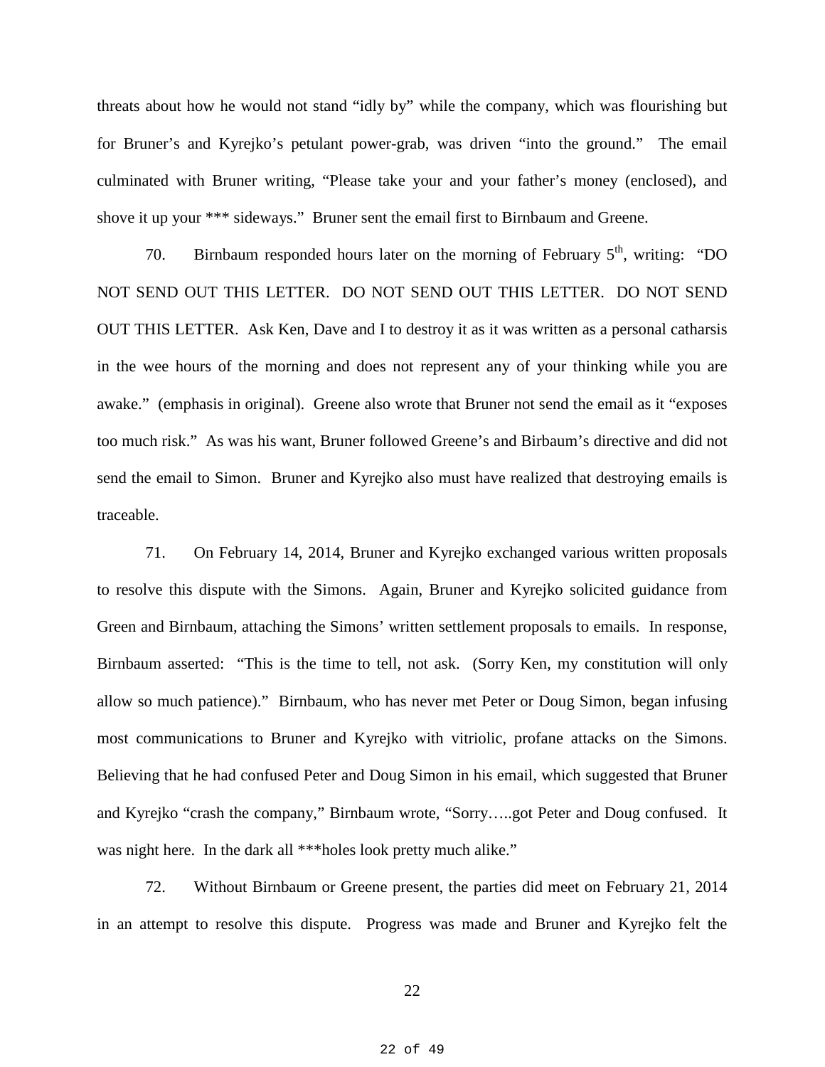threats about how he would not stand "idly by" while the company, which was flourishing but for Bruner's and Kyrejko's petulant power-grab, was driven "into the ground." The email culminated with Bruner writing, "Please take your and your father's money (enclosed), and shove it up your *** sideways." Bruner sent the email first to Birnbaum and Greene.

70. Birnbaum responded hours later on the morning of February 5th, writing: "DO NOT SEND OUT THIS LETTER. DO NOT SEND OUT THIS LETTER. DO NOT SEND OUT THIS LETTER. Ask Ken, Dave and I to destroy it as it was written as a personal catharsis in the wee hours of the morning and does not represent any of your thinking while you are awake." (emphasis in original). Greene also wrote that Bruner not send the email as it "exposes too much risk." As was his want, Bruner followed Greene's and Birbaum's directive and did not send the email to Simon. Bruner and Kyrejko also must have realized that destroying emails is traceable.

71. On February 14, 2014, Bruner and Kyrejko exchanged various written proposals to resolve this dispute with the Simons. Again, Bruner and Kyrejko solicited guidance from Green and Birnbaum, attaching the Simons' written settlement proposals to emails. In response, Birnbaum asserted: "This is the time to tell, not ask. (Sorry Ken, my constitution will only allow so much patience)." Birnbaum, who has never met Peter or Doug Simon, began infusing most communications to Bruner and Kyrejko with vitriolic, profane attacks on the Simons. Believing that he had confused Peter and Doug Simon in his email, which suggested that Bruner and Kyrejko "crash the company," Birnbaum wrote, "Sorry…..got Peter and Doug confused. It was night here. In the dark all ***holes look pretty much alike."

72. Without Birnbaum or Greene present, the parties did meet on February 21, 2014 in an attempt to resolve this dispute. Progress was made and Bruner and Kyrejko felt the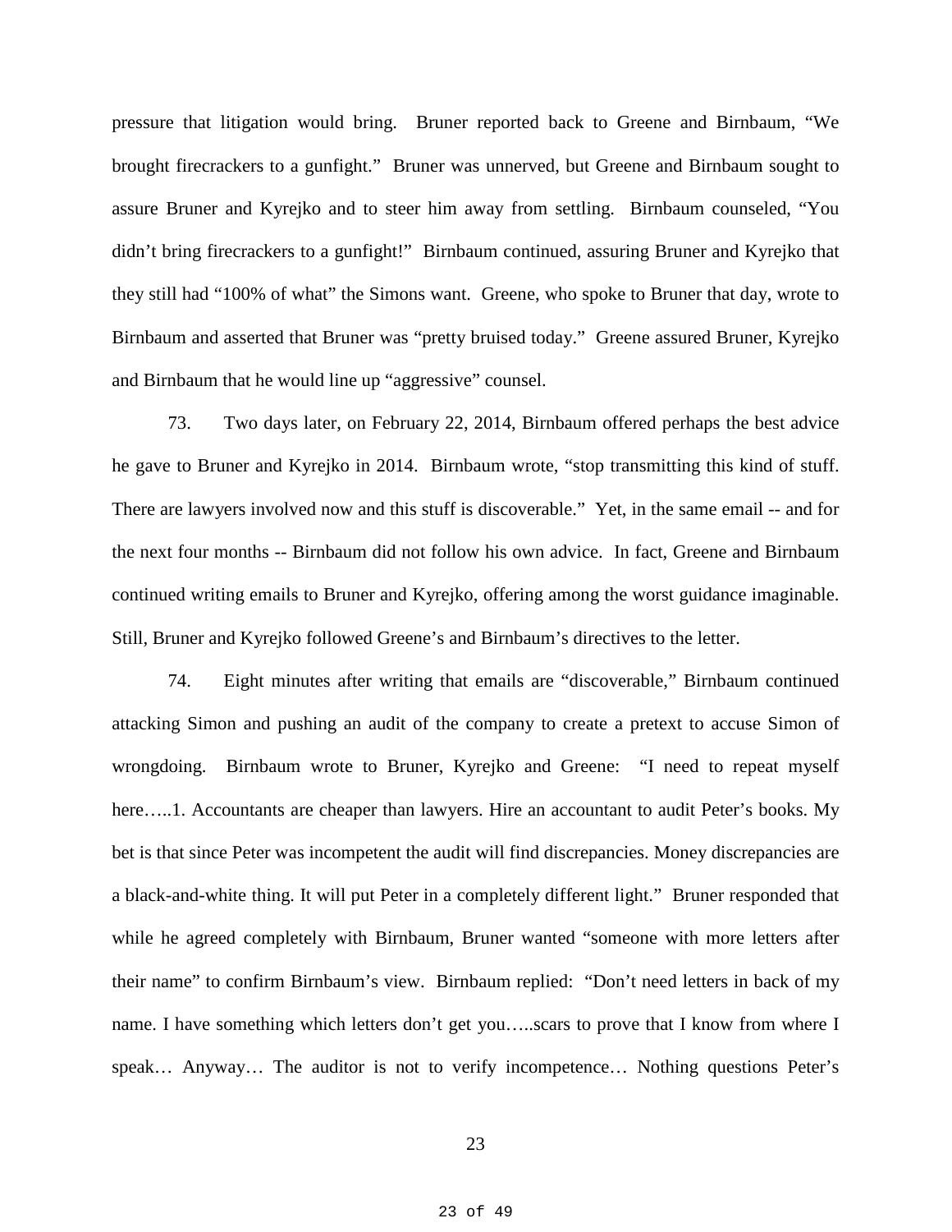pressure that litigation would bring. Bruner reported back to Greene and Birnbaum, "We brought firecrackers to a gunfight." Bruner was unnerved, but Greene and Birnbaum sought to assure Bruner and Kyrejko and to steer him away from settling. Birnbaum counseled, "You didn't bring firecrackers to a gunfight!" Birnbaum continued, assuring Bruner and Kyrejko that they still had "100% of what" the Simons want. Greene, who spoke to Bruner that day, wrote to Birnbaum and asserted that Bruner was "pretty bruised today." Greene assured Bruner, Kyrejko and Birnbaum that he would line up "aggressive" counsel.

73. Two days later, on February 22, 2014, Birnbaum offered perhaps the best advice he gave to Bruner and Kyrejko in 2014. Birnbaum wrote, "stop transmitting this kind of stuff. There are lawyers involved now and this stuff is discoverable." Yet, in the same email -- and for the next four months -- Birnbaum did not follow his own advice. In fact, Greene and Birnbaum continued writing emails to Bruner and Kyrejko, offering among the worst guidance imaginable. Still, Bruner and Kyrejko followed Greene's and Birnbaum's directives to the letter.

74. Eight minutes after writing that emails are "discoverable," Birnbaum continued attacking Simon and pushing an audit of the company to create a pretext to accuse Simon of wrongdoing. Birnbaum wrote to Bruner, Kyrejko and Greene: "I need to repeat myself here…..1. Accountants are cheaper than lawyers. Hire an accountant to audit Peter's books. My bet is that since Peter was incompetent the audit will find discrepancies. Money discrepancies are a black-and-white thing. It will put Peter in a completely different light." Bruner responded that while he agreed completely with Birnbaum, Bruner wanted "someone with more letters after their name" to confirm Birnbaum's view. Birnbaum replied: "Don't need letters in back of my name. I have something which letters don't get you…..scars to prove that I know from where I speak… Anyway… The auditor is not to verify incompetence… Nothing questions Peter's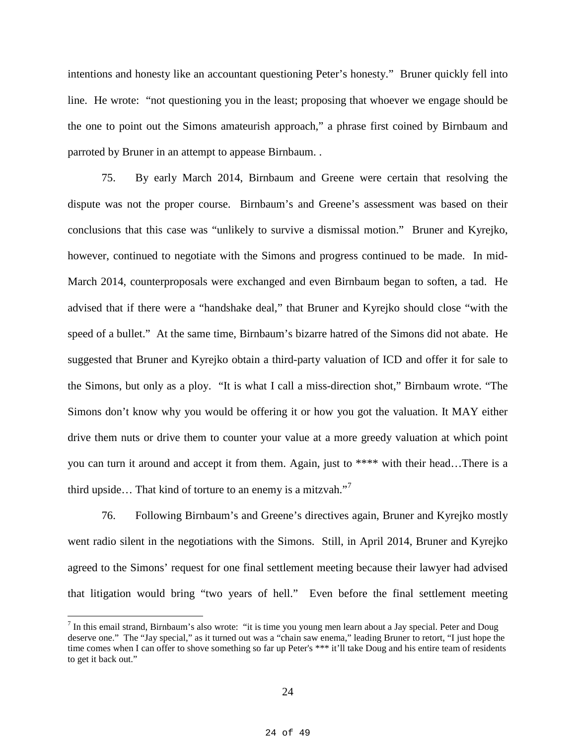intentions and honesty like an accountant questioning Peter's honesty." Bruner quickly fell into line. He wrote: "not questioning you in the least; proposing that whoever we engage should be the one to point out the Simons amateurish approach," a phrase first coined by Birnbaum and parroted by Bruner in an attempt to appease Birnbaum. .

75. By early March 2014, Birnbaum and Greene were certain that resolving the dispute was not the proper course. Birnbaum's and Greene's assessment was based on their conclusions that this case was "unlikely to survive a dismissal motion." Bruner and Kyrejko, however, continued to negotiate with the Simons and progress continued to be made. In mid-March 2014, counterproposals were exchanged and even Birnbaum began to soften, a tad. He advised that if there were a "handshake deal," that Bruner and Kyrejko should close "with the speed of a bullet." At the same time, Birnbaum's bizarre hatred of the Simons did not abate. He suggested that Bruner and Kyrejko obtain a third-party valuation of ICD and offer it for sale to the Simons, but only as a ploy. "It is what I call a miss-direction shot," Birnbaum wrote. "The Simons don't know why you would be offering it or how you got the valuation. It MAY either drive them nuts or drive them to counter your value at a more greedy valuation at which point you can turn it around and accept it from them. Again, just to **** with their head…There is a third upside… That kind of torture to an enemy is a mitzvah."[7]

76. Following Birnbaum's and Greene's directives again, Bruner and Kyrejko mostly went radio silent in the negotiations with the Simons. Still, in April 2014, Bruner and Kyrejko agreed to the Simons' request for one final settlement meeting because their lawyer had advised that litigation would bring "two years of hell." Even before the final settlement meeting

---

[7] In this email strand, Birnbaum's also wrote: "it is time you young men learn about a Jay special. Peter and Doug deserve one." The "Jay special," as it turned out was a "chain saw enema," leading Bruner to retort, "I just hope the time comes when I can offer to shove something so far up Peter's *** it'll take Doug and his entire team of residents to get it back out."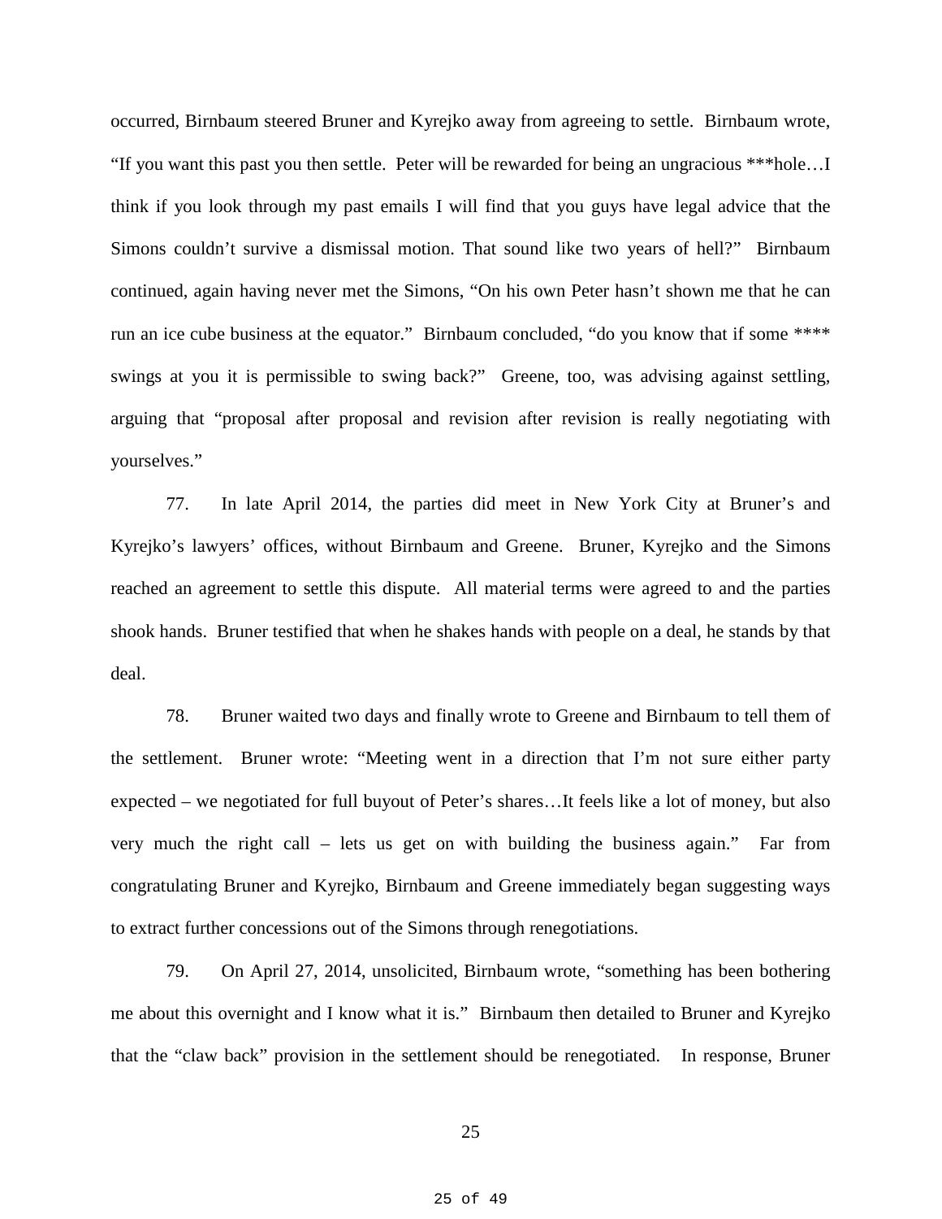occurred, Birnbaum steered Bruner and Kyrejko away from agreeing to settle. Birnbaum wrote, "If you want this past you then settle. Peter will be rewarded for being an ungracious ***hole…I think if you look through my past emails I will find that you guys have legal advice that the Simons couldn't survive a dismissal motion. That sound like two years of hell?" Birnbaum continued, again having never met the Simons, "On his own Peter hasn't shown me that he can run an ice cube business at the equator." Birnbaum concluded, "do you know that if some **** swings at you it is permissible to swing back?" Greene, too, was advising against settling, arguing that "proposal after proposal and revision after revision is really negotiating with yourselves."

77. In late April 2014, the parties did meet in New York City at Bruner's and Kyrejko's lawyers' offices, without Birnbaum and Greene. Bruner, Kyrejko and the Simons reached an agreement to settle this dispute. All material terms were agreed to and the parties shook hands. Bruner testified that when he shakes hands with people on a deal, he stands by that deal.

78. Bruner waited two days and finally wrote to Greene and Birnbaum to tell them of the settlement. Bruner wrote: "Meeting went in a direction that I'm not sure either party expected – we negotiated for full buyout of Peter's shares…It feels like a lot of money, but also very much the right call – lets us get on with building the business again." Far from congratulating Bruner and Kyrejko, Birnbaum and Greene immediately began suggesting ways to extract further concessions out of the Simons through renegotiations.

79. On April 27, 2014, unsolicited, Birnbaum wrote, "something has been bothering me about this overnight and I know what it is." Birnbaum then detailed to Bruner and Kyrejko that the "claw back" provision in the settlement should be renegotiated. In response, Bruner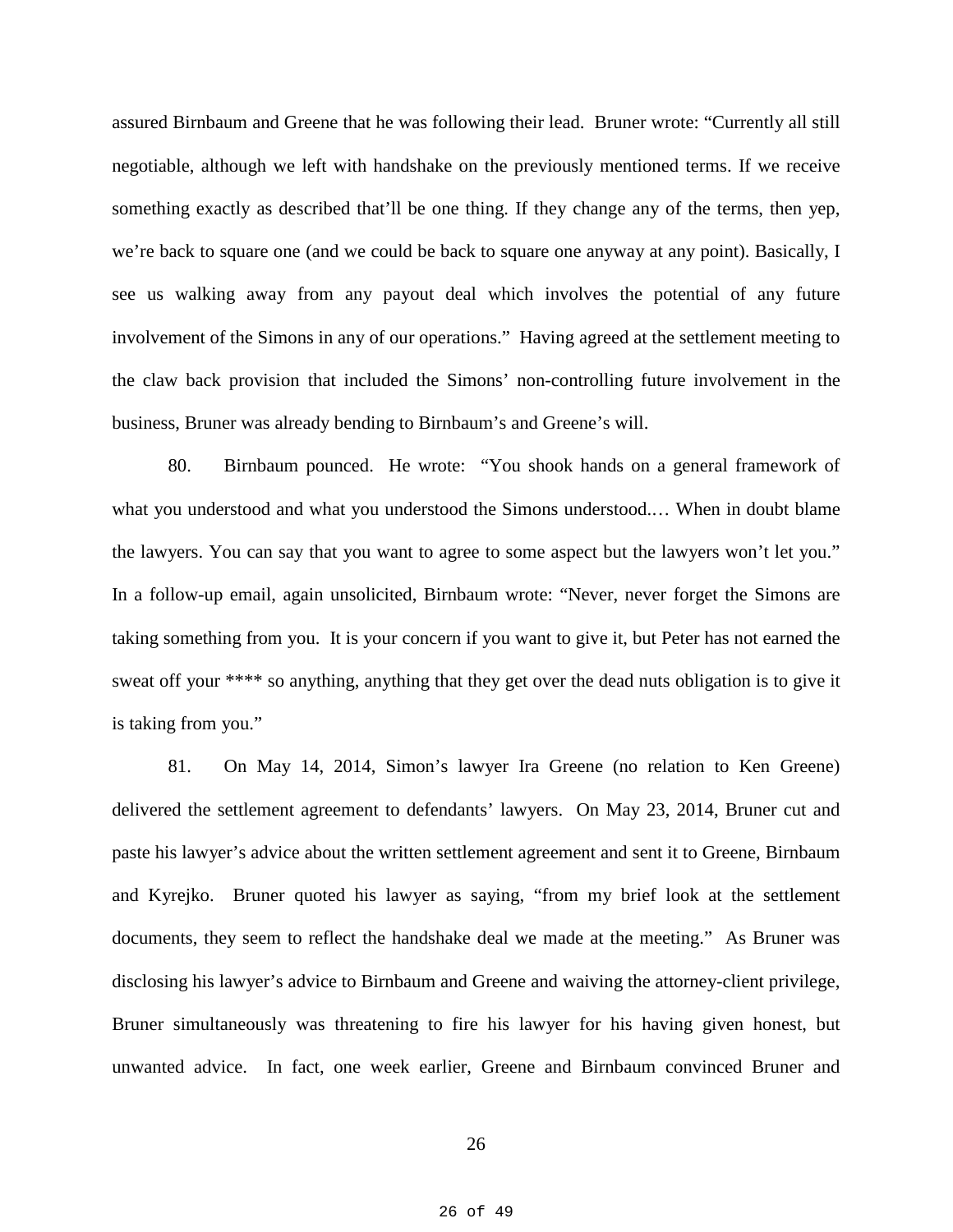assured Birnbaum and Greene that he was following their lead. Bruner wrote: "Currently all still negotiable, although we left with handshake on the previously mentioned terms. If we receive something exactly as described that'll be one thing. If they change any of the terms, then yep, we're back to square one (and we could be back to square one anyway at any point). Basically, I see us walking away from any payout deal which involves the potential of any future involvement of the Simons in any of our operations." Having agreed at the settlement meeting to the claw back provision that included the Simons' non-controlling future involvement in the business, Bruner was already bending to Birnbaum's and Greene's will.

80. Birnbaum pounced. He wrote: "You shook hands on a general framework of what you understood and what you understood the Simons understood.… When in doubt blame the lawyers. You can say that you want to agree to some aspect but the lawyers won't let you." In a follow-up email, again unsolicited, Birnbaum wrote: "Never, never forget the Simons are taking something from you. It is your concern if you want to give it, but Peter has not earned the sweat off your **** so anything, anything that they get over the dead nuts obligation is to give it is taking from you."

81. On May 14, 2014, Simon's lawyer Ira Greene (no relation to Ken Greene) delivered the settlement agreement to defendants' lawyers. On May 23, 2014, Bruner cut and paste his lawyer's advice about the written settlement agreement and sent it to Greene, Birnbaum and Kyrejko. Bruner quoted his lawyer as saying, "from my brief look at the settlement documents, they seem to reflect the handshake deal we made at the meeting." As Bruner was disclosing his lawyer's advice to Birnbaum and Greene and waiving the attorney-client privilege, Bruner simultaneously was threatening to fire his lawyer for his having given honest, but unwanted advice. In fact, one week earlier, Greene and Birnbaum convinced Bruner and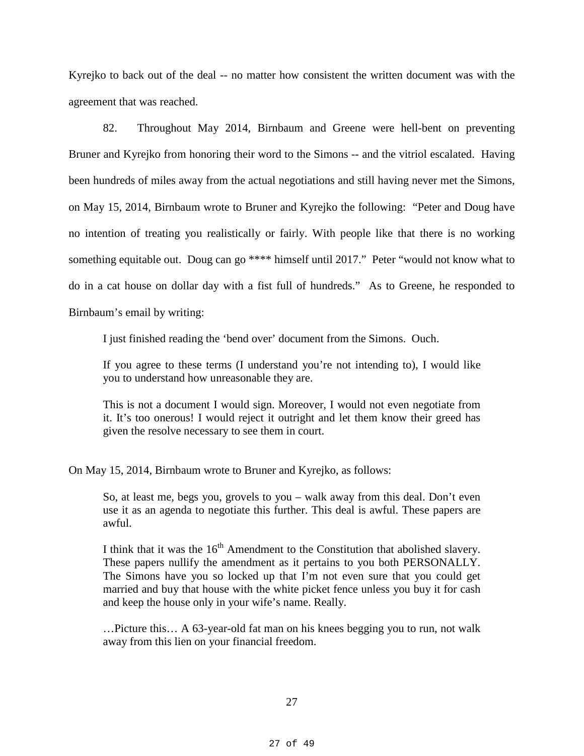Kyrejko to back out of the deal -- no matter how consistent the written document was with the agreement that was reached.

82. Throughout May 2014, Birnbaum and Greene were hell-bent on preventing Bruner and Kyrejko from honoring their word to the Simons -- and the vitriol escalated. Having been hundreds of miles away from the actual negotiations and still having never met the Simons, on May 15, 2014, Birnbaum wrote to Bruner and Kyrejko the following: "Peter and Doug have no intention of treating you realistically or fairly. With people like that there is no working something equitable out. Doug can go **** himself until 2017." Peter "would not know what to do in a cat house on dollar day with a fist full of hundreds." As to Greene, he responded to Birnbaum's email by writing:

> I just finished reading the 'bend over' document from the Simons. Ouch.
>
> If you agree to these terms (I understand you're not intending to), I would like you to understand how unreasonable they are.
>
> This is not a document I would sign. Moreover, I would not even negotiate from it. It's too onerous! I would reject it outright and let them know their greed has given the resolve necessary to see them in court.

On May 15, 2014, Birnbaum wrote to Bruner and Kyrejko, as follows:

> So, at least me, begs you, grovels to you – walk away from this deal. Don't even use it as an agenda to negotiate this further. This deal is awful. These papers are awful.
>
> I think that it was the 16th Amendment to the Constitution that abolished slavery. These papers nullify the amendment as it pertains to you both PERSONALLY. The Simons have you so locked up that I'm not even sure that you could get married and buy that house with the white picket fence unless you buy it for cash and keep the house only in your wife's name. Really.
>
> …Picture this… A 63-year-old fat man on his knees begging you to run, not walk away from this lien on your financial freedom.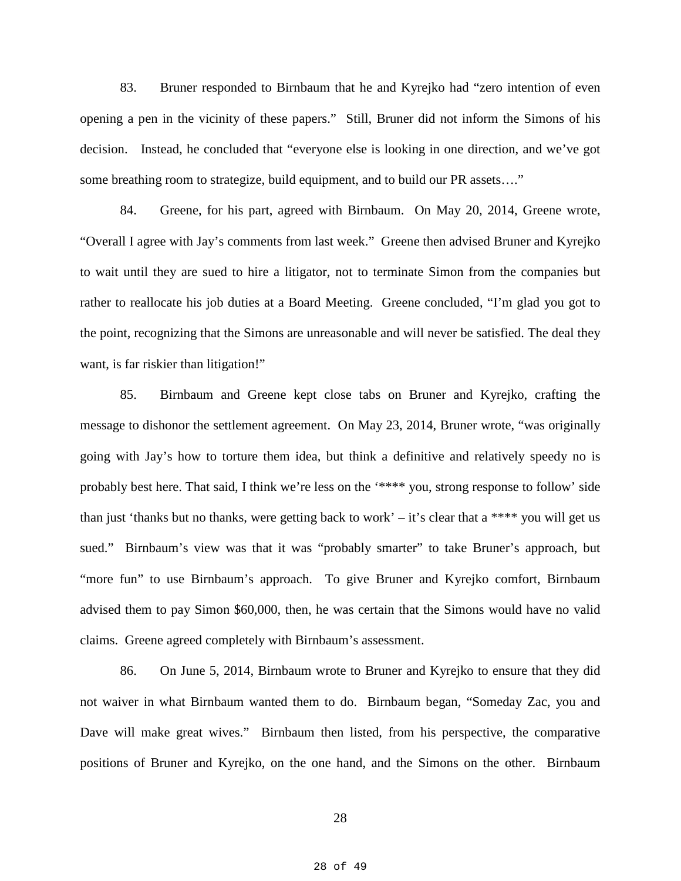83. Bruner responded to Birnbaum that he and Kyrejko had "zero intention of even opening a pen in the vicinity of these papers." Still, Bruner did not inform the Simons of his decision. Instead, he concluded that "everyone else is looking in one direction, and we've got some breathing room to strategize, build equipment, and to build our PR assets…."

84. Greene, for his part, agreed with Birnbaum. On May 20, 2014, Greene wrote, "Overall I agree with Jay's comments from last week." Greene then advised Bruner and Kyrejko to wait until they are sued to hire a litigator, not to terminate Simon from the companies but rather to reallocate his job duties at a Board Meeting. Greene concluded, "I'm glad you got to the point, recognizing that the Simons are unreasonable and will never be satisfied. The deal they want, is far riskier than litigation!"

85. Birnbaum and Greene kept close tabs on Bruner and Kyrejko, crafting the message to dishonor the settlement agreement. On May 23, 2014, Bruner wrote, "was originally going with Jay's how to torture them idea, but think a definitive and relatively speedy no is probably best here. That said, I think we're less on the '**** you, strong response to follow' side than just 'thanks but no thanks, were getting back to work' – it's clear that a **** you will get us sued." Birnbaum's view was that it was "probably smarter" to take Bruner's approach, but "more fun" to use Birnbaum's approach. To give Bruner and Kyrejko comfort, Birnbaum advised them to pay Simon $60,000, then, he was certain that the Simons would have no valid claims. Greene agreed completely with Birnbaum's assessment.

86. On June 5, 2014, Birnbaum wrote to Bruner and Kyrejko to ensure that they did not waiver in what Birnbaum wanted them to do. Birnbaum began, "Someday Zac, you and Dave will make great wives." Birnbaum then listed, from his perspective, the comparative positions of Bruner and Kyrejko, on the one hand, and the Simons on the other. Birnbaum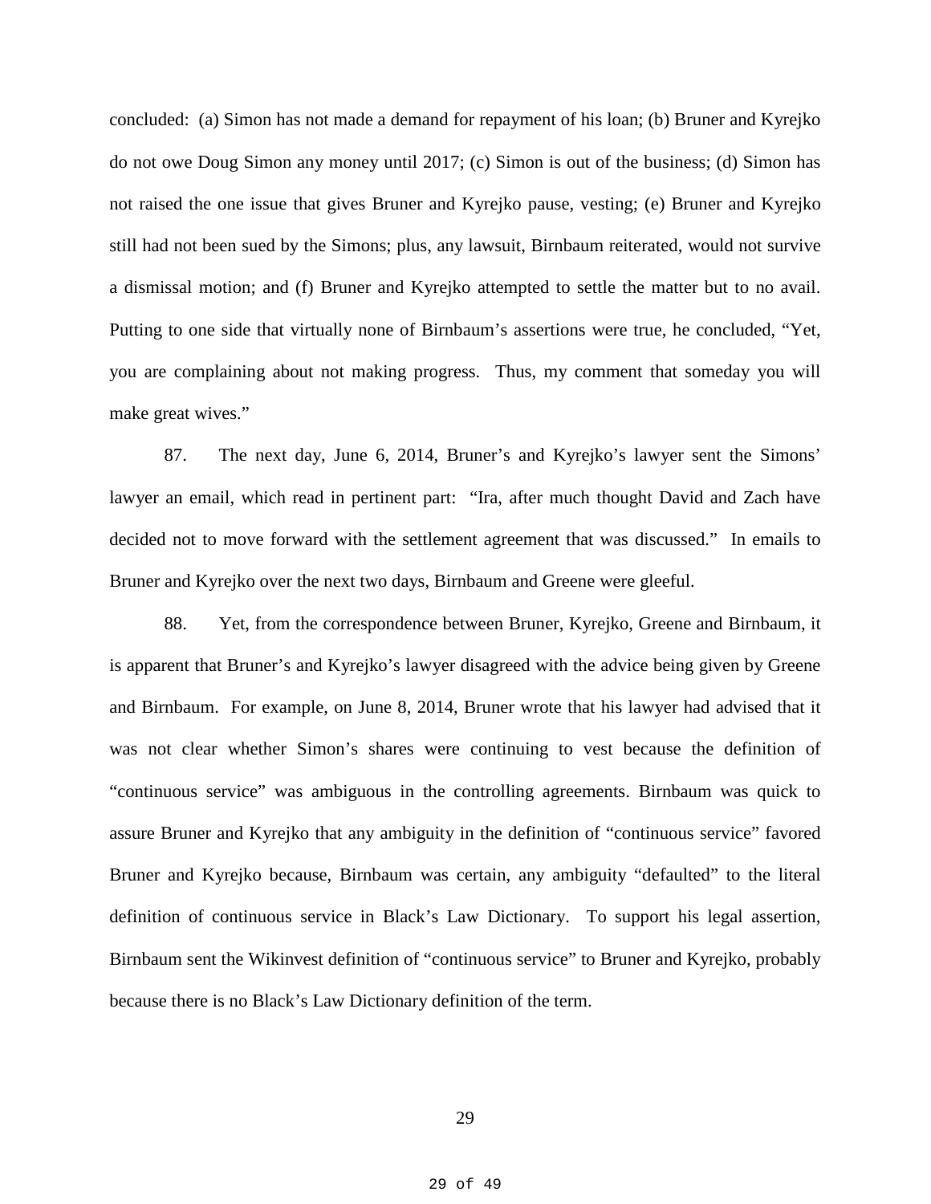concluded: (a) Simon has not made a demand for repayment of his loan; (b) Bruner and Kyrejko do not owe Doug Simon any money until 2017; (c) Simon is out of the business; (d) Simon has not raised the one issue that gives Bruner and Kyrejko pause, vesting; (e) Bruner and Kyrejko still had not been sued by the Simons; plus, any lawsuit, Birnbaum reiterated, would not survive a dismissal motion; and (f) Bruner and Kyrejko attempted to settle the matter but to no avail. Putting to one side that virtually none of Birnbaum's assertions were true, he concluded, "Yet, you are complaining about not making progress. Thus, my comment that someday you will make great wives."

87. The next day, June 6, 2014, Bruner's and Kyrejko's lawyer sent the Simons' lawyer an email, which read in pertinent part: "Ira, after much thought David and Zach have decided not to move forward with the settlement agreement that was discussed." In emails to Bruner and Kyrejko over the next two days, Birnbaum and Greene were gleeful.

88. Yet, from the correspondence between Bruner, Kyrejko, Greene and Birnbaum, it is apparent that Bruner's and Kyrejko's lawyer disagreed with the advice being given by Greene and Birnbaum. For example, on June 8, 2014, Bruner wrote that his lawyer had advised that it was not clear whether Simon's shares were continuing to vest because the definition of "continuous service" was ambiguous in the controlling agreements. Birnbaum was quick to assure Bruner and Kyrejko that any ambiguity in the definition of "continuous service" favored Bruner and Kyrejko because, Birnbaum was certain, any ambiguity "defaulted" to the literal definition of continuous service in Black's Law Dictionary. To support his legal assertion, Birnbaum sent the Wikinvest definition of "continuous service" to Bruner and Kyrejko, probably because there is no Black's Law Dictionary definition of the term.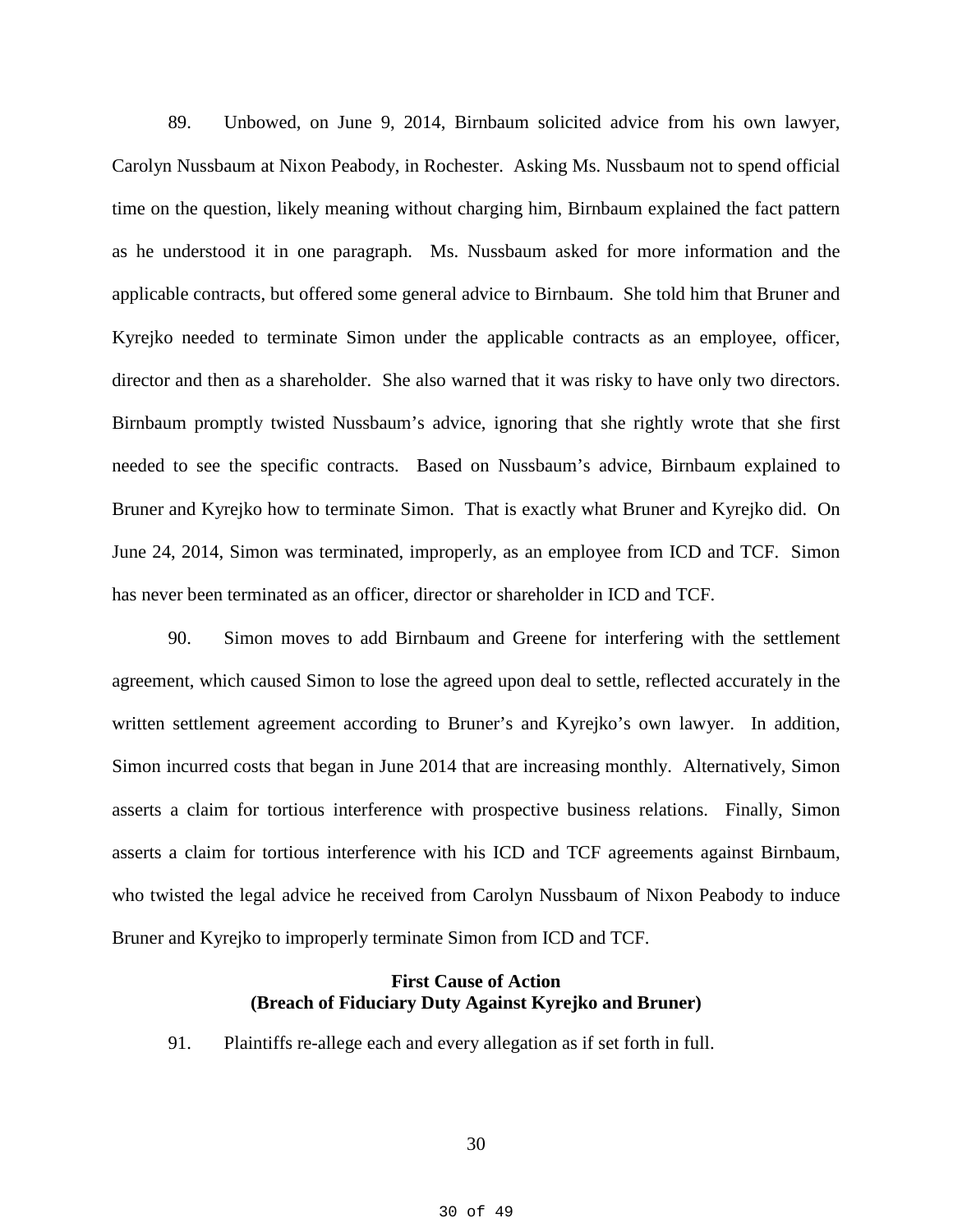89. Unbowed, on June 9, 2014, Birnbaum solicited advice from his own lawyer, Carolyn Nussbaum at Nixon Peabody, in Rochester. Asking Ms. Nussbaum not to spend official time on the question, likely meaning without charging him, Birnbaum explained the fact pattern as he understood it in one paragraph. Ms. Nussbaum asked for more information and the applicable contracts, but offered some general advice to Birnbaum. She told him that Bruner and Kyrejko needed to terminate Simon under the applicable contracts as an employee, officer, director and then as a shareholder. She also warned that it was risky to have only two directors. Birnbaum promptly twisted Nussbaum's advice, ignoring that she rightly wrote that she first needed to see the specific contracts. Based on Nussbaum's advice, Birnbaum explained to Bruner and Kyrejko how to terminate Simon. That is exactly what Bruner and Kyrejko did. On June 24, 2014, Simon was terminated, improperly, as an employee from ICD and TCF. Simon has never been terminated as an officer, director or shareholder in ICD and TCF.

90. Simon moves to add Birnbaum and Greene for interfering with the settlement agreement, which caused Simon to lose the agreed upon deal to settle, reflected accurately in the written settlement agreement according to Bruner's and Kyrejko's own lawyer. In addition, Simon incurred costs that began in June 2014 that are increasing monthly. Alternatively, Simon asserts a claim for tortious interference with prospective business relations. Finally, Simon asserts a claim for tortious interference with his ICD and TCF agreements against Birnbaum, who twisted the legal advice he received from Carolyn Nussbaum of Nixon Peabody to induce Bruner and Kyrejko to improperly terminate Simon from ICD and TCF.

**First Cause of Action**
**(Breach of Fiduciary Duty Against Kyrejko and Bruner)**

91. Plaintiffs re-allege each and every allegation as if set forth in full.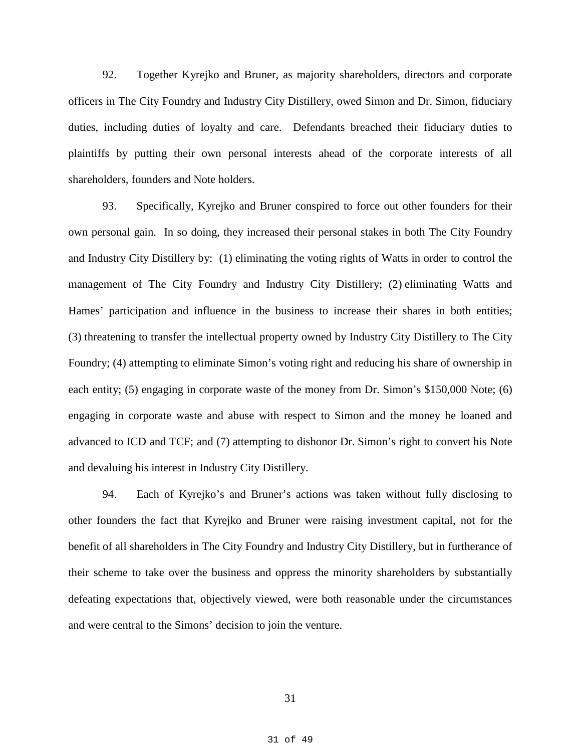92. Together Kyrejko and Bruner, as majority shareholders, directors and corporate officers in The City Foundry and Industry City Distillery, owed Simon and Dr. Simon, fiduciary duties, including duties of loyalty and care. Defendants breached their fiduciary duties to plaintiffs by putting their own personal interests ahead of the corporate interests of all shareholders, founders and Note holders.

93. Specifically, Kyrejko and Bruner conspired to force out other founders for their own personal gain. In so doing, they increased their personal stakes in both The City Foundry and Industry City Distillery by: (1) eliminating the voting rights of Watts in order to control the management of The City Foundry and Industry City Distillery; (2) eliminating Watts and Hames' participation and influence in the business to increase their shares in both entities; (3) threatening to transfer the intellectual property owned by Industry City Distillery to The City Foundry; (4) attempting to eliminate Simon's voting right and reducing his share of ownership in each entity; (5) engaging in corporate waste of the money from Dr. Simon's $150,000 Note; (6) engaging in corporate waste and abuse with respect to Simon and the money he loaned and advanced to ICD and TCF; and (7) attempting to dishonor Dr. Simon's right to convert his Note and devaluing his interest in Industry City Distillery.

94. Each of Kyrejko's and Bruner's actions was taken without fully disclosing to other founders the fact that Kyrejko and Bruner were raising investment capital, not for the benefit of all shareholders in The City Foundry and Industry City Distillery, but in furtherance of their scheme to take over the business and oppress the minority shareholders by substantially defeating expectations that, objectively viewed, were both reasonable under the circumstances and were central to the Simons' decision to join the venture.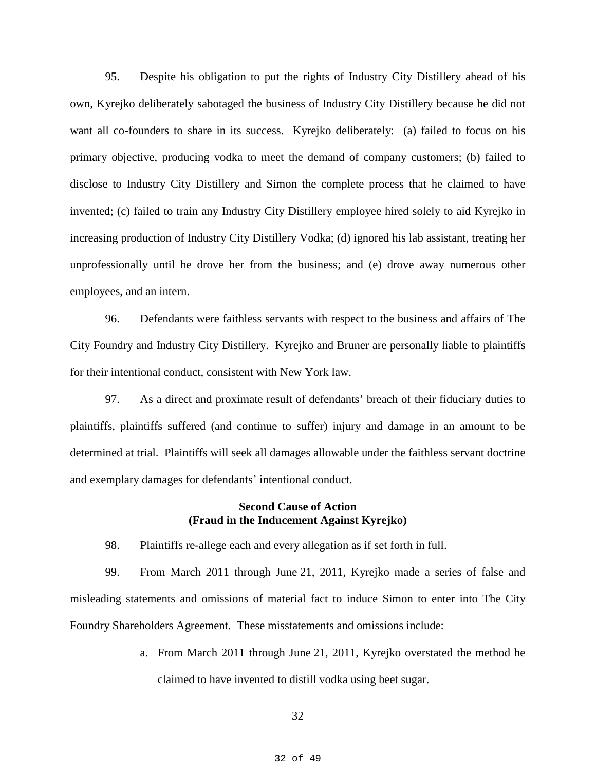95. Despite his obligation to put the rights of Industry City Distillery ahead of his own, Kyrejko deliberately sabotaged the business of Industry City Distillery because he did not want all co-founders to share in its success. Kyrejko deliberately: (a) failed to focus on his primary objective, producing vodka to meet the demand of company customers; (b) failed to disclose to Industry City Distillery and Simon the complete process that he claimed to have invented; (c) failed to train any Industry City Distillery employee hired solely to aid Kyrejko in increasing production of Industry City Distillery Vodka; (d) ignored his lab assistant, treating her unprofessionally until he drove her from the business; and (e) drove away numerous other employees, and an intern.

96. Defendants were faithless servants with respect to the business and affairs of The City Foundry and Industry City Distillery. Kyrejko and Bruner are personally liable to plaintiffs for their intentional conduct, consistent with New York law.

97. As a direct and proximate result of defendants' breach of their fiduciary duties to plaintiffs, plaintiffs suffered (and continue to suffer) injury and damage in an amount to be determined at trial. Plaintiffs will seek all damages allowable under the faithless servant doctrine and exemplary damages for defendants' intentional conduct.

**Second Cause of Action**
**(Fraud in the Inducement Against Kyrejko)**

98. Plaintiffs re-allege each and every allegation as if set forth in full.

99. From March 2011 through June 21, 2011, Kyrejko made a series of false and misleading statements and omissions of material fact to induce Simon to enter into The City Foundry Shareholders Agreement. These misstatements and omissions include:

a. From March 2011 through June 21, 2011, Kyrejko overstated the method he claimed to have invented to distill vodka using beet sugar.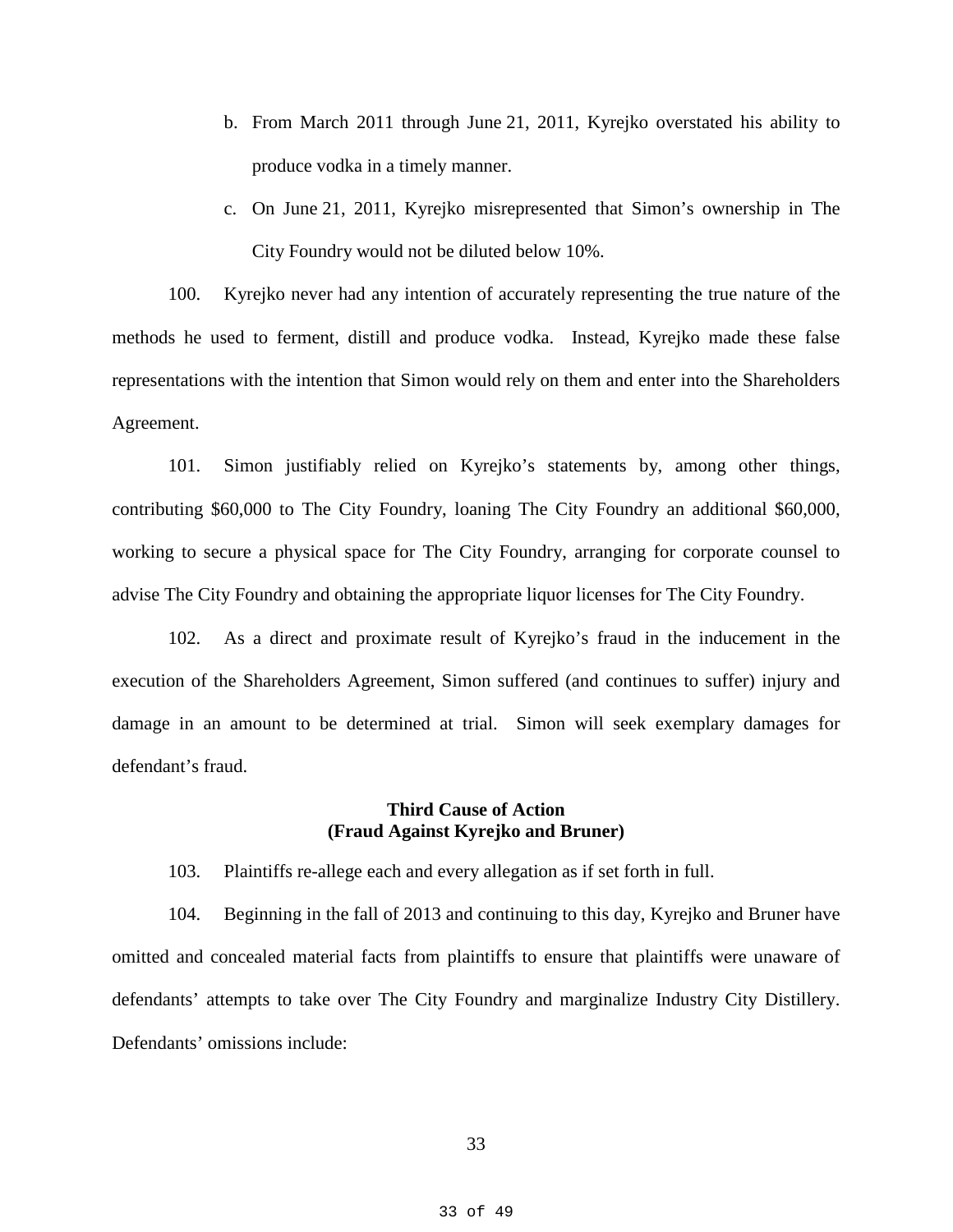b. From March 2011 through June 21, 2011, Kyrejko overstated his ability to produce vodka in a timely manner.

c. On June 21, 2011, Kyrejko misrepresented that Simon's ownership in The City Foundry would not be diluted below 10%.

100. Kyrejko never had any intention of accurately representing the true nature of the methods he used to ferment, distill and produce vodka. Instead, Kyrejko made these false representations with the intention that Simon would rely on them and enter into the Shareholders Agreement.

101. Simon justifiably relied on Kyrejko's statements by, among other things, contributing $60,000 to The City Foundry, loaning The City Foundry an additional $60,000, working to secure a physical space for The City Foundry, arranging for corporate counsel to advise The City Foundry and obtaining the appropriate liquor licenses for The City Foundry.

102. As a direct and proximate result of Kyrejko's fraud in the inducement in the execution of the Shareholders Agreement, Simon suffered (and continues to suffer) injury and damage in an amount to be determined at trial. Simon will seek exemplary damages for defendant's fraud.

**Third Cause of Action**
**(Fraud Against Kyrejko and Bruner)**

103. Plaintiffs re-allege each and every allegation as if set forth in full.

104. Beginning in the fall of 2013 and continuing to this day, Kyrejko and Bruner have omitted and concealed material facts from plaintiffs to ensure that plaintiffs were unaware of defendants' attempts to take over The City Foundry and marginalize Industry City Distillery. Defendants' omissions include: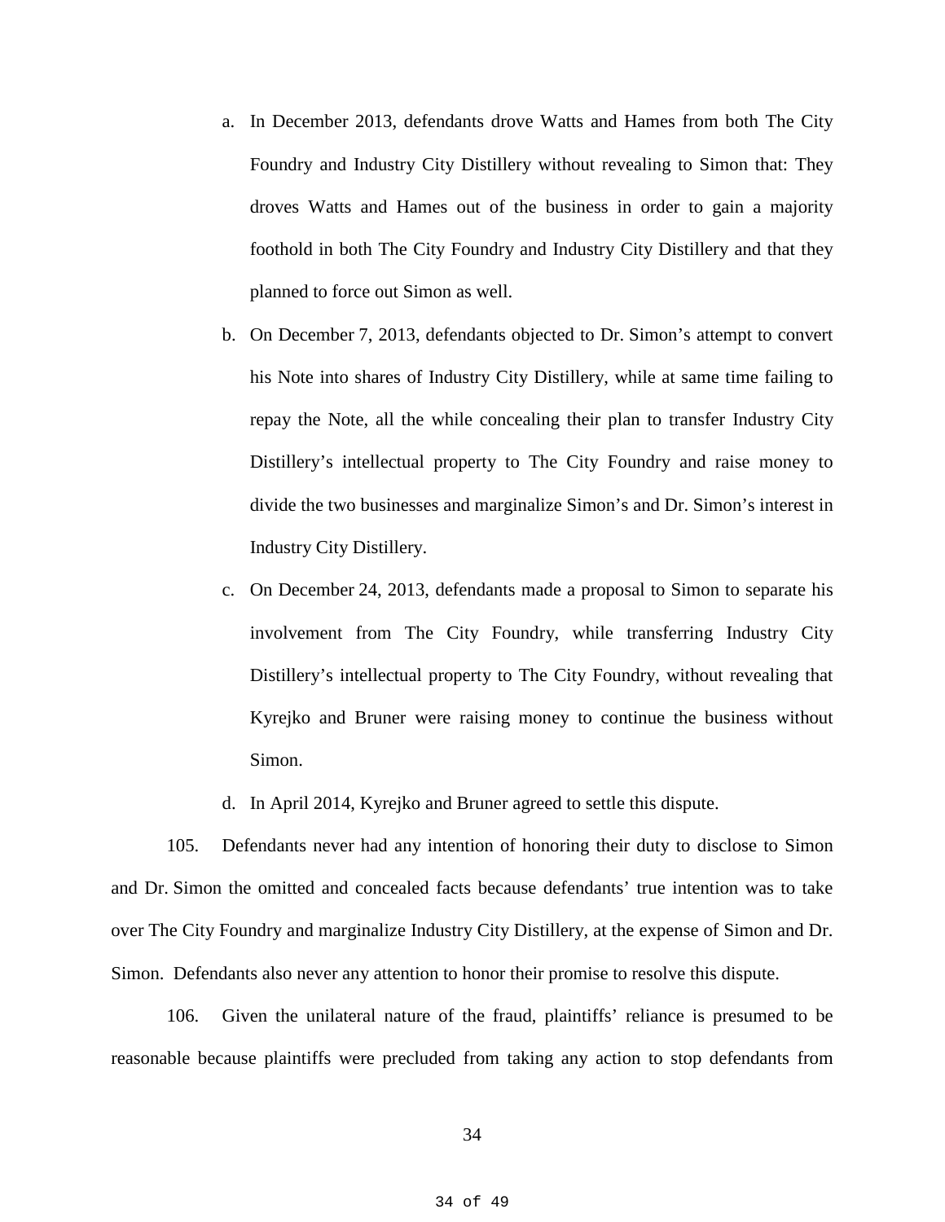a. In December 2013, defendants drove Watts and Hames from both The City Foundry and Industry City Distillery without revealing to Simon that: They droves Watts and Hames out of the business in order to gain a majority foothold in both The City Foundry and Industry City Distillery and that they planned to force out Simon as well.

b. On December 7, 2013, defendants objected to Dr. Simon's attempt to convert his Note into shares of Industry City Distillery, while at same time failing to repay the Note, all the while concealing their plan to transfer Industry City Distillery's intellectual property to The City Foundry and raise money to divide the two businesses and marginalize Simon's and Dr. Simon's interest in Industry City Distillery.

c. On December 24, 2013, defendants made a proposal to Simon to separate his involvement from The City Foundry, while transferring Industry City Distillery's intellectual property to The City Foundry, without revealing that Kyrejko and Bruner were raising money to continue the business without Simon.

d. In April 2014, Kyrejko and Bruner agreed to settle this dispute.

105. Defendants never had any intention of honoring their duty to disclose to Simon and Dr. Simon the omitted and concealed facts because defendants' true intention was to take over The City Foundry and marginalize Industry City Distillery, at the expense of Simon and Dr. Simon. Defendants also never any attention to honor their promise to resolve this dispute.

106. Given the unilateral nature of the fraud, plaintiffs' reliance is presumed to be reasonable because plaintiffs were precluded from taking any action to stop defendants from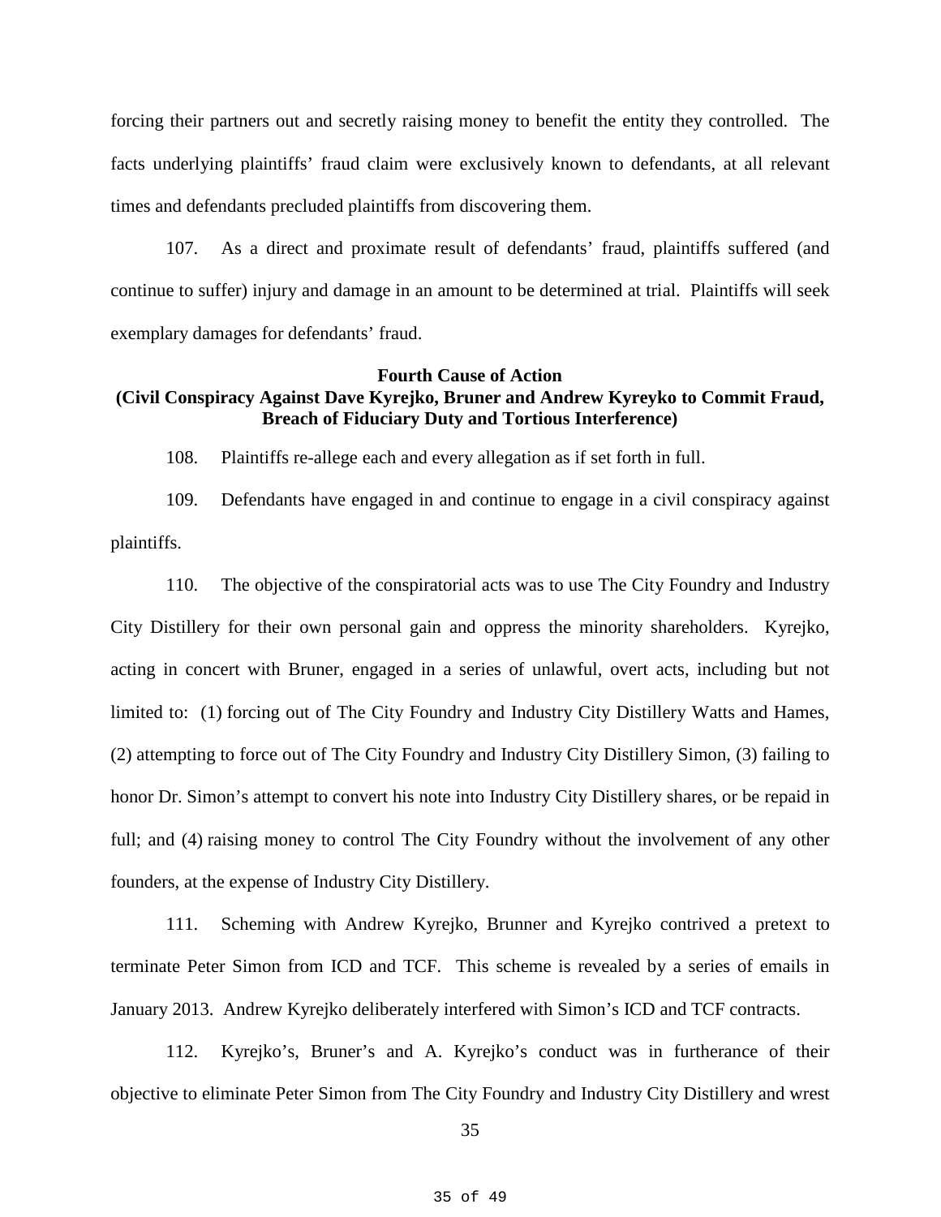forcing their partners out and secretly raising money to benefit the entity they controlled. The facts underlying plaintiffs' fraud claim were exclusively known to defendants, at all relevant times and defendants precluded plaintiffs from discovering them.

107. As a direct and proximate result of defendants' fraud, plaintiffs suffered (and continue to suffer) injury and damage in an amount to be determined at trial. Plaintiffs will seek exemplary damages for defendants' fraud.

**Fourth Cause of Action**
**(Civil Conspiracy Against Dave Kyrejko, Bruner and Andrew Kyreyko to Commit Fraud, Breach of Fiduciary Duty and Tortious Interference)**

108. Plaintiffs re-allege each and every allegation as if set forth in full.

109. Defendants have engaged in and continue to engage in a civil conspiracy against plaintiffs.

110. The objective of the conspiratorial acts was to use The City Foundry and Industry City Distillery for their own personal gain and oppress the minority shareholders. Kyrejko, acting in concert with Bruner, engaged in a series of unlawful, overt acts, including but not limited to: (1) forcing out of The City Foundry and Industry City Distillery Watts and Hames, (2) attempting to force out of The City Foundry and Industry City Distillery Simon, (3) failing to honor Dr. Simon's attempt to convert his note into Industry City Distillery shares, or be repaid in full; and (4) raising money to control The City Foundry without the involvement of any other founders, at the expense of Industry City Distillery.

111. Scheming with Andrew Kyrejko, Brunner and Kyrejko contrived a pretext to terminate Peter Simon from ICD and TCF. This scheme is revealed by a series of emails in January 2013. Andrew Kyrejko deliberately interfered with Simon's ICD and TCF contracts.

112. Kyrejko's, Bruner's and A. Kyrejko's conduct was in furtherance of their objective to eliminate Peter Simon from The City Foundry and Industry City Distillery and wrest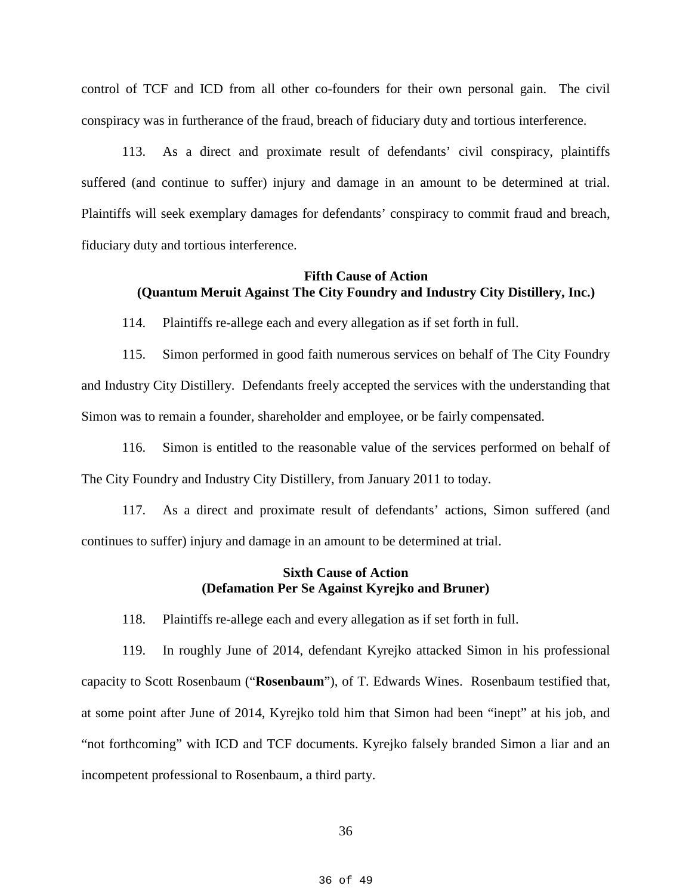control of TCF and ICD from all other co-founders for their own personal gain. The civil conspiracy was in furtherance of the fraud, breach of fiduciary duty and tortious interference.

113. As a direct and proximate result of defendants' civil conspiracy, plaintiffs suffered (and continue to suffer) injury and damage in an amount to be determined at trial. Plaintiffs will seek exemplary damages for defendants' conspiracy to commit fraud and breach, fiduciary duty and tortious interference.

**Fifth Cause of Action**
**(Quantum Meruit Against The City Foundry and Industry City Distillery, Inc.)**

114. Plaintiffs re-allege each and every allegation as if set forth in full.

115. Simon performed in good faith numerous services on behalf of The City Foundry and Industry City Distillery. Defendants freely accepted the services with the understanding that Simon was to remain a founder, shareholder and employee, or be fairly compensated.

116. Simon is entitled to the reasonable value of the services performed on behalf of The City Foundry and Industry City Distillery, from January 2011 to today.

117. As a direct and proximate result of defendants' actions, Simon suffered (and continues to suffer) injury and damage in an amount to be determined at trial.

**Sixth Cause of Action**
**(Defamation Per Se Against Kyrejko and Bruner)**

118. Plaintiffs re-allege each and every allegation as if set forth in full.

119. In roughly June of 2014, defendant Kyrejko attacked Simon in his professional capacity to Scott Rosenbaum ("**Rosenbaum**"), of T. Edwards Wines. Rosenbaum testified that, at some point after June of 2014, Kyrejko told him that Simon had been "inept" at his job, and "not forthcoming" with ICD and TCF documents. Kyrejko falsely branded Simon a liar and an incompetent professional to Rosenbaum, a third party.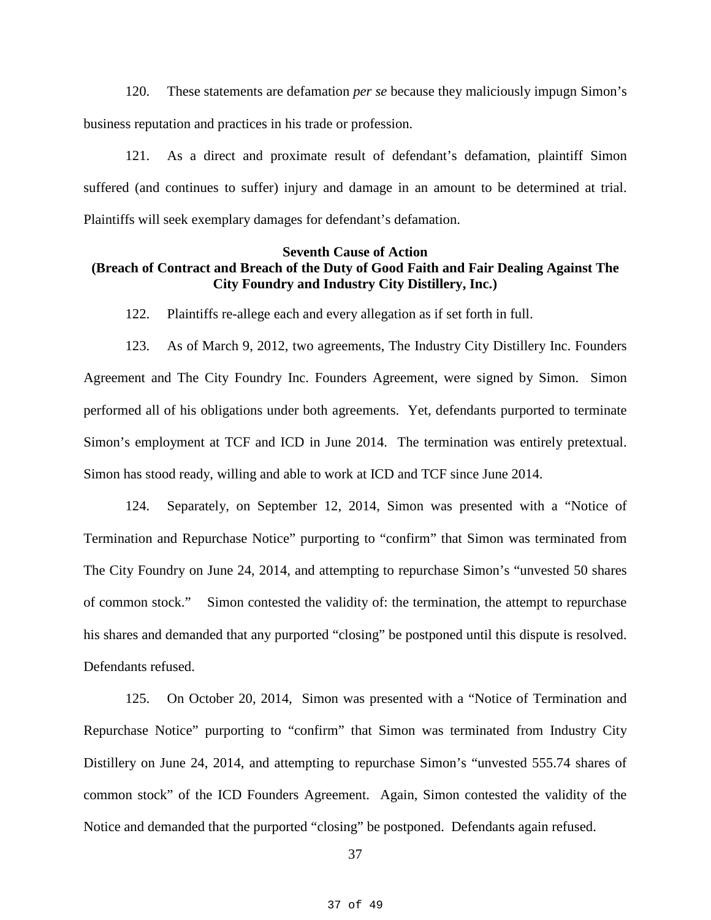120. These statements are defamation *per se* because they maliciously impugn Simon's business reputation and practices in his trade or profession.

121. As a direct and proximate result of defendant's defamation, plaintiff Simon suffered (and continues to suffer) injury and damage in an amount to be determined at trial. Plaintiffs will seek exemplary damages for defendant's defamation.

**Seventh Cause of Action**
**(Breach of Contract and Breach of the Duty of Good Faith and Fair Dealing Against The City Foundry and Industry City Distillery, Inc.)**

122. Plaintiffs re-allege each and every allegation as if set forth in full.

123. As of March 9, 2012, two agreements, The Industry City Distillery Inc. Founders Agreement and The City Foundry Inc. Founders Agreement, were signed by Simon. Simon performed all of his obligations under both agreements. Yet, defendants purported to terminate Simon's employment at TCF and ICD in June 2014. The termination was entirely pretextual. Simon has stood ready, willing and able to work at ICD and TCF since June 2014.

124. Separately, on September 12, 2014, Simon was presented with a "Notice of Termination and Repurchase Notice" purporting to "confirm" that Simon was terminated from The City Foundry on June 24, 2014, and attempting to repurchase Simon's "unvested 50 shares of common stock." Simon contested the validity of: the termination, the attempt to repurchase his shares and demanded that any purported "closing" be postponed until this dispute is resolved. Defendants refused.

125. On October 20, 2014, Simon was presented with a "Notice of Termination and Repurchase Notice" purporting to "confirm" that Simon was terminated from Industry City Distillery on June 24, 2014, and attempting to repurchase Simon's "unvested 555.74 shares of common stock" of the ICD Founders Agreement. Again, Simon contested the validity of the Notice and demanded that the purported "closing" be postponed. Defendants again refused.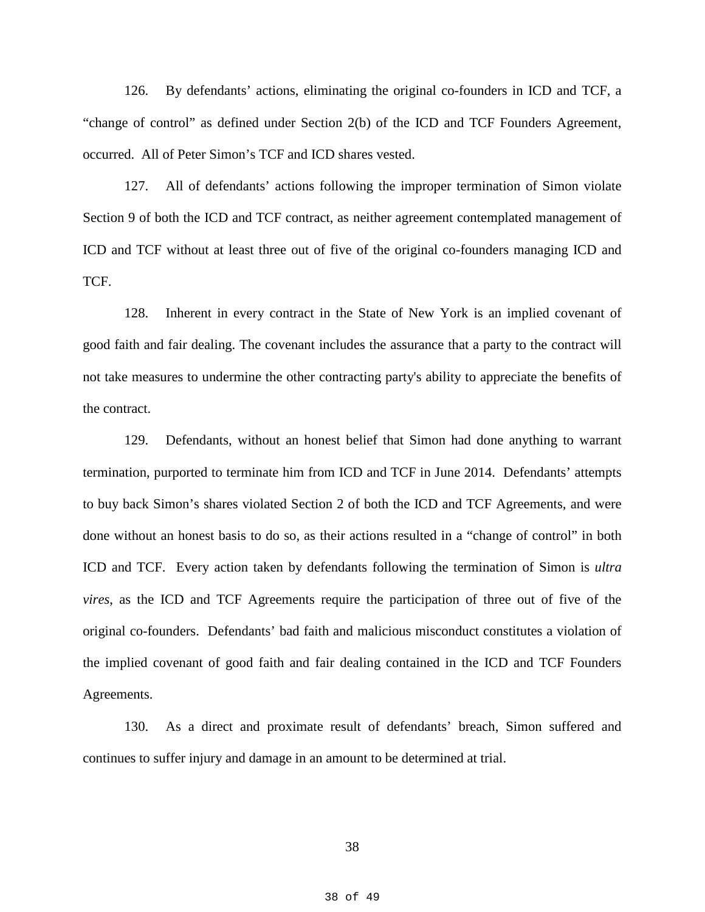126. By defendants' actions, eliminating the original co-founders in ICD and TCF, a "change of control" as defined under Section 2(b) of the ICD and TCF Founders Agreement, occurred. All of Peter Simon's TCF and ICD shares vested.

127. All of defendants' actions following the improper termination of Simon violate Section 9 of both the ICD and TCF contract, as neither agreement contemplated management of ICD and TCF without at least three out of five of the original co-founders managing ICD and TCF.

128. Inherent in every contract in the State of New York is an implied covenant of good faith and fair dealing. The covenant includes the assurance that a party to the contract will not take measures to undermine the other contracting party's ability to appreciate the benefits of the contract.

129. Defendants, without an honest belief that Simon had done anything to warrant termination, purported to terminate him from ICD and TCF in June 2014. Defendants' attempts to buy back Simon's shares violated Section 2 of both the ICD and TCF Agreements, and were done without an honest basis to do so, as their actions resulted in a "change of control" in both ICD and TCF. Every action taken by defendants following the termination of Simon is *ultra vires*, as the ICD and TCF Agreements require the participation of three out of five of the original co-founders. Defendants' bad faith and malicious misconduct constitutes a violation of the implied covenant of good faith and fair dealing contained in the ICD and TCF Founders Agreements.

130. As a direct and proximate result of defendants' breach, Simon suffered and continues to suffer injury and damage in an amount to be determined at trial.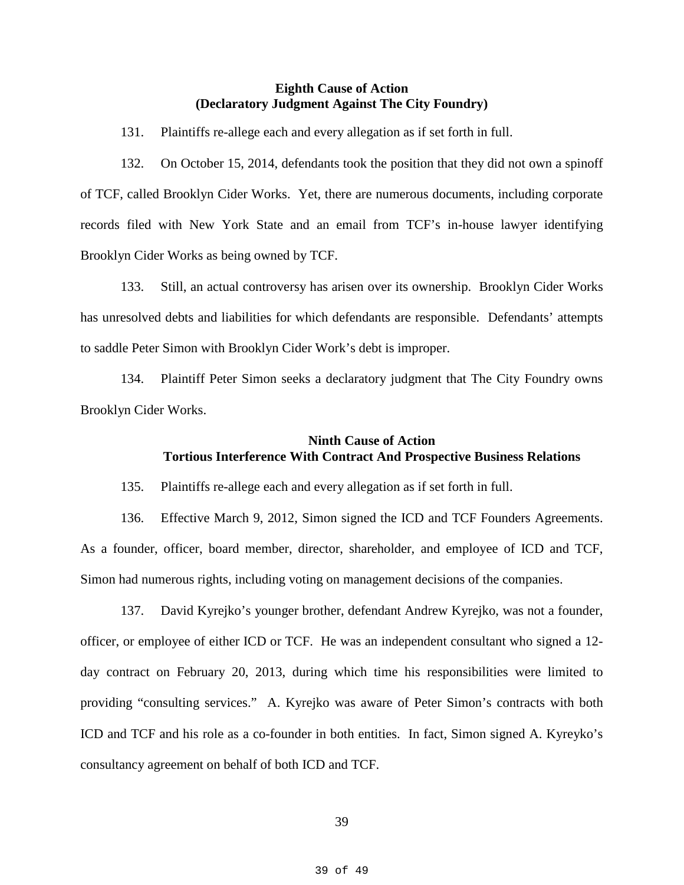**Eighth Cause of Action**
**(Declaratory Judgment Against The City Foundry)**

131. Plaintiffs re-allege each and every allegation as if set forth in full.

132. On October 15, 2014, defendants took the position that they did not own a spinoff of TCF, called Brooklyn Cider Works. Yet, there are numerous documents, including corporate records filed with New York State and an email from TCF's in-house lawyer identifying Brooklyn Cider Works as being owned by TCF.

133. Still, an actual controversy has arisen over its ownership. Brooklyn Cider Works has unresolved debts and liabilities for which defendants are responsible. Defendants' attempts to saddle Peter Simon with Brooklyn Cider Work's debt is improper.

134. Plaintiff Peter Simon seeks a declaratory judgment that The City Foundry owns Brooklyn Cider Works.

**Ninth Cause of Action**
**Tortious Interference With Contract And Prospective Business Relations**

135. Plaintiffs re-allege each and every allegation as if set forth in full.

136. Effective March 9, 2012, Simon signed the ICD and TCF Founders Agreements. As a founder, officer, board member, director, shareholder, and employee of ICD and TCF, Simon had numerous rights, including voting on management decisions of the companies.

137. David Kyrejko's younger brother, defendant Andrew Kyrejko, was not a founder, officer, or employee of either ICD or TCF. He was an independent consultant who signed a 12-day contract on February 20, 2013, during which time his responsibilities were limited to providing "consulting services." A. Kyrejko was aware of Peter Simon's contracts with both ICD and TCF and his role as a co-founder in both entities. In fact, Simon signed A. Kyreyko's consultancy agreement on behalf of both ICD and TCF.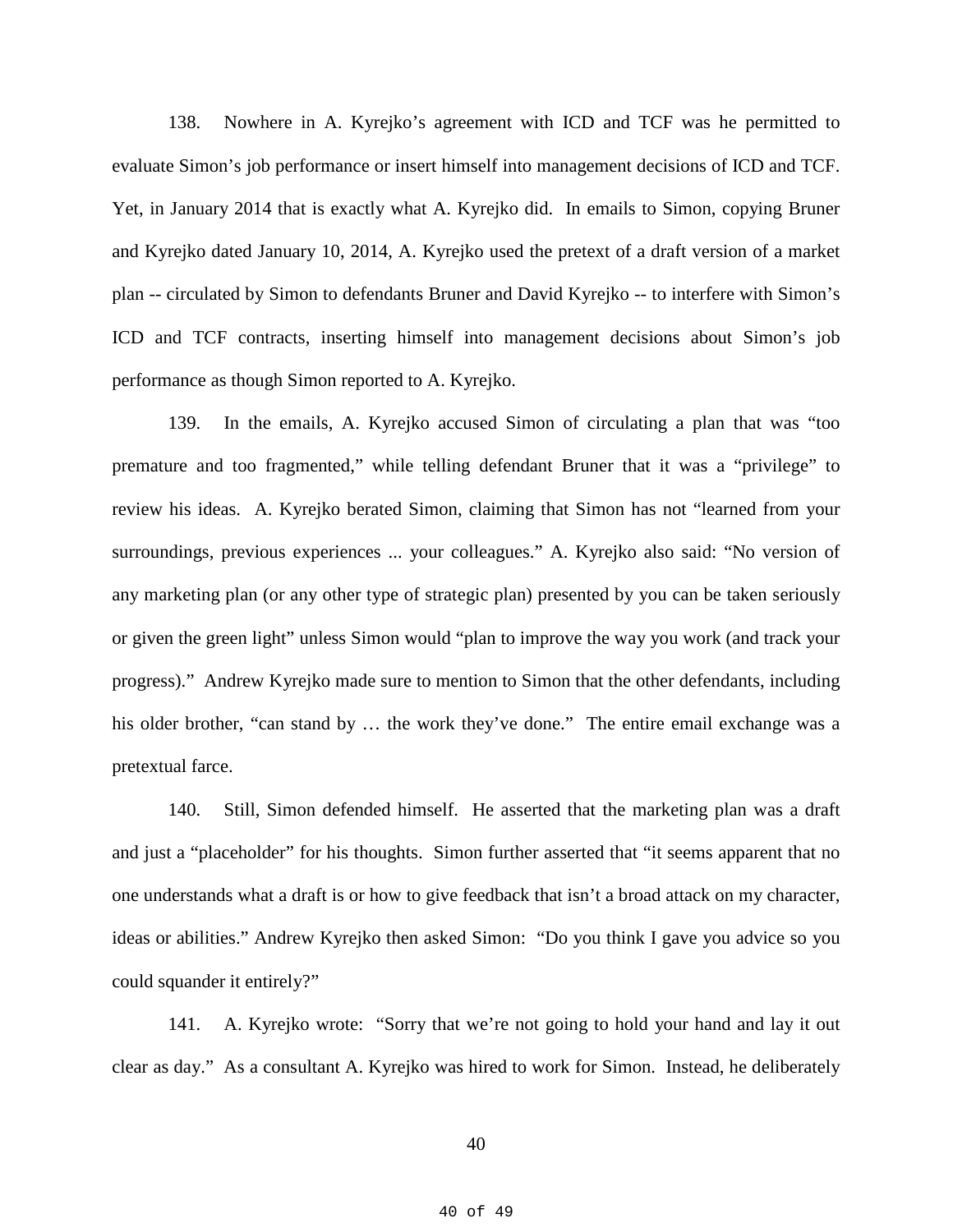138. Nowhere in A. Kyrejko's agreement with ICD and TCF was he permitted to evaluate Simon's job performance or insert himself into management decisions of ICD and TCF. Yet, in January 2014 that is exactly what A. Kyrejko did. In emails to Simon, copying Bruner and Kyrejko dated January 10, 2014, A. Kyrejko used the pretext of a draft version of a market plan -- circulated by Simon to defendants Bruner and David Kyrejko -- to interfere with Simon's ICD and TCF contracts, inserting himself into management decisions about Simon's job performance as though Simon reported to A. Kyrejko.

139. In the emails, A. Kyrejko accused Simon of circulating a plan that was "too premature and too fragmented," while telling defendant Bruner that it was a "privilege" to review his ideas. A. Kyrejko berated Simon, claiming that Simon has not "learned from your surroundings, previous experiences ... your colleagues." A. Kyrejko also said: "No version of any marketing plan (or any other type of strategic plan) presented by you can be taken seriously or given the green light" unless Simon would "plan to improve the way you work (and track your progress)." Andrew Kyrejko made sure to mention to Simon that the other defendants, including his older brother, "can stand by … the work they've done." The entire email exchange was a pretextual farce.

140. Still, Simon defended himself. He asserted that the marketing plan was a draft and just a "placeholder" for his thoughts. Simon further asserted that "it seems apparent that no one understands what a draft is or how to give feedback that isn't a broad attack on my character, ideas or abilities." Andrew Kyrejko then asked Simon: "Do you think I gave you advice so you could squander it entirely?"

141. A. Kyrejko wrote: "Sorry that we're not going to hold your hand and lay it out clear as day." As a consultant A. Kyrejko was hired to work for Simon. Instead, he deliberately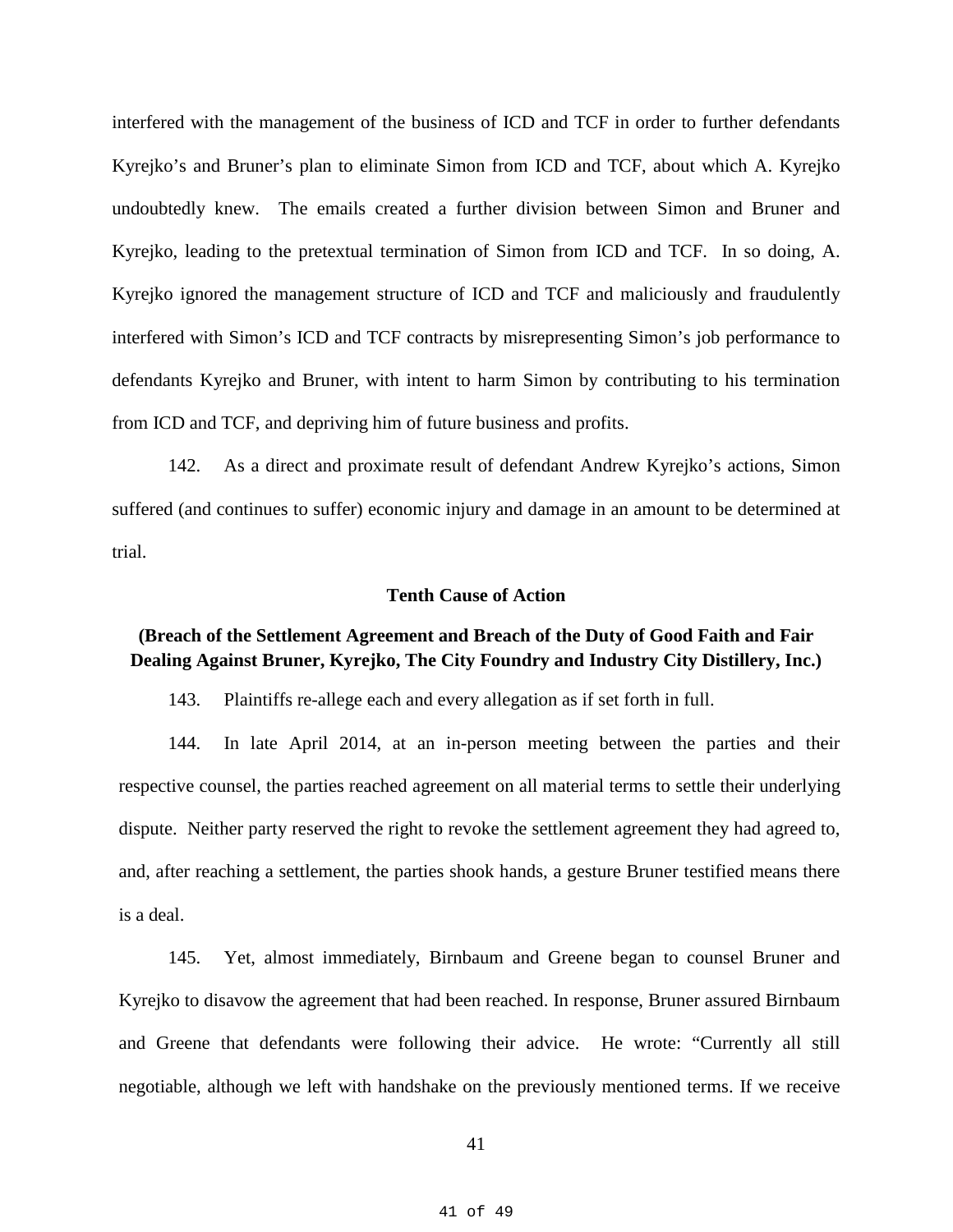interfered with the management of the business of ICD and TCF in order to further defendants Kyrejko's and Bruner's plan to eliminate Simon from ICD and TCF, about which A. Kyrejko undoubtedly knew. The emails created a further division between Simon and Bruner and Kyrejko, leading to the pretextual termination of Simon from ICD and TCF. In so doing, A. Kyrejko ignored the management structure of ICD and TCF and maliciously and fraudulently interfered with Simon's ICD and TCF contracts by misrepresenting Simon's job performance to defendants Kyrejko and Bruner, with intent to harm Simon by contributing to his termination from ICD and TCF, and depriving him of future business and profits.

142. As a direct and proximate result of defendant Andrew Kyrejko's actions, Simon suffered (and continues to suffer) economic injury and damage in an amount to be determined at trial.

**Tenth Cause of Action**

**(Breach of the Settlement Agreement and Breach of the Duty of Good Faith and Fair Dealing Against Bruner, Kyrejko, The City Foundry and Industry City Distillery, Inc.)**

143. Plaintiffs re-allege each and every allegation as if set forth in full.

144. In late April 2014, at an in-person meeting between the parties and their respective counsel, the parties reached agreement on all material terms to settle their underlying dispute. Neither party reserved the right to revoke the settlement agreement they had agreed to, and, after reaching a settlement, the parties shook hands, a gesture Bruner testified means there is a deal.

145. Yet, almost immediately, Birnbaum and Greene began to counsel Bruner and Kyrejko to disavow the agreement that had been reached. In response, Bruner assured Birnbaum and Greene that defendants were following their advice. He wrote: "Currently all still negotiable, although we left with handshake on the previously mentioned terms. If we receive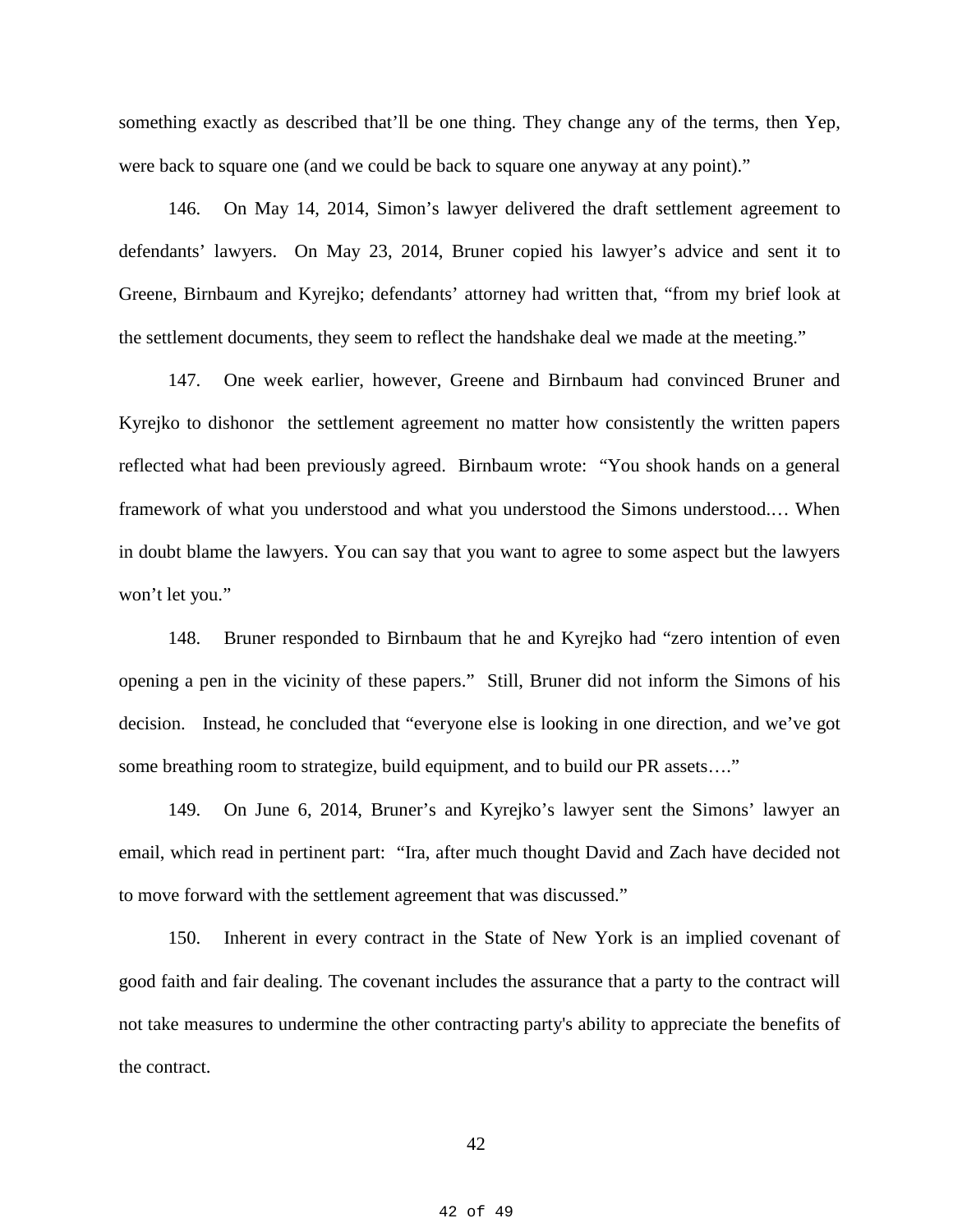something exactly as described that'll be one thing. They change any of the terms, then Yep, were back to square one (and we could be back to square one anyway at any point)."

146. On May 14, 2014, Simon's lawyer delivered the draft settlement agreement to defendants' lawyers. On May 23, 2014, Bruner copied his lawyer's advice and sent it to Greene, Birnbaum and Kyrejko; defendants' attorney had written that, "from my brief look at the settlement documents, they seem to reflect the handshake deal we made at the meeting."

147. One week earlier, however, Greene and Birnbaum had convinced Bruner and Kyrejko to dishonor the settlement agreement no matter how consistently the written papers reflected what had been previously agreed. Birnbaum wrote: "You shook hands on a general framework of what you understood and what you understood the Simons understood.… When in doubt blame the lawyers. You can say that you want to agree to some aspect but the lawyers won't let you."

148. Bruner responded to Birnbaum that he and Kyrejko had "zero intention of even opening a pen in the vicinity of these papers." Still, Bruner did not inform the Simons of his decision. Instead, he concluded that "everyone else is looking in one direction, and we've got some breathing room to strategize, build equipment, and to build our PR assets…."

149. On June 6, 2014, Bruner's and Kyrejko's lawyer sent the Simons' lawyer an email, which read in pertinent part: "Ira, after much thought David and Zach have decided not to move forward with the settlement agreement that was discussed."

150. Inherent in every contract in the State of New York is an implied covenant of good faith and fair dealing. The covenant includes the assurance that a party to the contract will not take measures to undermine the other contracting party's ability to appreciate the benefits of the contract.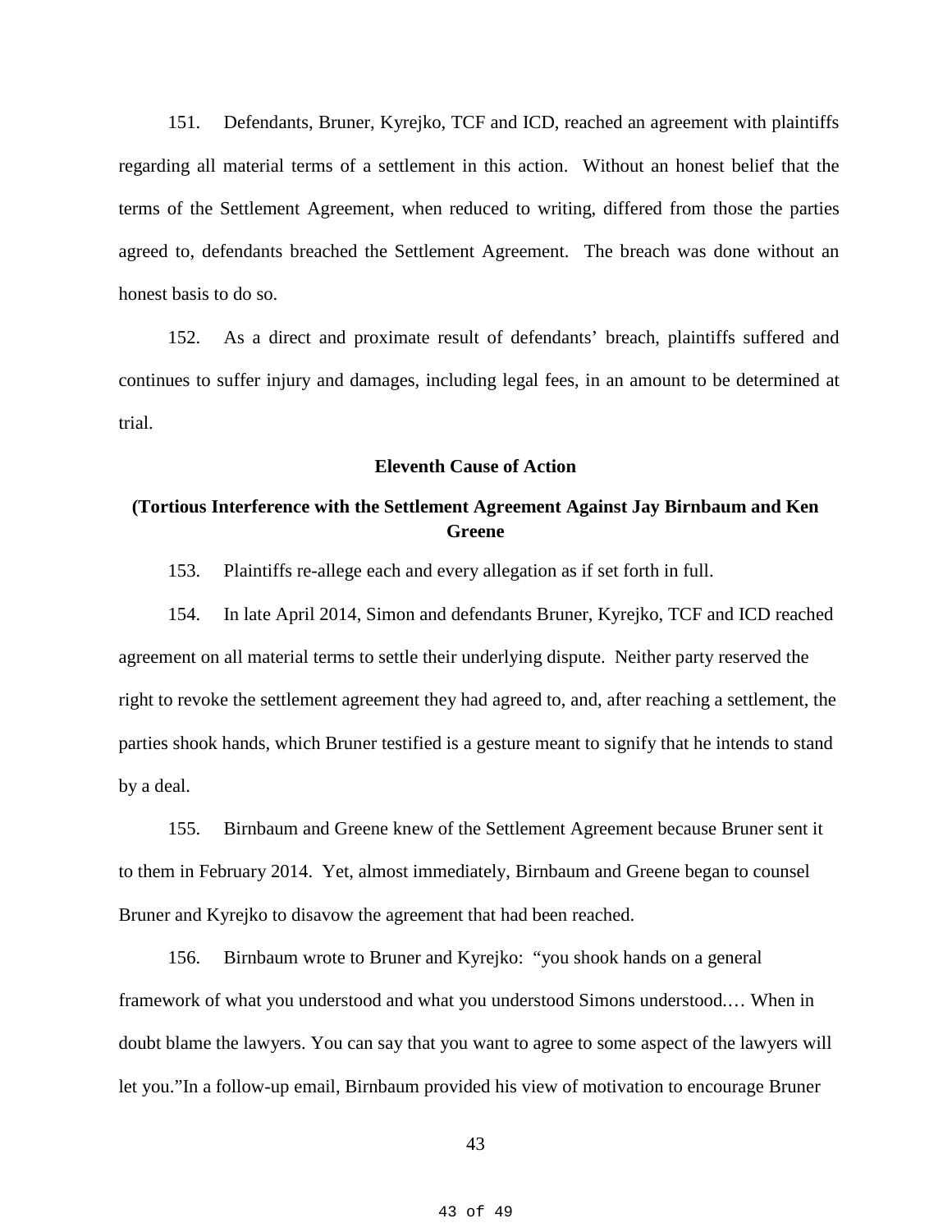151. Defendants, Bruner, Kyrejko, TCF and ICD, reached an agreement with plaintiffs regarding all material terms of a settlement in this action. Without an honest belief that the terms of the Settlement Agreement, when reduced to writing, differed from those the parties agreed to, defendants breached the Settlement Agreement. The breach was done without an honest basis to do so.

152. As a direct and proximate result of defendants' breach, plaintiffs suffered and continues to suffer injury and damages, including legal fees, in an amount to be determined at trial.

**Eleventh Cause of Action**

**(Tortious Interference with the Settlement Agreement Against Jay Birnbaum and Ken Greene**

153. Plaintiffs re-allege each and every allegation as if set forth in full.

154. In late April 2014, Simon and defendants Bruner, Kyrejko, TCF and ICD reached agreement on all material terms to settle their underlying dispute. Neither party reserved the right to revoke the settlement agreement they had agreed to, and, after reaching a settlement, the parties shook hands, which Bruner testified is a gesture meant to signify that he intends to stand by a deal.

155. Birnbaum and Greene knew of the Settlement Agreement because Bruner sent it to them in February 2014. Yet, almost immediately, Birnbaum and Greene began to counsel Bruner and Kyrejko to disavow the agreement that had been reached.

156. Birnbaum wrote to Bruner and Kyrejko: "you shook hands on a general framework of what you understood and what you understood Simons understood.… When in doubt blame the lawyers. You can say that you want to agree to some aspect of the lawyers will let you."In a follow-up email, Birnbaum provided his view of motivation to encourage Bruner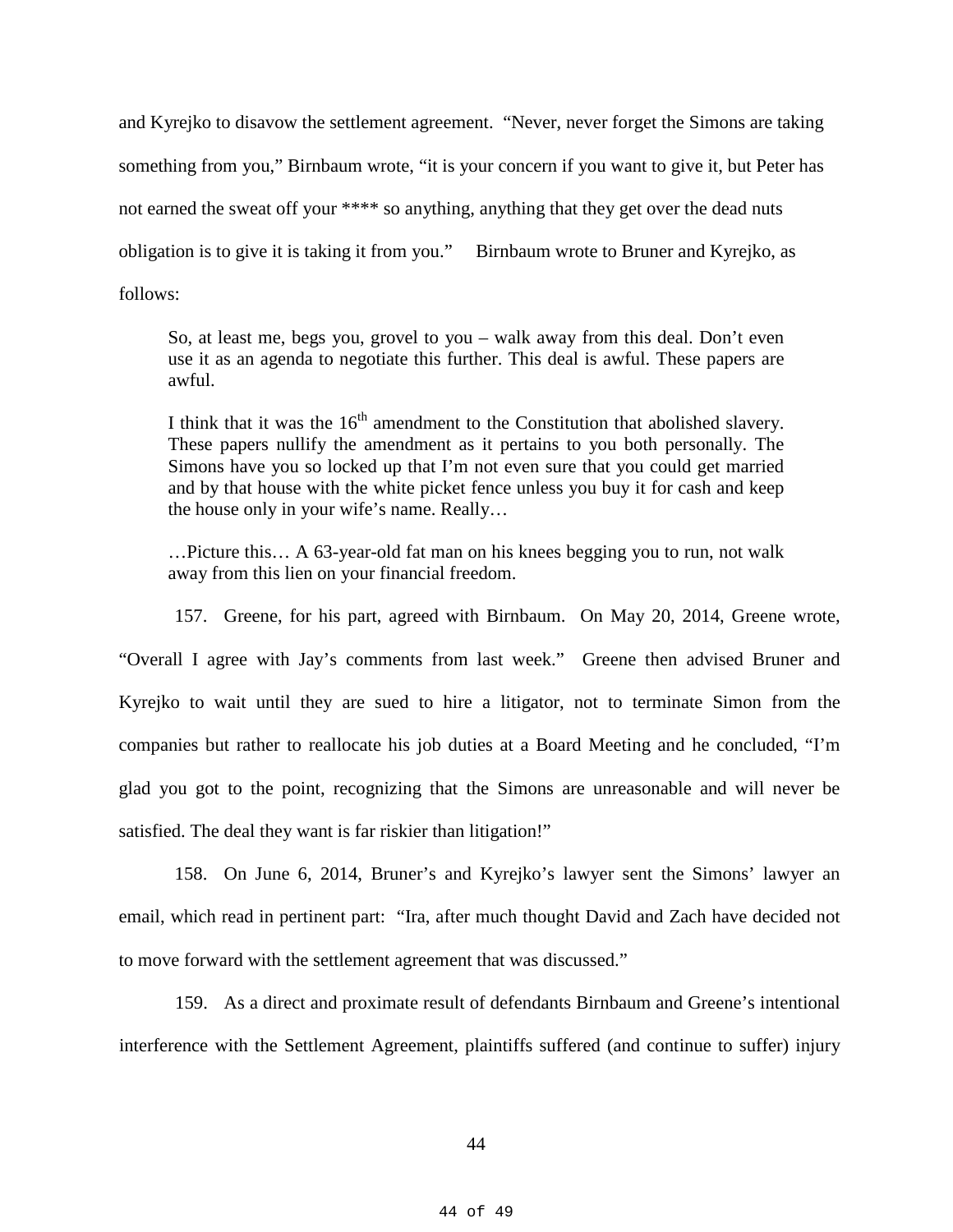and Kyrejko to disavow the settlement agreement. "Never, never forget the Simons are taking something from you," Birnbaum wrote, "it is your concern if you want to give it, but Peter has not earned the sweat off your **** so anything, anything that they get over the dead nuts obligation is to give it is taking it from you." Birnbaum wrote to Bruner and Kyrejko, as follows:

> So, at least me, begs you, grovel to you – walk away from this deal. Don't even use it as an agenda to negotiate this further. This deal is awful. These papers are awful.
>
> I think that it was the 16th amendment to the Constitution that abolished slavery. These papers nullify the amendment as it pertains to you both personally. The Simons have you so locked up that I'm not even sure that you could get married and by that house with the white picket fence unless you buy it for cash and keep the house only in your wife's name. Really…
>
> …Picture this… A 63-year-old fat man on his knees begging you to run, not walk away from this lien on your financial freedom.

157. Greene, for his part, agreed with Birnbaum. On May 20, 2014, Greene wrote, "Overall I agree with Jay's comments from last week." Greene then advised Bruner and Kyrejko to wait until they are sued to hire a litigator, not to terminate Simon from the companies but rather to reallocate his job duties at a Board Meeting and he concluded, "I'm glad you got to the point, recognizing that the Simons are unreasonable and will never be satisfied. The deal they want is far riskier than litigation!"

158. On June 6, 2014, Bruner's and Kyrejko's lawyer sent the Simons' lawyer an email, which read in pertinent part: "Ira, after much thought David and Zach have decided not to move forward with the settlement agreement that was discussed."

159. As a direct and proximate result of defendants Birnbaum and Greene's intentional interference with the Settlement Agreement, plaintiffs suffered (and continue to suffer) injury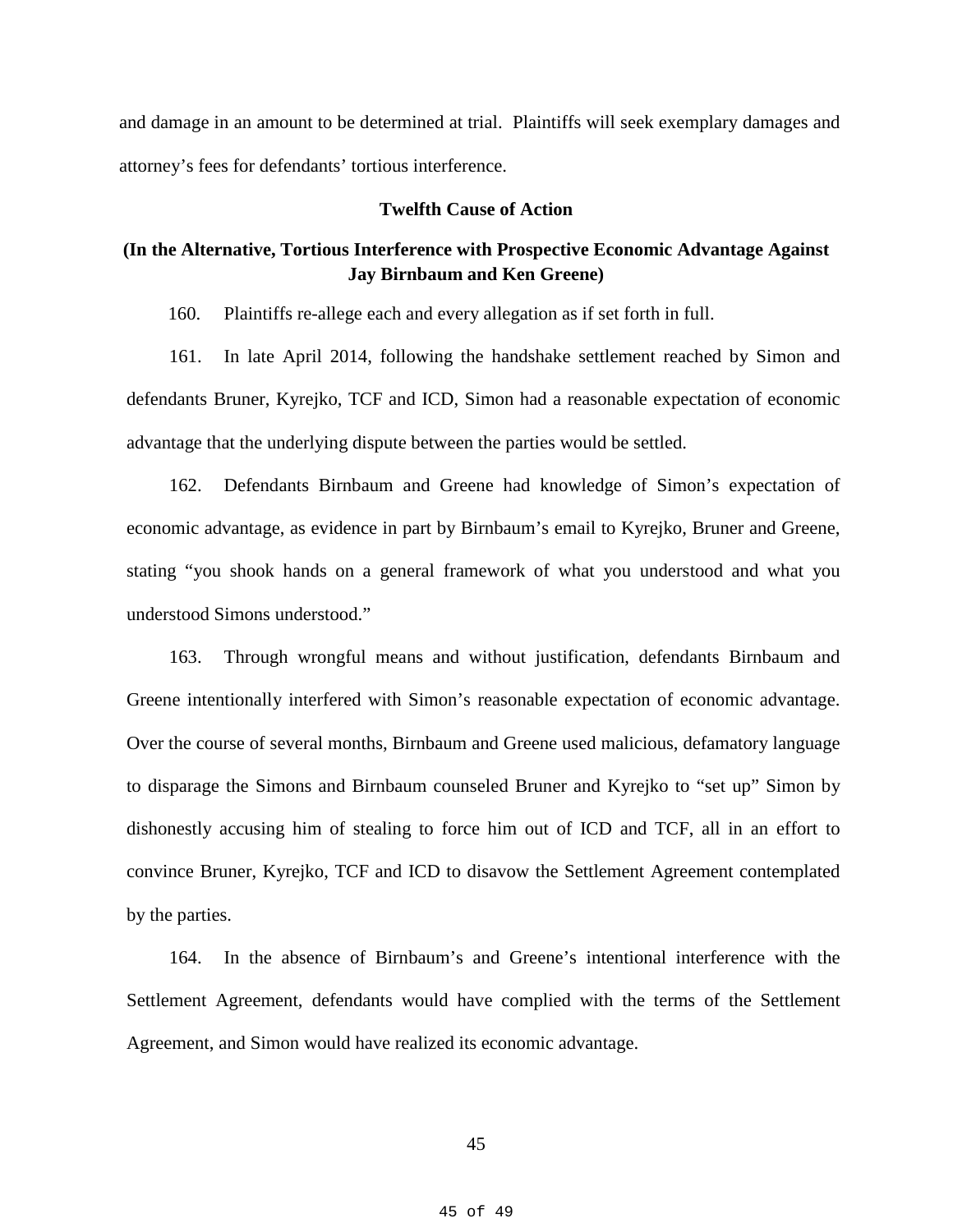and damage in an amount to be determined at trial. Plaintiffs will seek exemplary damages and attorney's fees for defendants' tortious interference.

**Twelfth Cause of Action**

**(In the Alternative, Tortious Interference with Prospective Economic Advantage Against Jay Birnbaum and Ken Greene)**

160. Plaintiffs re-allege each and every allegation as if set forth in full.

161. In late April 2014, following the handshake settlement reached by Simon and defendants Bruner, Kyrejko, TCF and ICD, Simon had a reasonable expectation of economic advantage that the underlying dispute between the parties would be settled.

162. Defendants Birnbaum and Greene had knowledge of Simon's expectation of economic advantage, as evidence in part by Birnbaum's email to Kyrejko, Bruner and Greene, stating "you shook hands on a general framework of what you understood and what you understood Simons understood."

163. Through wrongful means and without justification, defendants Birnbaum and Greene intentionally interfered with Simon's reasonable expectation of economic advantage. Over the course of several months, Birnbaum and Greene used malicious, defamatory language to disparage the Simons and Birnbaum counseled Bruner and Kyrejko to "set up" Simon by dishonestly accusing him of stealing to force him out of ICD and TCF, all in an effort to convince Bruner, Kyrejko, TCF and ICD to disavow the Settlement Agreement contemplated by the parties.

164. In the absence of Birnbaum's and Greene's intentional interference with the Settlement Agreement, defendants would have complied with the terms of the Settlement Agreement, and Simon would have realized its economic advantage.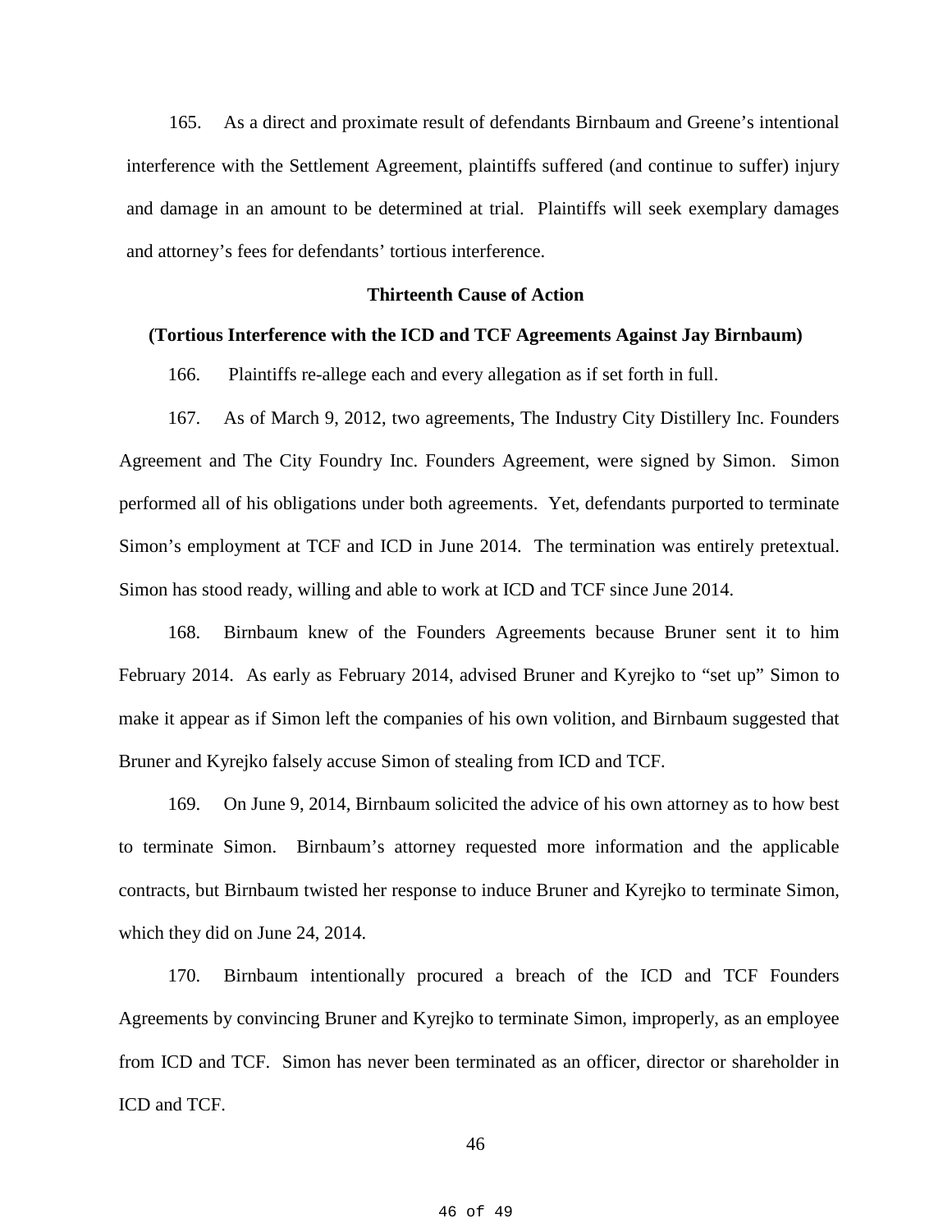165. As a direct and proximate result of defendants Birnbaum and Greene's intentional interference with the Settlement Agreement, plaintiffs suffered (and continue to suffer) injury and damage in an amount to be determined at trial. Plaintiffs will seek exemplary damages and attorney's fees for defendants' tortious interference.

**Thirteenth Cause of Action**

**(Tortious Interference with the ICD and TCF Agreements Against Jay Birnbaum)**

166. Plaintiffs re-allege each and every allegation as if set forth in full.

167. As of March 9, 2012, two agreements, The Industry City Distillery Inc. Founders Agreement and The City Foundry Inc. Founders Agreement, were signed by Simon. Simon performed all of his obligations under both agreements. Yet, defendants purported to terminate Simon's employment at TCF and ICD in June 2014. The termination was entirely pretextual. Simon has stood ready, willing and able to work at ICD and TCF since June 2014.

168. Birnbaum knew of the Founders Agreements because Bruner sent it to him February 2014. As early as February 2014, advised Bruner and Kyrejko to "set up" Simon to make it appear as if Simon left the companies of his own volition, and Birnbaum suggested that Bruner and Kyrejko falsely accuse Simon of stealing from ICD and TCF.

169. On June 9, 2014, Birnbaum solicited the advice of his own attorney as to how best to terminate Simon. Birnbaum's attorney requested more information and the applicable contracts, but Birnbaum twisted her response to induce Bruner and Kyrejko to terminate Simon, which they did on June 24, 2014.

170. Birnbaum intentionally procured a breach of the ICD and TCF Founders Agreements by convincing Bruner and Kyrejko to terminate Simon, improperly, as an employee from ICD and TCF. Simon has never been terminated as an officer, director or shareholder in ICD and TCF.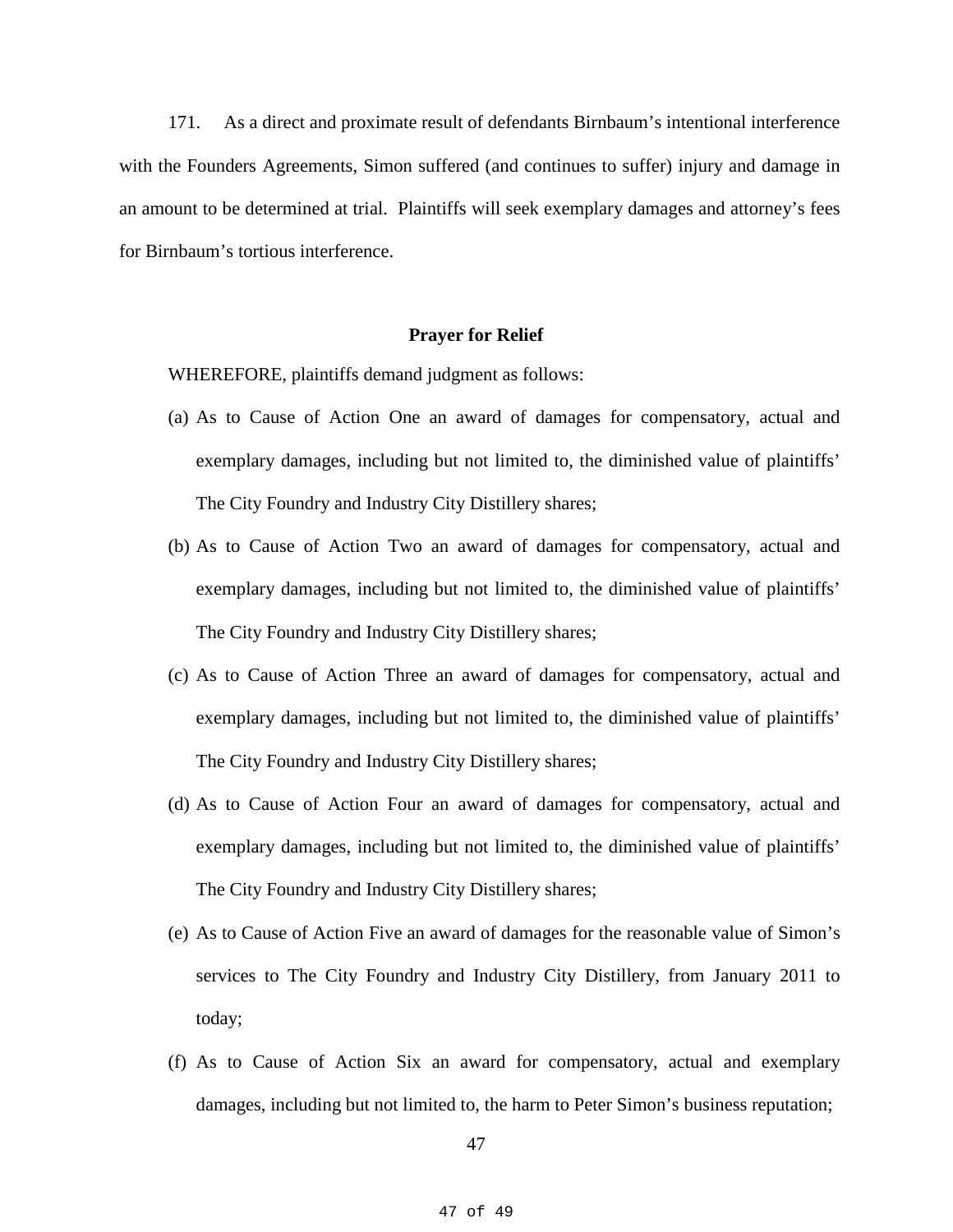171. As a direct and proximate result of defendants Birnbaum's intentional interference with the Founders Agreements, Simon suffered (and continues to suffer) injury and damage in an amount to be determined at trial. Plaintiffs will seek exemplary damages and attorney's fees for Birnbaum's tortious interference.

**Prayer for Relief**

WHEREFORE, plaintiffs demand judgment as follows:

(a) As to Cause of Action One an award of damages for compensatory, actual and exemplary damages, including but not limited to, the diminished value of plaintiffs' The City Foundry and Industry City Distillery shares;

(b) As to Cause of Action Two an award of damages for compensatory, actual and exemplary damages, including but not limited to, the diminished value of plaintiffs' The City Foundry and Industry City Distillery shares;

(c) As to Cause of Action Three an award of damages for compensatory, actual and exemplary damages, including but not limited to, the diminished value of plaintiffs' The City Foundry and Industry City Distillery shares;

(d) As to Cause of Action Four an award of damages for compensatory, actual and exemplary damages, including but not limited to, the diminished value of plaintiffs' The City Foundry and Industry City Distillery shares;

(e) As to Cause of Action Five an award of damages for the reasonable value of Simon's services to The City Foundry and Industry City Distillery, from January 2011 to today;

(f) As to Cause of Action Six an award for compensatory, actual and exemplary damages, including but not limited to, the harm to Peter Simon's business reputation;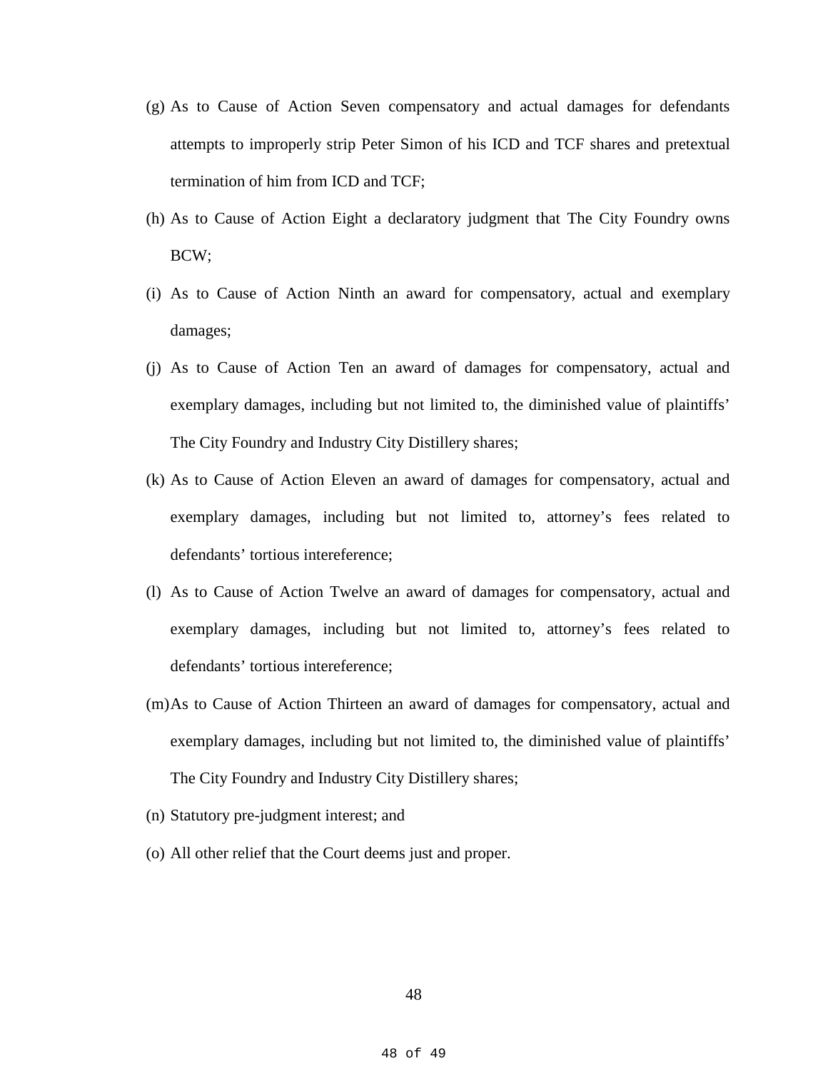(g) As to Cause of Action Seven compensatory and actual damages for defendants attempts to improperly strip Peter Simon of his ICD and TCF shares and pretextual termination of him from ICD and TCF;

(h) As to Cause of Action Eight a declaratory judgment that The City Foundry owns BCW;

(i) As to Cause of Action Ninth an award for compensatory, actual and exemplary damages;

(j) As to Cause of Action Ten an award of damages for compensatory, actual and exemplary damages, including but not limited to, the diminished value of plaintiffs' The City Foundry and Industry City Distillery shares;

(k) As to Cause of Action Eleven an award of damages for compensatory, actual and exemplary damages, including but not limited to, attorney's fees related to defendants' tortious intereference;

(l) As to Cause of Action Twelve an award of damages for compensatory, actual and exemplary damages, including but not limited to, attorney's fees related to defendants' tortious intereference;

(m) As to Cause of Action Thirteen an award of damages for compensatory, actual and exemplary damages, including but not limited to, the diminished value of plaintiffs' The City Foundry and Industry City Distillery shares;

(n) Statutory pre-judgment interest; and

(o) All other relief that the Court deems just and proper.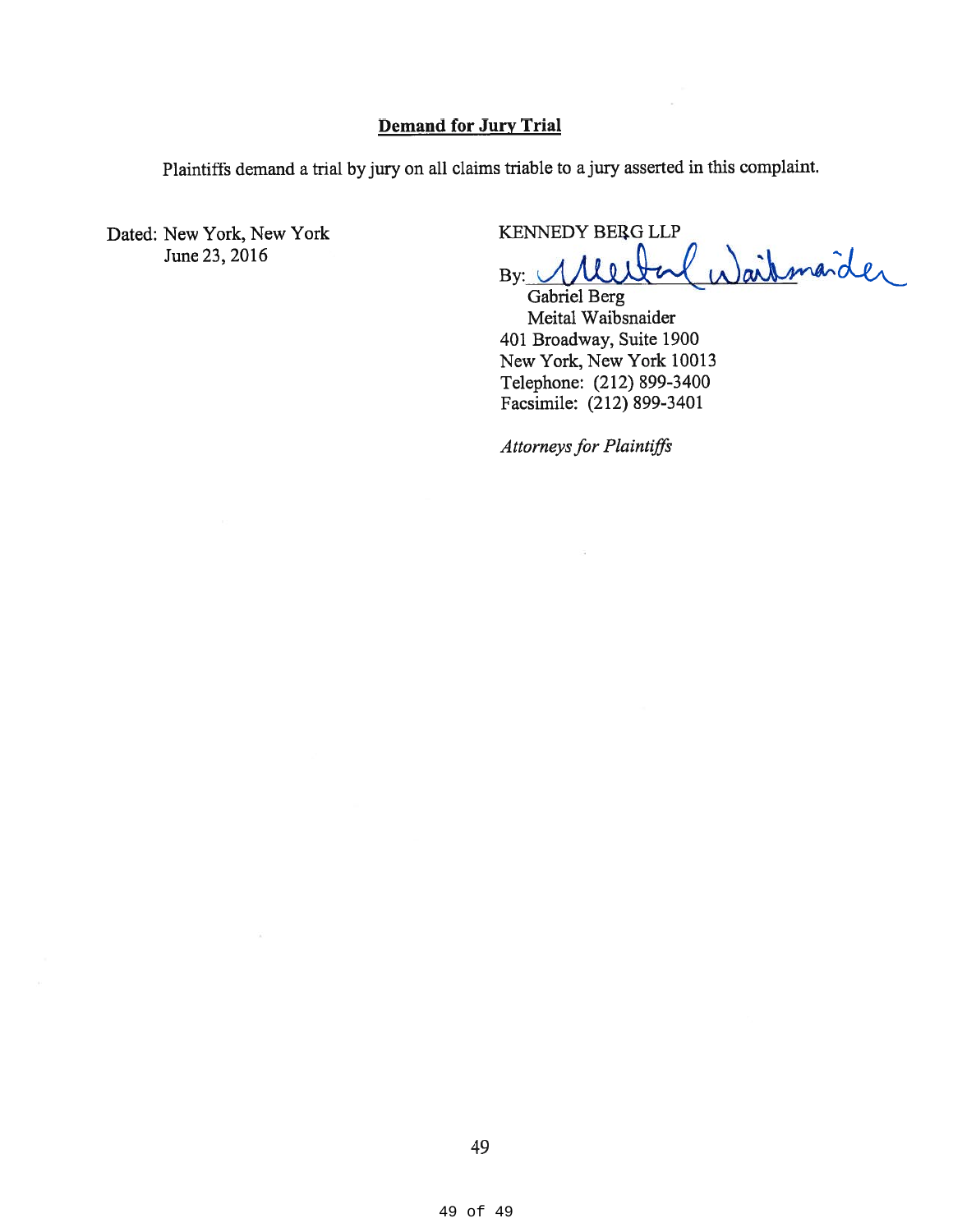**Demand for Jury Trial**

Plaintiffs demand a trial by jury on all claims triable to a jury asserted in this complaint.

Dated: New York, New York
June 23, 2016

KENNEDY BERG LLP

By: Meital Waibsnaider
Gabriel Berg
Meital Waibsnaider
401 Broadway, Suite 1900
New York, New York 10013
Telephone: (212) 899-3400
Facsimile: (212) 899-3401

*Attorneys for Plaintiffs*